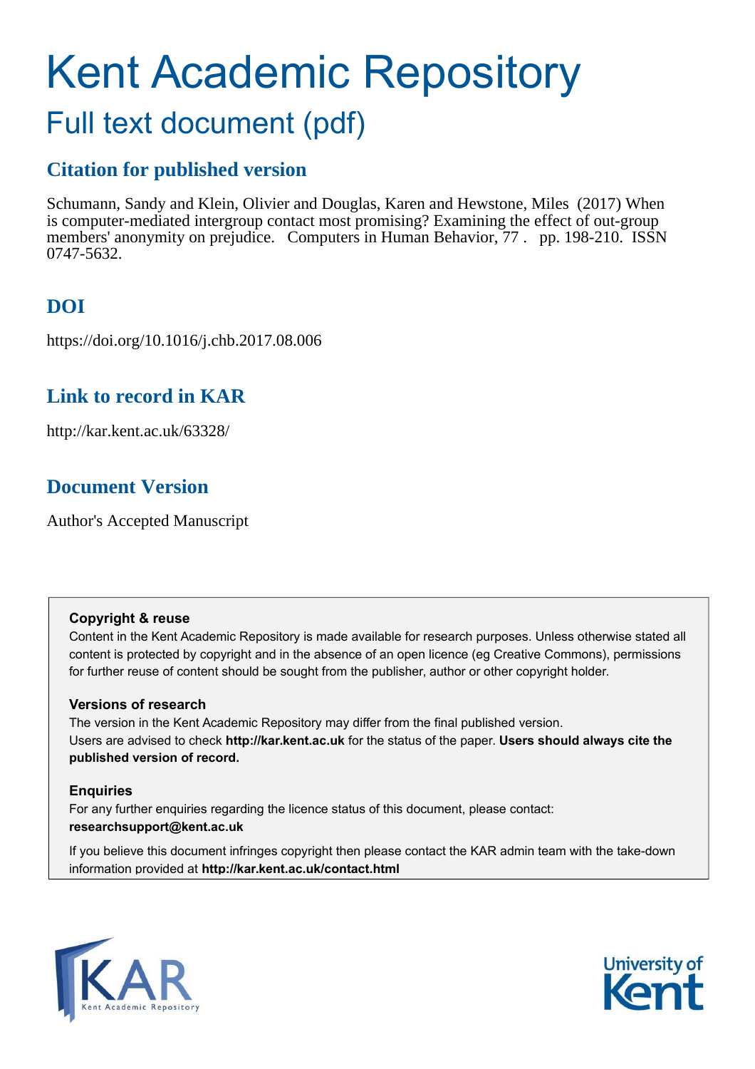# Kent Academic Repository

## Full text document (pdf)

### Citation for published version

Schumann, Sandy and Klein, Olivier and Douglas, Karen and Hewstone, Miles (2017) When is computer-mediated intergroup contact most promising? Examining the effect of out-group members' anonymity on prejudice. Computers in Human Behavior, 77 . pp. 198-210. ISSN 0747-5632.

### DOI

https://doi.org/10.1016/j.chb.2017.08.006

### Link to record in KAR

http://kar.kent.ac.uk/63328/

### Document Version

Author's Accepted Manuscript

**Copyright & reuse**

Content in the Kent Academic Repository is made available for research purposes. Unless otherwise stated all content is protected by copyright and in the absence of an open licence (eg Creative Commons), permissions for further reuse of content should be sought from the publisher, author or other copyright holder.

**Versions of research**

The version in the Kent Academic Repository may differ from the final published version. Users are advised to check **http://kar.kent.ac.uk** for the status of the paper. **Users should always cite the published version of record.**

**Enquiries**

For any further enquiries regarding the licence status of this document, please contact: **researchsupport@kent.ac.uk**

If you believe this document infringes copyright then please contact the KAR admin team with the take-down information provided at **http://kar.kent.ac.uk/contact.html**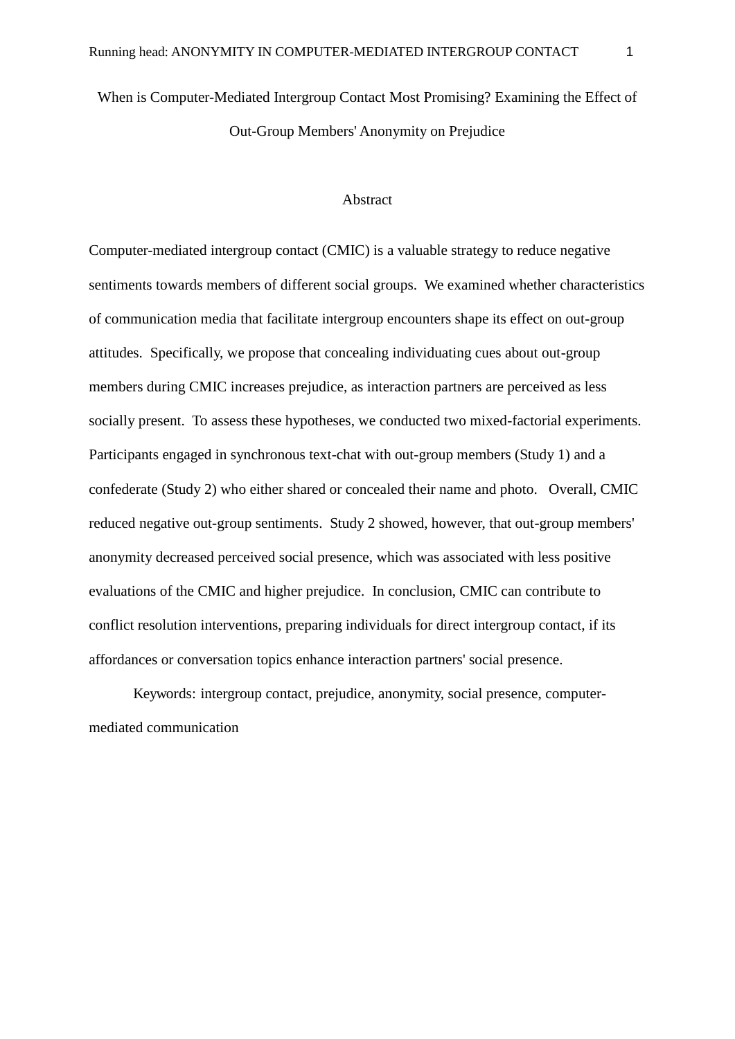# When is Computer-Mediated Intergroup Contact Most Promising? Examining the Effect of Out-Group Members' Anonymity on Prejudice

## Abstract

Computer-mediated intergroup contact (CMIC) is a valuable strategy to reduce negative sentiments towards members of different social groups. We examined whether characteristics of communication media that facilitate intergroup encounters shape its effect on out-group attitudes. Specifically, we propose that concealing individuating cues about out-group members during CMIC increases prejudice, as interaction partners are perceived as less socially present. To assess these hypotheses, we conducted two mixed-factorial experiments. Participants engaged in synchronous text-chat with out-group members (Study 1) and a confederate (Study 2) who either shared or concealed their name and photo. Overall, CMIC reduced negative out-group sentiments. Study 2 showed, however, that out-group members' anonymity decreased perceived social presence, which was associated with less positive evaluations of the CMIC and higher prejudice. In conclusion, CMIC can contribute to conflict resolution interventions, preparing individuals for direct intergroup contact, if its affordances or conversation topics enhance interaction partners' social presence.

Keywords: intergroup contact, prejudice, anonymity, social presence, computer-mediated communication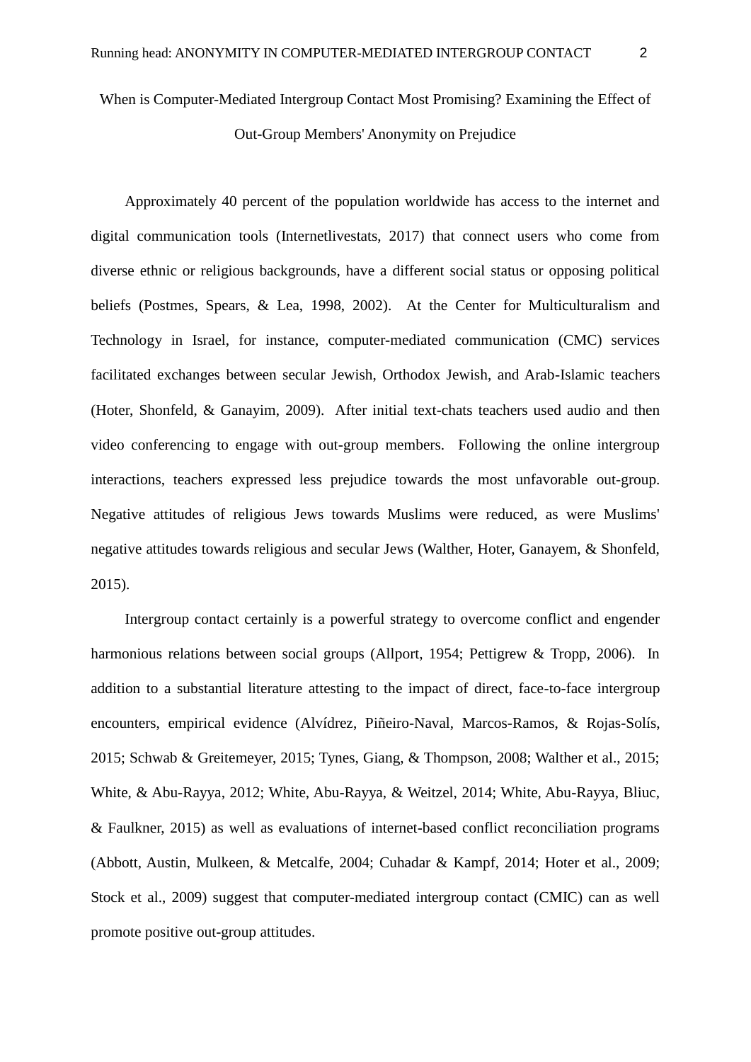# When is Computer-Mediated Intergroup Contact Most Promising? Examining the Effect of Out-Group Members' Anonymity on Prejudice

Approximately 40 percent of the population worldwide has access to the internet and digital communication tools (Internetlivestats, 2017) that connect users who come from diverse ethnic or religious backgrounds, have a different social status or opposing political beliefs (Postmes, Spears, & Lea, 1998, 2002). At the Center for Multiculturalism and Technology in Israel, for instance, computer-mediated communication (CMC) services facilitated exchanges between secular Jewish, Orthodox Jewish, and Arab-Islamic teachers (Hoter, Shonfeld, & Ganayim, 2009). After initial text-chats teachers used audio and then video conferencing to engage with out-group members. Following the online intergroup interactions, teachers expressed less prejudice towards the most unfavorable out-group. Negative attitudes of religious Jews towards Muslims were reduced, as were Muslims' negative attitudes towards religious and secular Jews (Walther, Hoter, Ganayem, & Shonfeld, 2015).

Intergroup contact certainly is a powerful strategy to overcome conflict and engender harmonious relations between social groups (Allport, 1954; Pettigrew & Tropp, 2006). In addition to a substantial literature attesting to the impact of direct, face-to-face intergroup encounters, empirical evidence (Alvídrez, Piñeiro-Naval, Marcos-Ramos, & Rojas-Solís, 2015; Schwab & Greitemeyer, 2015; Tynes, Giang, & Thompson, 2008; Walther et al., 2015; White, & Abu-Rayya, 2012; White, Abu-Rayya, & Weitzel, 2014; White, Abu-Rayya, Bliuc, & Faulkner, 2015) as well as evaluations of internet-based conflict reconciliation programs (Abbott, Austin, Mulkeen, & Metcalfe, 2004; Cuhadar & Kampf, 2014; Hoter et al., 2009; Stock et al., 2009) suggest that computer-mediated intergroup contact (CMIC) can as well promote positive out-group attitudes.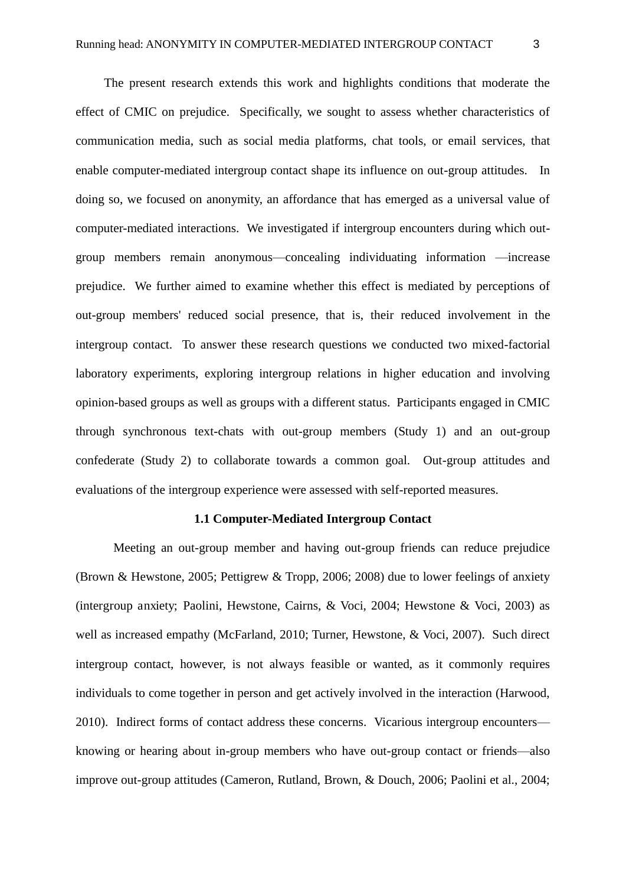The present research extends this work and highlights conditions that moderate the effect of CMIC on prejudice. Specifically, we sought to assess whether characteristics of communication media, such as social media platforms, chat tools, or email services, that enable computer-mediated intergroup contact shape its influence on out-group attitudes. In doing so, we focused on anonymity, an affordance that has emerged as a universal value of computer-mediated interactions. We investigated if intergroup encounters during which out-group members remain anonymous—concealing individuating information —increase prejudice. We further aimed to examine whether this effect is mediated by perceptions of out-group members' reduced social presence, that is, their reduced involvement in the intergroup contact. To answer these research questions we conducted two mixed-factorial laboratory experiments, exploring intergroup relations in higher education and involving opinion-based groups as well as groups with a different status. Participants engaged in CMIC through synchronous text-chats with out-group members (Study 1) and an out-group confederate (Study 2) to collaborate towards a common goal. Out-group attitudes and evaluations of the intergroup experience were assessed with self-reported measures.

## 1.1 Computer-Mediated Intergroup Contact

Meeting an out-group member and having out-group friends can reduce prejudice (Brown & Hewstone, 2005; Pettigrew & Tropp, 2006; 2008) due to lower feelings of anxiety (intergroup anxiety; Paolini, Hewstone, Cairns, & Voci, 2004; Hewstone & Voci, 2003) as well as increased empathy (McFarland, 2010; Turner, Hewstone, & Voci, 2007). Such direct intergroup contact, however, is not always feasible or wanted, as it commonly requires individuals to come together in person and get actively involved in the interaction (Harwood, 2010). Indirect forms of contact address these concerns. Vicarious intergroup encounters—knowing or hearing about in-group members who have out-group contact or friends—also improve out-group attitudes (Cameron, Rutland, Brown, & Douch, 2006; Paolini et al., 2004;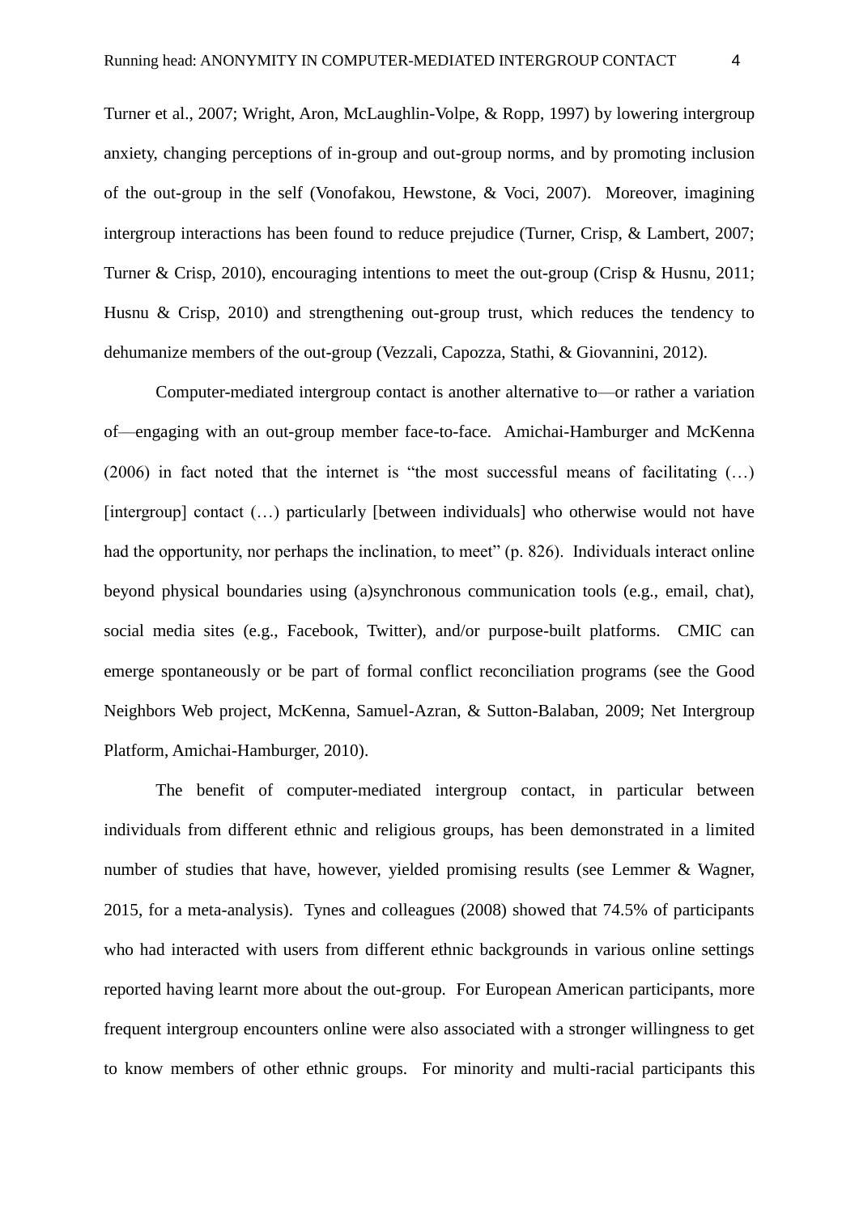Turner et al., 2007; Wright, Aron, McLaughlin-Volpe, & Ropp, 1997) by lowering intergroup anxiety, changing perceptions of in-group and out-group norms, and by promoting inclusion of the out-group in the self (Vonofakou, Hewstone, & Voci, 2007). Moreover, imagining intergroup interactions has been found to reduce prejudice (Turner, Crisp, & Lambert, 2007; Turner & Crisp, 2010), encouraging intentions to meet the out-group (Crisp & Husnu, 2011; Husnu & Crisp, 2010) and strengthening out-group trust, which reduces the tendency to dehumanize members of the out-group (Vezzali, Capozza, Stathi, & Giovannini, 2012).

Computer-mediated intergroup contact is another alternative to—or rather a variation of—engaging with an out-group member face-to-face. Amichai-Hamburger and McKenna (2006) in fact noted that the internet is "the most successful means of facilitating (…) [intergroup] contact (…) particularly [between individuals] who otherwise would not have had the opportunity, nor perhaps the inclination, to meet" (p. 826). Individuals interact online beyond physical boundaries using (a)synchronous communication tools (e.g., email, chat), social media sites (e.g., Facebook, Twitter), and/or purpose-built platforms. CMIC can emerge spontaneously or be part of formal conflict reconciliation programs (see the Good Neighbors Web project, McKenna, Samuel-Azran, & Sutton-Balaban, 2009; Net Intergroup Platform, Amichai-Hamburger, 2010).

The benefit of computer-mediated intergroup contact, in particular between individuals from different ethnic and religious groups, has been demonstrated in a limited number of studies that have, however, yielded promising results (see Lemmer & Wagner, 2015, for a meta-analysis). Tynes and colleagues (2008) showed that 74.5% of participants who had interacted with users from different ethnic backgrounds in various online settings reported having learnt more about the out-group. For European American participants, more frequent intergroup encounters online were also associated with a stronger willingness to get to know members of other ethnic groups. For minority and multi-racial participants this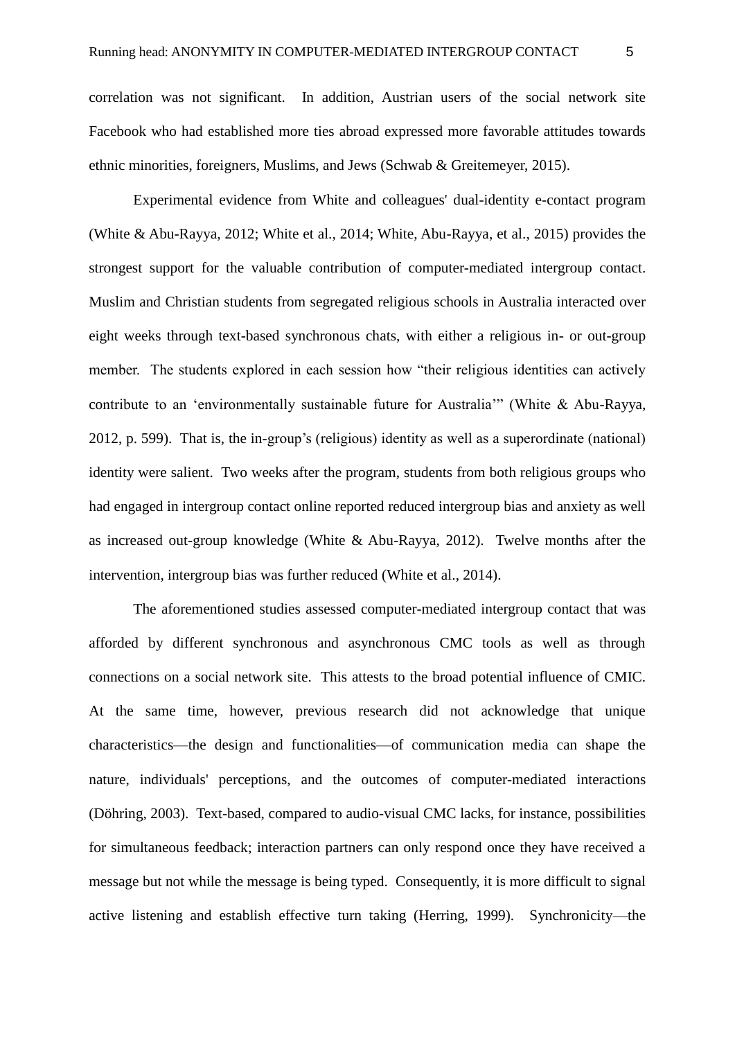correlation was not significant. In addition, Austrian users of the social network site Facebook who had established more ties abroad expressed more favorable attitudes towards ethnic minorities, foreigners, Muslims, and Jews (Schwab & Greitemeyer, 2015).

Experimental evidence from White and colleagues' dual-identity e-contact program (White & Abu-Rayya, 2012; White et al., 2014; White, Abu-Rayya, et al., 2015) provides the strongest support for the valuable contribution of computer-mediated intergroup contact. Muslim and Christian students from segregated religious schools in Australia interacted over eight weeks through text-based synchronous chats, with either a religious in- or out-group member. The students explored in each session how "their religious identities can actively contribute to an 'environmentally sustainable future for Australia'" (White & Abu-Rayya, 2012, p. 599). That is, the in-group's (religious) identity as well as a superordinate (national) identity were salient. Two weeks after the program, students from both religious groups who had engaged in intergroup contact online reported reduced intergroup bias and anxiety as well as increased out-group knowledge (White & Abu-Rayya, 2012). Twelve months after the intervention, intergroup bias was further reduced (White et al., 2014).

The aforementioned studies assessed computer-mediated intergroup contact that was afforded by different synchronous and asynchronous CMC tools as well as through connections on a social network site. This attests to the broad potential influence of CMIC. At the same time, however, previous research did not acknowledge that unique characteristics—the design and functionalities—of communication media can shape the nature, individuals' perceptions, and the outcomes of computer-mediated interactions (Döhring, 2003). Text-based, compared to audio-visual CMC lacks, for instance, possibilities for simultaneous feedback; interaction partners can only respond once they have received a message but not while the message is being typed. Consequently, it is more difficult to signal active listening and establish effective turn taking (Herring, 1999). Synchronicity—the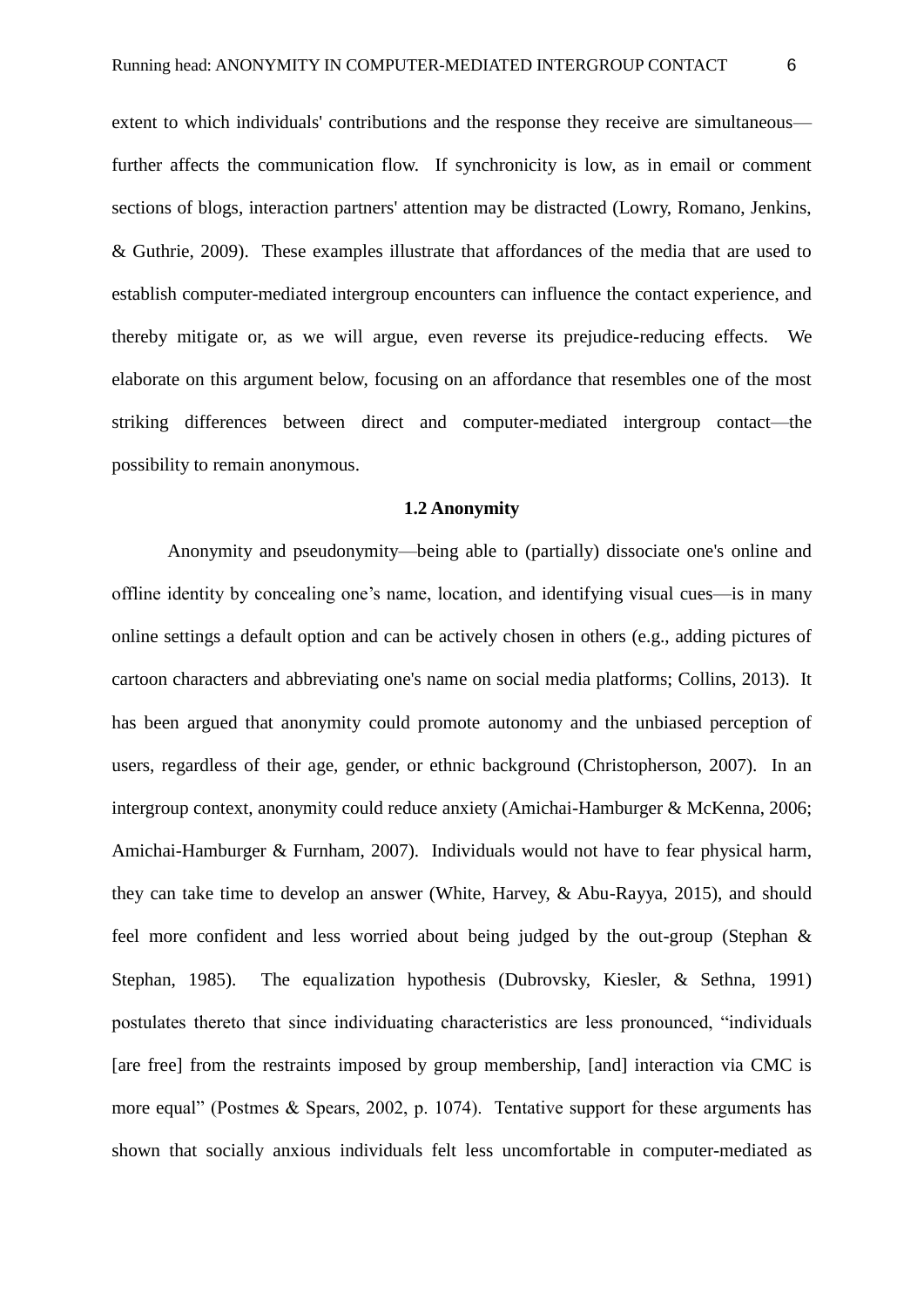extent to which individuals' contributions and the response they receive are simultaneous—further affects the communication flow. If synchronicity is low, as in email or comment sections of blogs, interaction partners' attention may be distracted (Lowry, Romano, Jenkins, & Guthrie, 2009). These examples illustrate that affordances of the media that are used to establish computer-mediated intergroup encounters can influence the contact experience, and thereby mitigate or, as we will argue, even reverse its prejudice-reducing effects. We elaborate on this argument below, focusing on an affordance that resembles one of the most striking differences between direct and computer-mediated intergroup contact—the possibility to remain anonymous.

### 1.2 Anonymity

Anonymity and pseudonymity—being able to (partially) dissociate one's online and offline identity by concealing one's name, location, and identifying visual cues—is in many online settings a default option and can be actively chosen in others (e.g., adding pictures of cartoon characters and abbreviating one's name on social media platforms; Collins, 2013). It has been argued that anonymity could promote autonomy and the unbiased perception of users, regardless of their age, gender, or ethnic background (Christopherson, 2007). In an intergroup context, anonymity could reduce anxiety (Amichai-Hamburger & McKenna, 2006; Amichai-Hamburger & Furnham, 2007). Individuals would not have to fear physical harm, they can take time to develop an answer (White, Harvey, & Abu-Rayya, 2015), and should feel more confident and less worried about being judged by the out-group (Stephan & Stephan, 1985). The equalization hypothesis (Dubrovsky, Kiesler, & Sethna, 1991) postulates thereto that since individuating characteristics are less pronounced, "individuals [are free] from the restraints imposed by group membership, [and] interaction via CMC is more equal" (Postmes & Spears, 2002, p. 1074). Tentative support for these arguments has shown that socially anxious individuals felt less uncomfortable in computer-mediated as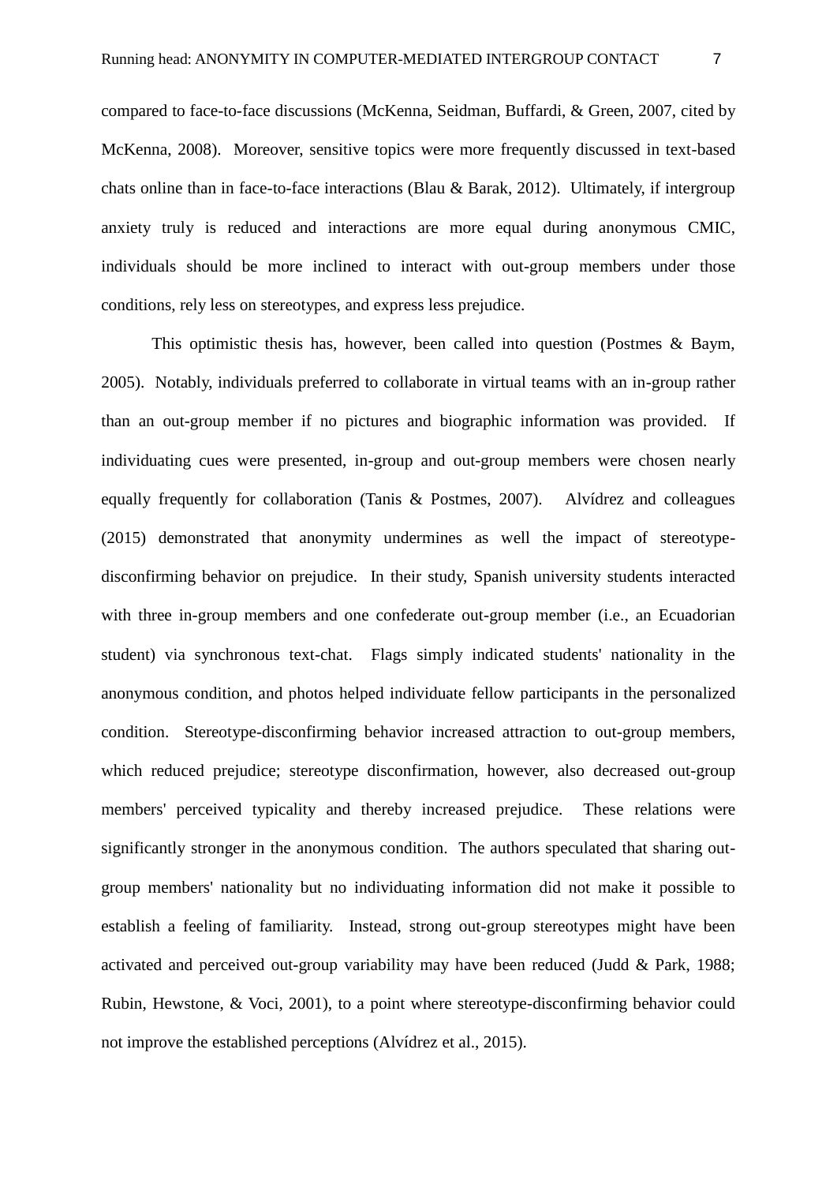compared to face-to-face discussions (McKenna, Seidman, Buffardi, & Green, 2007, cited by McKenna, 2008). Moreover, sensitive topics were more frequently discussed in text-based chats online than in face-to-face interactions (Blau & Barak, 2012). Ultimately, if intergroup anxiety truly is reduced and interactions are more equal during anonymous CMIC, individuals should be more inclined to interact with out-group members under those conditions, rely less on stereotypes, and express less prejudice.

This optimistic thesis has, however, been called into question (Postmes & Baym, 2005). Notably, individuals preferred to collaborate in virtual teams with an in-group rather than an out-group member if no pictures and biographic information was provided. If individuating cues were presented, in-group and out-group members were chosen nearly equally frequently for collaboration (Tanis & Postmes, 2007). Alvídrez and colleagues (2015) demonstrated that anonymity undermines as well the impact of stereotype-disconfirming behavior on prejudice. In their study, Spanish university students interacted with three in-group members and one confederate out-group member (i.e., an Ecuadorian student) via synchronous text-chat. Flags simply indicated students' nationality in the anonymous condition, and photos helped individuate fellow participants in the personalized condition. Stereotype-disconfirming behavior increased attraction to out-group members, which reduced prejudice; stereotype disconfirmation, however, also decreased out-group members' perceived typicality and thereby increased prejudice. These relations were significantly stronger in the anonymous condition. The authors speculated that sharing out-group members' nationality but no individuating information did not make it possible to establish a feeling of familiarity. Instead, strong out-group stereotypes might have been activated and perceived out-group variability may have been reduced (Judd & Park, 1988; Rubin, Hewstone, & Voci, 2001), to a point where stereotype-disconfirming behavior could not improve the established perceptions (Alvídrez et al., 2015).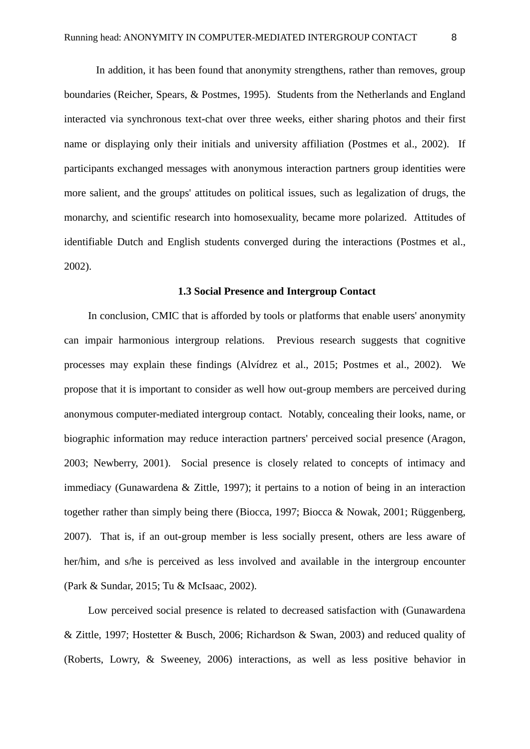In addition, it has been found that anonymity strengthens, rather than removes, group boundaries (Reicher, Spears, & Postmes, 1995). Students from the Netherlands and England interacted via synchronous text-chat over three weeks, either sharing photos and their first name or displaying only their initials and university affiliation (Postmes et al., 2002). If participants exchanged messages with anonymous interaction partners group identities were more salient, and the groups' attitudes on political issues, such as legalization of drugs, the monarchy, and scientific research into homosexuality, became more polarized. Attitudes of identifiable Dutch and English students converged during the interactions (Postmes et al., 2002).

### 1.3 Social Presence and Intergroup Contact

In conclusion, CMIC that is afforded by tools or platforms that enable users' anonymity can impair harmonious intergroup relations. Previous research suggests that cognitive processes may explain these findings (Alvídrez et al., 2015; Postmes et al., 2002). We propose that it is important to consider as well how out-group members are perceived during anonymous computer-mediated intergroup contact. Notably, concealing their looks, name, or biographic information may reduce interaction partners' perceived social presence (Aragon, 2003; Newberry, 2001). Social presence is closely related to concepts of intimacy and immediacy (Gunawardena & Zittle, 1997); it pertains to a notion of being in an interaction together rather than simply being there (Biocca, 1997; Biocca & Nowak, 2001; Rüggenberg, 2007). That is, if an out-group member is less socially present, others are less aware of her/him, and s/he is perceived as less involved and available in the intergroup encounter (Park & Sundar, 2015; Tu & McIsaac, 2002).

Low perceived social presence is related to decreased satisfaction with (Gunawardena & Zittle, 1997; Hostetter & Busch, 2006; Richardson & Swan, 2003) and reduced quality of (Roberts, Lowry, & Sweeney, 2006) interactions, as well as less positive behavior in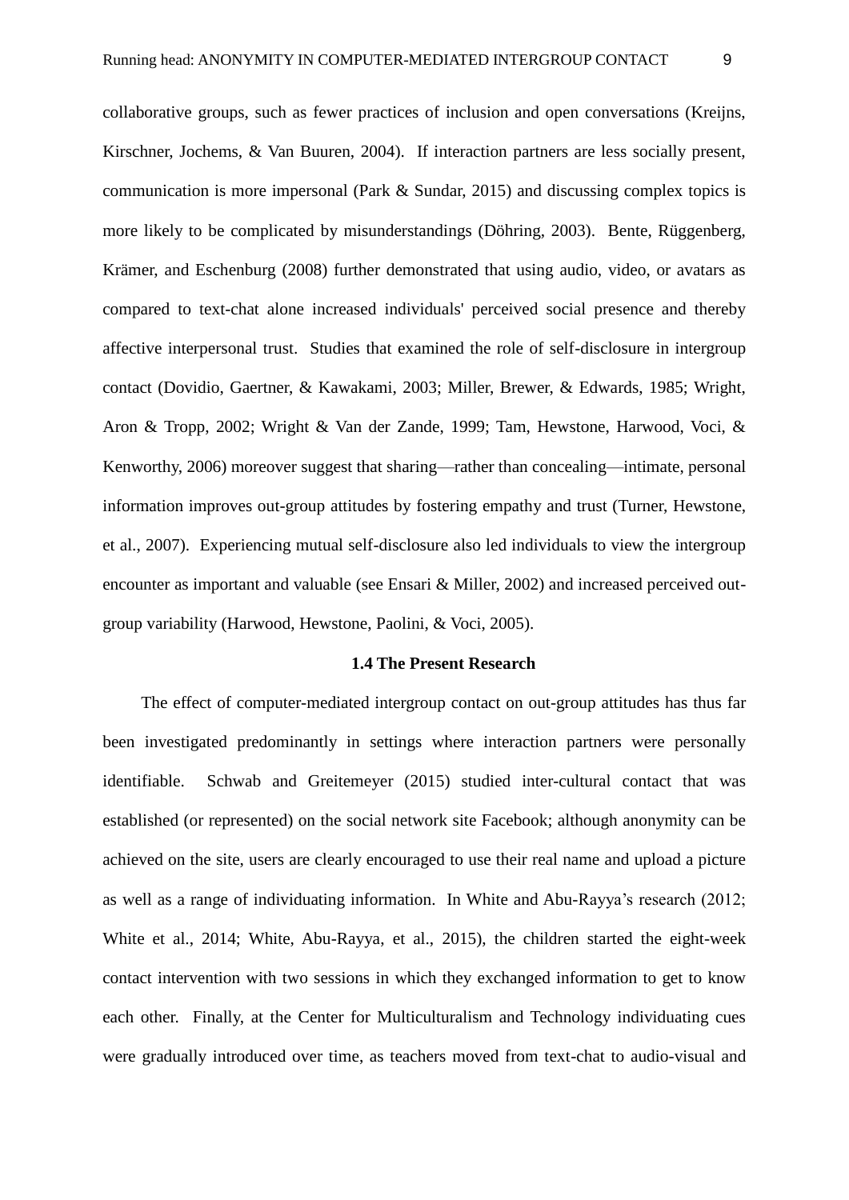collaborative groups, such as fewer practices of inclusion and open conversations (Kreijns, Kirschner, Jochems, & Van Buuren, 2004). If interaction partners are less socially present, communication is more impersonal (Park & Sundar, 2015) and discussing complex topics is more likely to be complicated by misunderstandings (Döhring, 2003). Bente, Rüggenberg, Krämer, and Eschenburg (2008) further demonstrated that using audio, video, or avatars as compared to text-chat alone increased individuals' perceived social presence and thereby affective interpersonal trust. Studies that examined the role of self-disclosure in intergroup contact (Dovidio, Gaertner, & Kawakami, 2003; Miller, Brewer, & Edwards, 1985; Wright, Aron & Tropp, 2002; Wright & Van der Zande, 1999; Tam, Hewstone, Harwood, Voci, & Kenworthy, 2006) moreover suggest that sharing—rather than concealing—intimate, personal information improves out-group attitudes by fostering empathy and trust (Turner, Hewstone, et al., 2007). Experiencing mutual self-disclosure also led individuals to view the intergroup encounter as important and valuable (see Ensari & Miller, 2002) and increased perceived out-group variability (Harwood, Hewstone, Paolini, & Voci, 2005).

### 1.4 The Present Research

The effect of computer-mediated intergroup contact on out-group attitudes has thus far been investigated predominantly in settings where interaction partners were personally identifiable. Schwab and Greitemeyer (2015) studied inter-cultural contact that was established (or represented) on the social network site Facebook; although anonymity can be achieved on the site, users are clearly encouraged to use their real name and upload a picture as well as a range of individuating information. In White and Abu-Rayya's research (2012; White et al., 2014; White, Abu-Rayya, et al., 2015), the children started the eight-week contact intervention with two sessions in which they exchanged information to get to know each other. Finally, at the Center for Multiculturalism and Technology individuating cues were gradually introduced over time, as teachers moved from text-chat to audio-visual and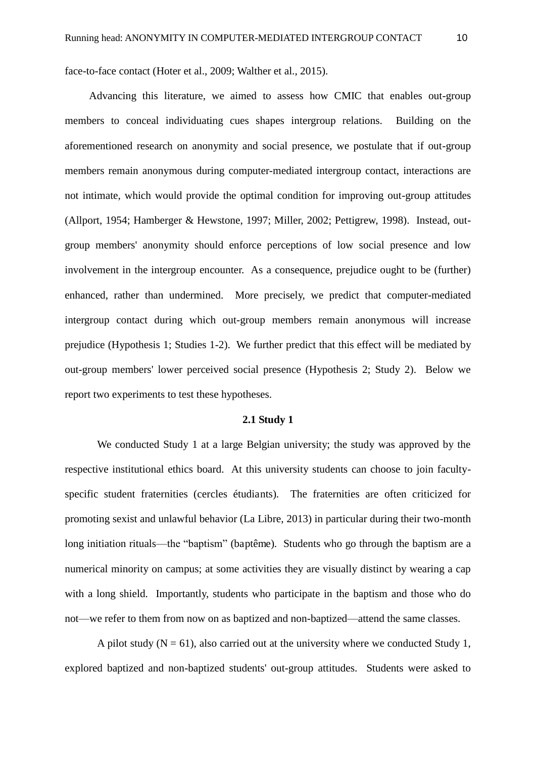face-to-face contact (Hoter et al., 2009; Walther et al., 2015).

Advancing this literature, we aimed to assess how CMIC that enables out-group members to conceal individuating cues shapes intergroup relations. Building on the aforementioned research on anonymity and social presence, we postulate that if out-group members remain anonymous during computer-mediated intergroup contact, interactions are not intimate, which would provide the optimal condition for improving out-group attitudes (Allport, 1954; Hamberger & Hewstone, 1997; Miller, 2002; Pettigrew, 1998). Instead, out-group members' anonymity should enforce perceptions of low social presence and low involvement in the intergroup encounter. As a consequence, prejudice ought to be (further) enhanced, rather than undermined. More precisely, we predict that computer-mediated intergroup contact during which out-group members remain anonymous will increase prejudice (Hypothesis 1; Studies 1-2). We further predict that this effect will be mediated by out-group members' lower perceived social presence (Hypothesis 2; Study 2). Below we report two experiments to test these hypotheses.

## 2.1 Study 1

We conducted Study 1 at a large Belgian university; the study was approved by the respective institutional ethics board. At this university students can choose to join faculty-specific student fraternities (cercles étudiants). The fraternities are often criticized for promoting sexist and unlawful behavior (La Libre, 2013) in particular during their two-month long initiation rituals—the "baptism" (baptême). Students who go through the baptism are a numerical minority on campus; at some activities they are visually distinct by wearing a cap with a long shield. Importantly, students who participate in the baptism and those who do not—we refer to them from now on as baptized and non-baptized—attend the same classes.

A pilot study (N = 61), also carried out at the university where we conducted Study 1, explored baptized and non-baptized students' out-group attitudes. Students were asked to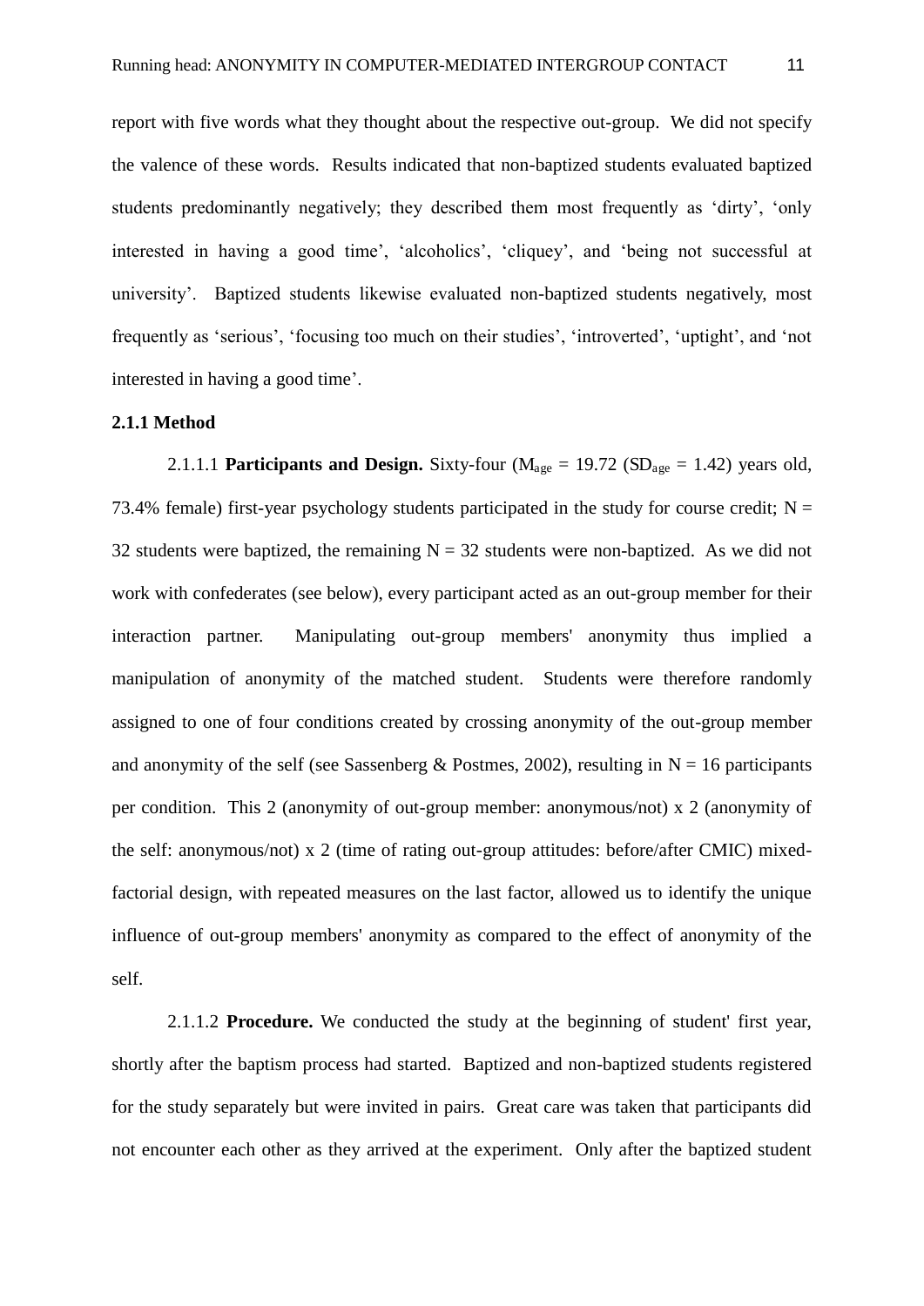report with five words what they thought about the respective out-group. We did not specify the valence of these words. Results indicated that non-baptized students evaluated baptized students predominantly negatively; they described them most frequently as 'dirty', 'only interested in having a good time', 'alcoholics', 'cliquey', and 'being not successful at university'. Baptized students likewise evaluated non-baptized students negatively, most frequently as 'serious', 'focusing too much on their studies', 'introverted', 'uptight', and 'not interested in having a good time'.

### 2.1.1 Method

2.1.1.1 **Participants and Design.** Sixty-four ($M_{age}$ = 19.72 ($SD_{age}$ = 1.42) years old, 73.4% female) first-year psychology students participated in the study for course credit; N = 32 students were baptized, the remaining N = 32 students were non-baptized. As we did not work with confederates (see below), every participant acted as an out-group member for their interaction partner. Manipulating out-group members' anonymity thus implied a manipulation of anonymity of the matched student. Students were therefore randomly assigned to one of four conditions created by crossing anonymity of the out-group member and anonymity of the self (see Sassenberg & Postmes, 2002), resulting in N = 16 participants per condition. This 2 (anonymity of out-group member: anonymous/not) x 2 (anonymity of the self: anonymous/not) x 2 (time of rating out-group attitudes: before/after CMIC) mixed-factorial design, with repeated measures on the last factor, allowed us to identify the unique influence of out-group members' anonymity as compared to the effect of anonymity of the self.

2.1.1.2 **Procedure.** We conducted the study at the beginning of student' first year, shortly after the baptism process had started. Baptized and non-baptized students registered for the study separately but were invited in pairs. Great care was taken that participants did not encounter each other as they arrived at the experiment. Only after the baptized student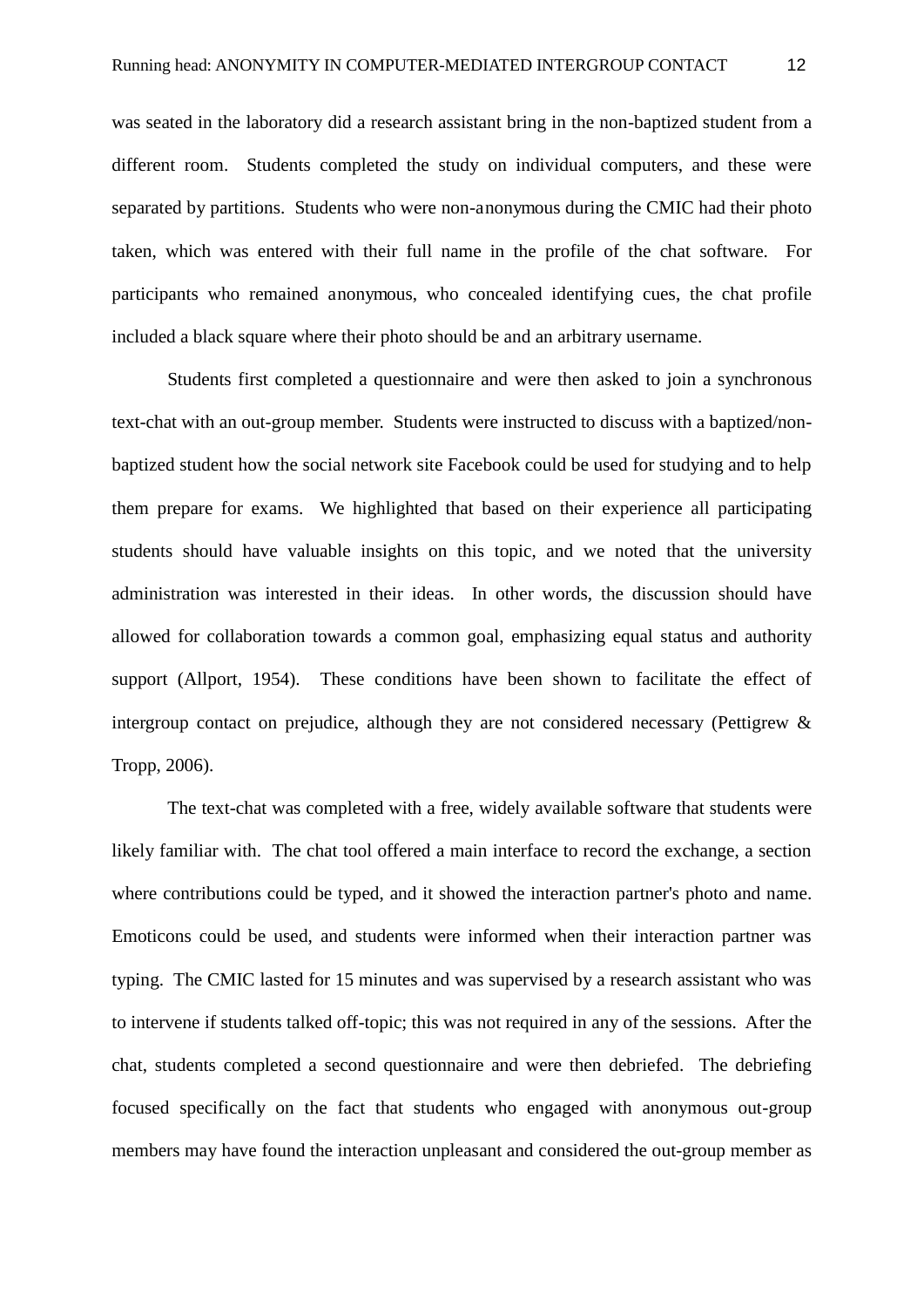was seated in the laboratory did a research assistant bring in the non-baptized student from a different room. Students completed the study on individual computers, and these were separated by partitions. Students who were non-anonymous during the CMIC had their photo taken, which was entered with their full name in the profile of the chat software. For participants who remained anonymous, who concealed identifying cues, the chat profile included a black square where their photo should be and an arbitrary username.

Students first completed a questionnaire and were then asked to join a synchronous text-chat with an out-group member. Students were instructed to discuss with a baptized/non-baptized student how the social network site Facebook could be used for studying and to help them prepare for exams. We highlighted that based on their experience all participating students should have valuable insights on this topic, and we noted that the university administration was interested in their ideas. In other words, the discussion should have allowed for collaboration towards a common goal, emphasizing equal status and authority support (Allport, 1954). These conditions have been shown to facilitate the effect of intergroup contact on prejudice, although they are not considered necessary (Pettigrew & Tropp, 2006).

The text-chat was completed with a free, widely available software that students were likely familiar with. The chat tool offered a main interface to record the exchange, a section where contributions could be typed, and it showed the interaction partner's photo and name. Emoticons could be used, and students were informed when their interaction partner was typing. The CMIC lasted for 15 minutes and was supervised by a research assistant who was to intervene if students talked off-topic; this was not required in any of the sessions. After the chat, students completed a second questionnaire and were then debriefed. The debriefing focused specifically on the fact that students who engaged with anonymous out-group members may have found the interaction unpleasant and considered the out-group member as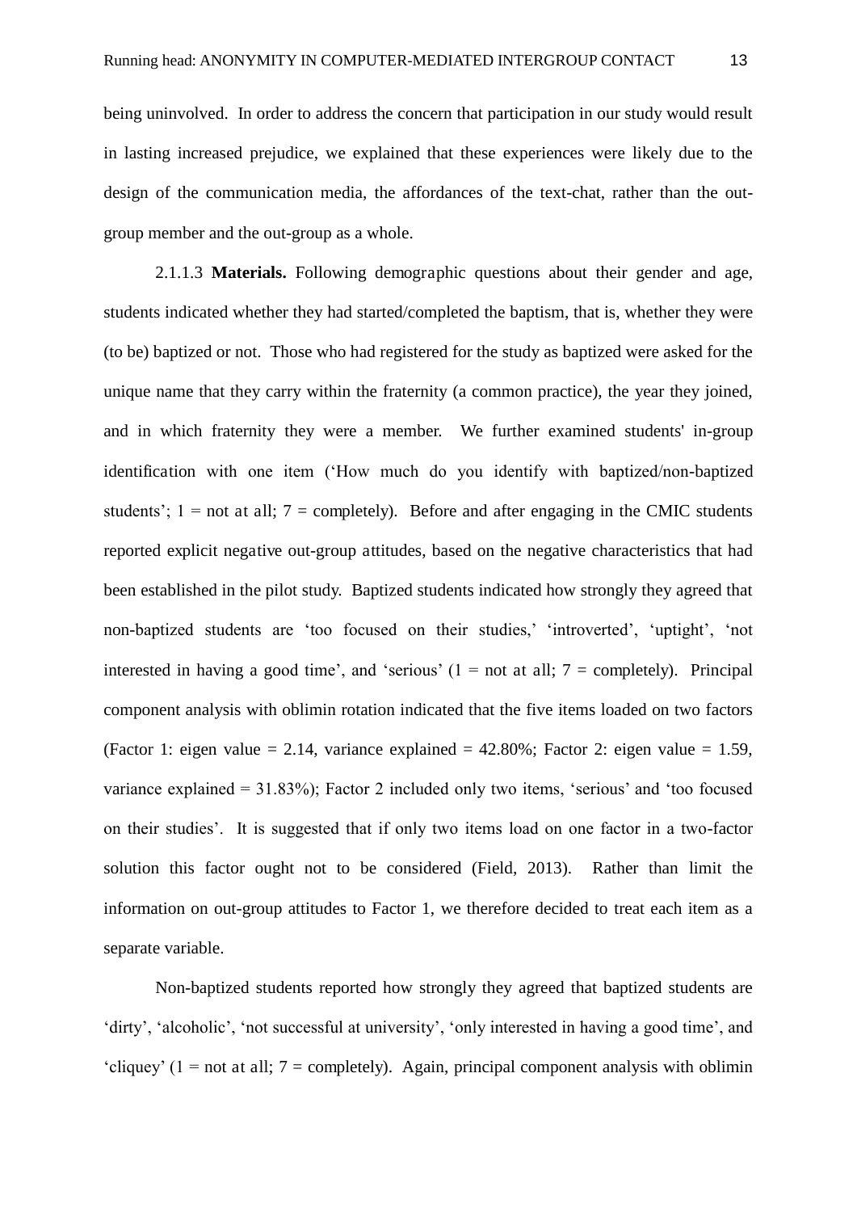being uninvolved. In order to address the concern that participation in our study would result in lasting increased prejudice, we explained that these experiences were likely due to the design of the communication media, the affordances of the text-chat, rather than the out-group member and the out-group as a whole.

2.1.1.3 **Materials.** Following demographic questions about their gender and age, students indicated whether they had started/completed the baptism, that is, whether they were (to be) baptized or not. Those who had registered for the study as baptized were asked for the unique name that they carry within the fraternity (a common practice), the year they joined, and in which fraternity they were a member. We further examined students' in-group identification with one item ('How much do you identify with baptized/non-baptized students'; 1 = not at all; 7 = completely). Before and after engaging in the CMIC students reported explicit negative out-group attitudes, based on the negative characteristics that had been established in the pilot study. Baptized students indicated how strongly they agreed that non-baptized students are 'too focused on their studies,' 'introverted', 'uptight', 'not interested in having a good time', and 'serious' (1 = not at all; 7 = completely). Principal component analysis with oblimin rotation indicated that the five items loaded on two factors (Factor 1: eigen value = 2.14, variance explained = 42.80%; Factor 2: eigen value = 1.59, variance explained = 31.83%); Factor 2 included only two items, 'serious' and 'too focused on their studies'. It is suggested that if only two items load on one factor in a two-factor solution this factor ought not to be considered (Field, 2013). Rather than limit the information on out-group attitudes to Factor 1, we therefore decided to treat each item as a separate variable.

Non-baptized students reported how strongly they agreed that baptized students are 'dirty', 'alcoholic', 'not successful at university', 'only interested in having a good time', and 'cliquey' (1 = not at all; 7 = completely). Again, principal component analysis with oblimin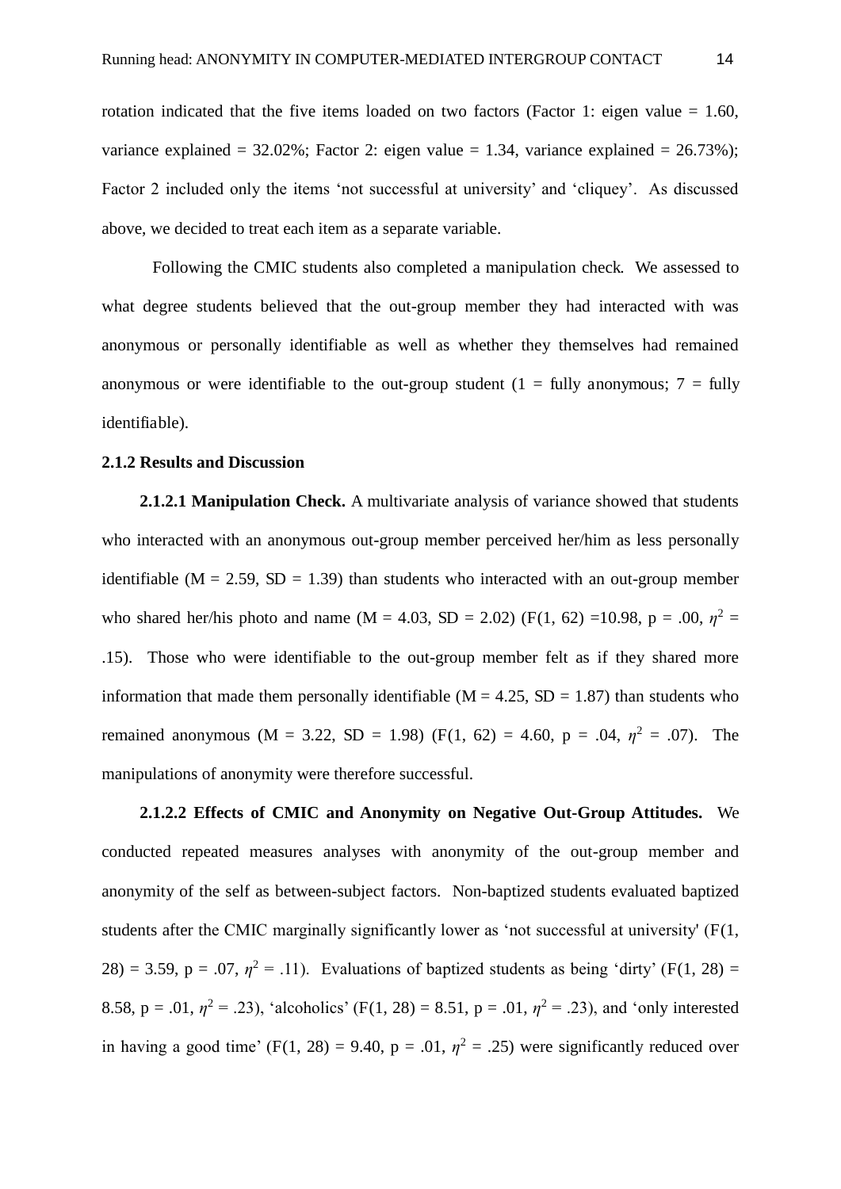rotation indicated that the five items loaded on two factors (Factor 1: eigen value = 1.60, variance explained = 32.02%; Factor 2: eigen value = 1.34, variance explained = 26.73%); Factor 2 included only the items 'not successful at university' and 'cliquey'. As discussed above, we decided to treat each item as a separate variable.

Following the CMIC students also completed a manipulation check. We assessed to what degree students believed that the out-group member they had interacted with was anonymous or personally identifiable as well as whether they themselves had remained anonymous or were identifiable to the out-group student (1 = fully anonymous; 7 = fully identifiable).

### 2.1.2 Results and Discussion

**2.1.2.1 Manipulation Check.** A multivariate analysis of variance showed that students who interacted with an anonymous out-group member perceived her/him as less personally identifiable (M = 2.59, SD = 1.39) than students who interacted with an out-group member who shared her/his photo and name (M = 4.03, SD = 2.02) ($F(1, 62) = 10.98$, $p = .00$, $\eta^2 = .15$). Those who were identifiable to the out-group member felt as if they shared more information that made them personally identifiable (M = 4.25, SD = 1.87) than students who remained anonymous (M = 3.22, SD = 1.98) ($F(1, 62) = 4.60$, $p = .04$, $\eta^2 = .07$). The manipulations of anonymity were therefore successful.

**2.1.2.2 Effects of CMIC and Anonymity on Negative Out-Group Attitudes.** We conducted repeated measures analyses with anonymity of the out-group member and anonymity of the self as between-subject factors. Non-baptized students evaluated baptized students after the CMIC marginally significantly lower as 'not successful at university' ($F(1, 28) = 3.59$, $p = .07$, $\eta^2 = .11$). Evaluations of baptized students as being 'dirty' ($F(1, 28) = 8.58$, $p = .01$, $\eta^2 = .23$), 'alcoholics' ($F(1, 28) = 8.51$, $p = .01$, $\eta^2 = .23$), and 'only interested in having a good time' ($F(1, 28) = 9.40$, $p = .01$, $\eta^2 = .25$) were significantly reduced over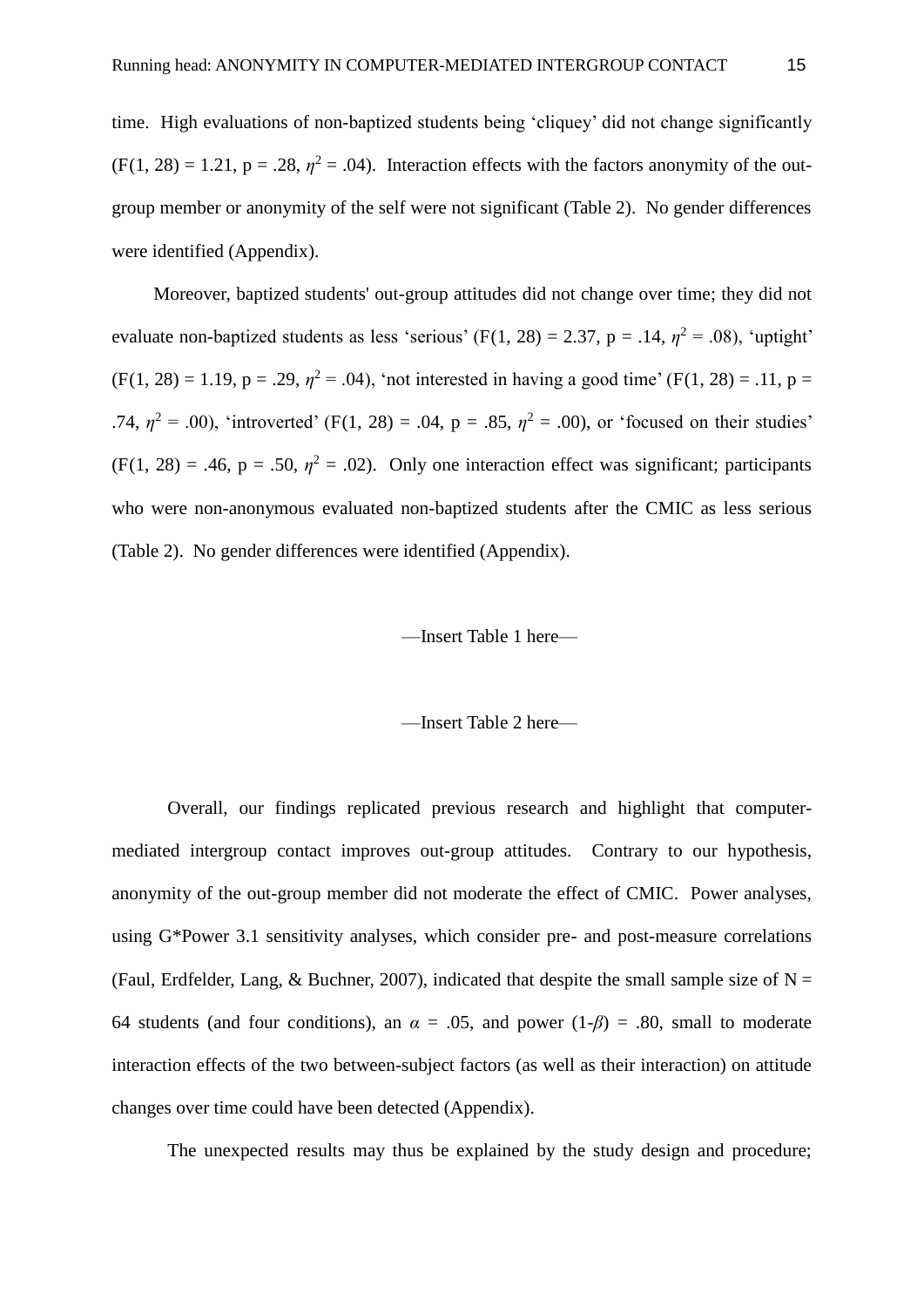time. High evaluations of non-baptized students being ‘cliquey’ did not change significantly ($F(1, 28) = 1.21$, $p = .28$, $\eta^2 = .04$). Interaction effects with the factors anonymity of the out-group member or anonymity of the self were not significant (Table 2). No gender differences were identified (Appendix).

Moreover, baptized students' out-group attitudes did not change over time; they did not evaluate non-baptized students as less ‘serious’ ($F(1, 28) = 2.37$, $p = .14$, $\eta^2 = .08$), ‘uptight’ ($F(1, 28) = 1.19$, $p = .29$, $\eta^2 = .04$), ‘not interested in having a good time’ ($F(1, 28) = .11$, $p = .74$, $\eta^2 = .00$), ‘introverted’ ($F(1, 28) = .04$, $p = .85$, $\eta^2 = .00$), or ‘focused on their studies’ ($F(1, 28) = .46$, $p = .50$, $\eta^2 = .02$). Only one interaction effect was significant; participants who were non-anonymous evaluated non-baptized students after the CMIC as less serious (Table 2). No gender differences were identified (Appendix).

—Insert Table 1 here—

—Insert Table 2 here—

Overall, our findings replicated previous research and highlight that computer-mediated intergroup contact improves out-group attitudes. Contrary to our hypothesis, anonymity of the out-group member did not moderate the effect of CMIC. Power analyses, using G*Power 3.1 sensitivity analyses, which consider pre- and post-measure correlations (Faul, Erdfelder, Lang, & Buchner, 2007), indicated that despite the small sample size of $N = 64$ students (and four conditions), an $\alpha = .05$, and power $(1-\beta) = .80$, small to moderate interaction effects of the two between-subject factors (as well as their interaction) on attitude changes over time could have been detected (Appendix).

The unexpected results may thus be explained by the study design and procedure;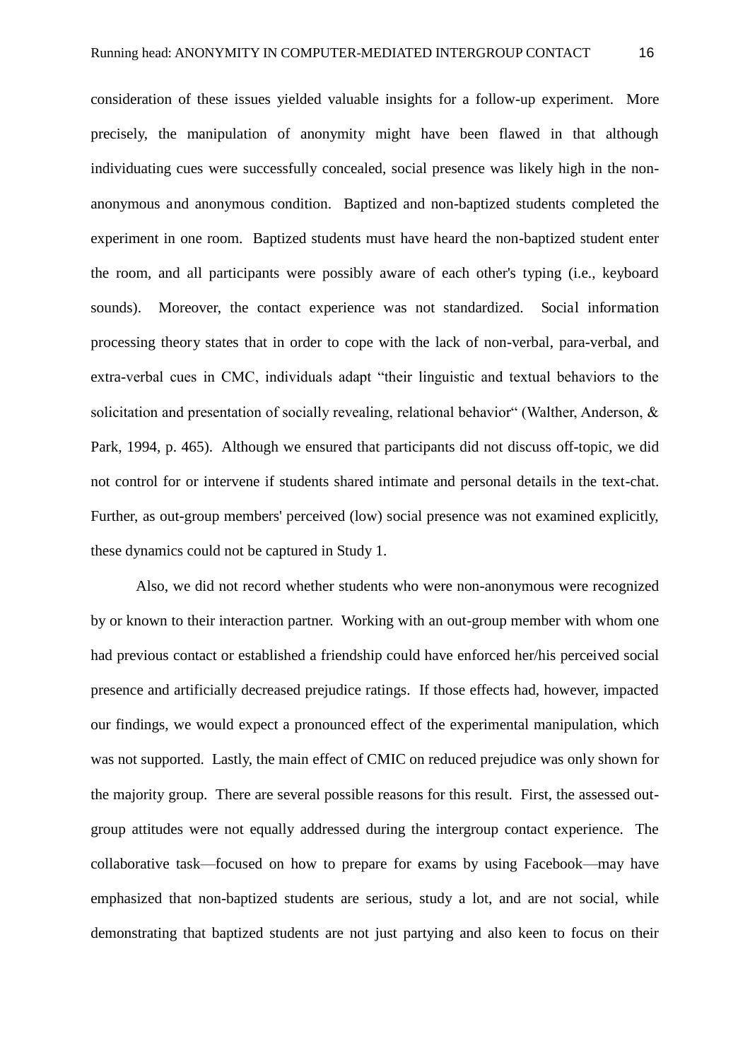consideration of these issues yielded valuable insights for a follow-up experiment. More precisely, the manipulation of anonymity might have been flawed in that although individuating cues were successfully concealed, social presence was likely high in the non-anonymous and anonymous condition. Baptized and non-baptized students completed the experiment in one room. Baptized students must have heard the non-baptized student enter the room, and all participants were possibly aware of each other's typing (i.e., keyboard sounds). Moreover, the contact experience was not standardized. Social information processing theory states that in order to cope with the lack of non-verbal, para-verbal, and extra-verbal cues in CMC, individuals adapt "their linguistic and textual behaviors to the solicitation and presentation of socially revealing, relational behavior" (Walther, Anderson, & Park, 1994, p. 465). Although we ensured that participants did not discuss off-topic, we did not control for or intervene if students shared intimate and personal details in the text-chat. Further, as out-group members' perceived (low) social presence was not examined explicitly, these dynamics could not be captured in Study 1.

Also, we did not record whether students who were non-anonymous were recognized by or known to their interaction partner. Working with an out-group member with whom one had previous contact or established a friendship could have enforced her/his perceived social presence and artificially decreased prejudice ratings. If those effects had, however, impacted our findings, we would expect a pronounced effect of the experimental manipulation, which was not supported. Lastly, the main effect of CMIC on reduced prejudice was only shown for the majority group. There are several possible reasons for this result. First, the assessed out-group attitudes were not equally addressed during the intergroup contact experience. The collaborative task—focused on how to prepare for exams by using Facebook—may have emphasized that non-baptized students are serious, study a lot, and are not social, while demonstrating that baptized students are not just partying and also keen to focus on their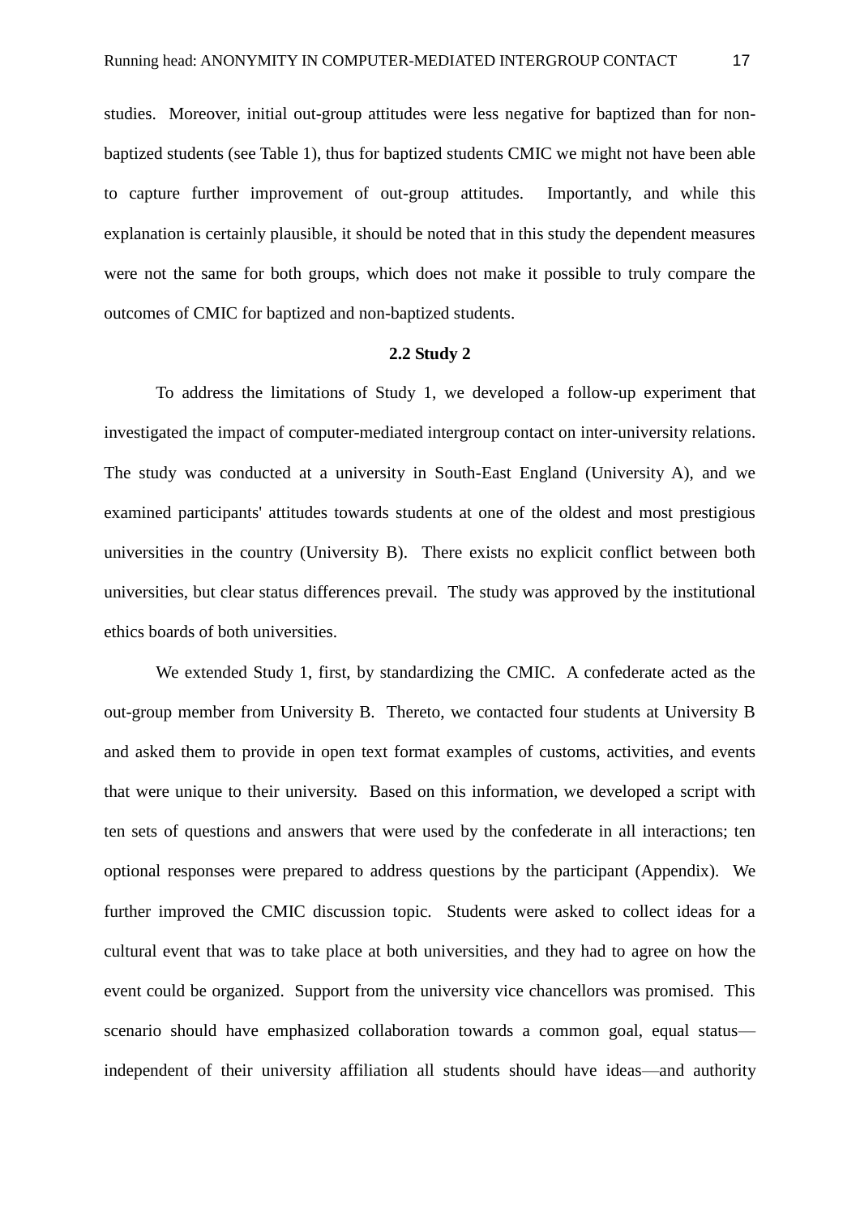studies. Moreover, initial out-group attitudes were less negative for baptized than for non-baptized students (see Table 1), thus for baptized students CMIC we might not have been able to capture further improvement of out-group attitudes. Importantly, and while this explanation is certainly plausible, it should be noted that in this study the dependent measures were not the same for both groups, which does not make it possible to truly compare the outcomes of CMIC for baptized and non-baptized students.

## 2.2 Study 2

To address the limitations of Study 1, we developed a follow-up experiment that investigated the impact of computer-mediated intergroup contact on inter-university relations. The study was conducted at a university in South-East England (University A), and we examined participants' attitudes towards students at one of the oldest and most prestigious universities in the country (University B). There exists no explicit conflict between both universities, but clear status differences prevail. The study was approved by the institutional ethics boards of both universities.

We extended Study 1, first, by standardizing the CMIC. A confederate acted as the out-group member from University B. Thereto, we contacted four students at University B and asked them to provide in open text format examples of customs, activities, and events that were unique to their university. Based on this information, we developed a script with ten sets of questions and answers that were used by the confederate in all interactions; ten optional responses were prepared to address questions by the participant (Appendix). We further improved the CMIC discussion topic. Students were asked to collect ideas for a cultural event that was to take place at both universities, and they had to agree on how the event could be organized. Support from the university vice chancellors was promised. This scenario should have emphasized collaboration towards a common goal, equal status—independent of their university affiliation all students should have ideas—and authority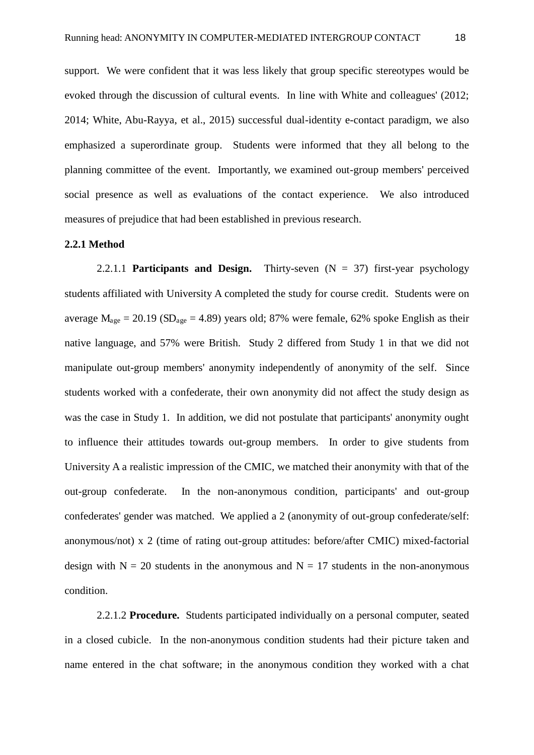support. We were confident that it was less likely that group specific stereotypes would be evoked through the discussion of cultural events. In line with White and colleagues' (2012; 2014; White, Abu-Rayya, et al., 2015) successful dual-identity e-contact paradigm, we also emphasized a superordinate group. Students were informed that they all belong to the planning committee of the event. Importantly, we examined out-group members' perceived social presence as well as evaluations of the contact experience. We also introduced measures of prejudice that had been established in previous research.

### 2.2.1 Method

2.2.1.1 **Participants and Design.** Thirty-seven (N = 37) first-year psychology students affiliated with University A completed the study for course credit. Students were on average $M_{age} = 20.19$ ($SD_{age} = 4.89$) years old; 87% were female, 62% spoke English as their native language, and 57% were British. Study 2 differed from Study 1 in that we did not manipulate out-group members' anonymity independently of anonymity of the self. Since students worked with a confederate, their own anonymity did not affect the study design as was the case in Study 1. In addition, we did not postulate that participants' anonymity ought to influence their attitudes towards out-group members. In order to give students from University A a realistic impression of the CMIC, we matched their anonymity with that of the out-group confederate. In the non-anonymous condition, participants' and out-group confederates' gender was matched. We applied a 2 (anonymity of out-group confederate/self: anonymous/not) x 2 (time of rating out-group attitudes: before/after CMIC) mixed-factorial design with N = 20 students in the anonymous and N = 17 students in the non-anonymous condition.

2.2.1.2 **Procedure.** Students participated individually on a personal computer, seated in a closed cubicle. In the non-anonymous condition students had their picture taken and name entered in the chat software; in the anonymous condition they worked with a chat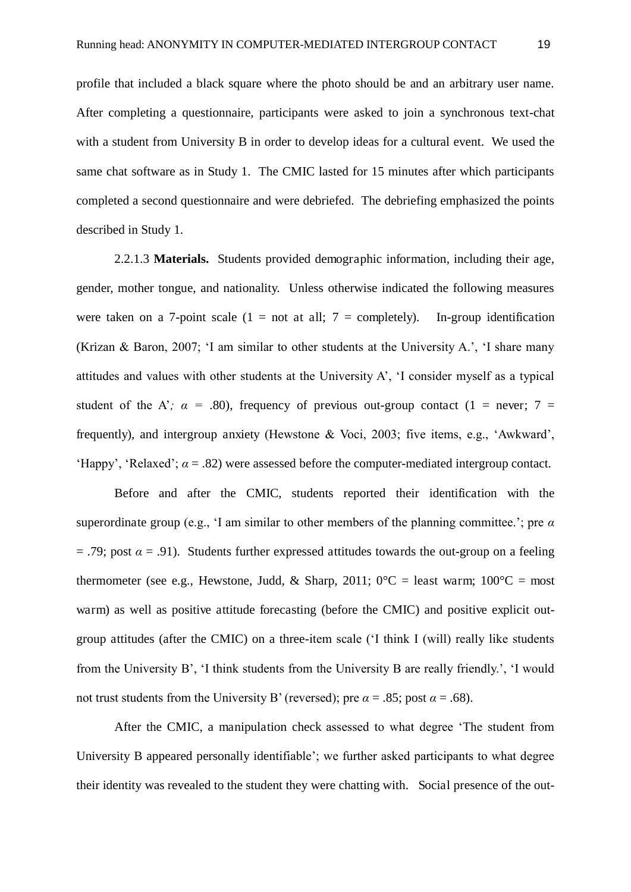profile that included a black square where the photo should be and an arbitrary user name. After completing a questionnaire, participants were asked to join a synchronous text-chat with a student from University B in order to develop ideas for a cultural event. We used the same chat software as in Study 1. The CMIC lasted for 15 minutes after which participants completed a second questionnaire and were debriefed. The debriefing emphasized the points described in Study 1.

2.2.1.3 **Materials.** Students provided demographic information, including their age, gender, mother tongue, and nationality. Unless otherwise indicated the following measures were taken on a 7-point scale (1 = not at all; 7 = completely). In-group identification (Krizan & Baron, 2007; 'I am similar to other students at the University A.', 'I share many attitudes and values with other students at the University A', 'I consider myself as a typical student of the A'*;* $\alpha$ = .80), frequency of previous out-group contact (1 = never; 7 = frequently), and intergroup anxiety (Hewstone & Voci, 2003; five items, e.g., 'Awkward', 'Happy', 'Relaxed'; $\alpha$ = .82) were assessed before the computer-mediated intergroup contact.

Before and after the CMIC, students reported their identification with the superordinate group (e.g., 'I am similar to other members of the planning committee.'; pre $\alpha$ = .79; post $\alpha$ = .91). Students further expressed attitudes towards the out-group on a feeling thermometer (see e.g., Hewstone, Judd, & Sharp, 2011; 0°C = least warm; 100°C = most warm) as well as positive attitude forecasting (before the CMIC) and positive explicit out-group attitudes (after the CMIC) on a three-item scale ('I think I (will) really like students from the University B', 'I think students from the University B are really friendly.', 'I would not trust students from the University B' (reversed); pre $\alpha$ = .85; post $\alpha$ = .68).

After the CMIC, a manipulation check assessed to what degree 'The student from University B appeared personally identifiable'; we further asked participants to what degree their identity was revealed to the student they were chatting with. Social presence of the out-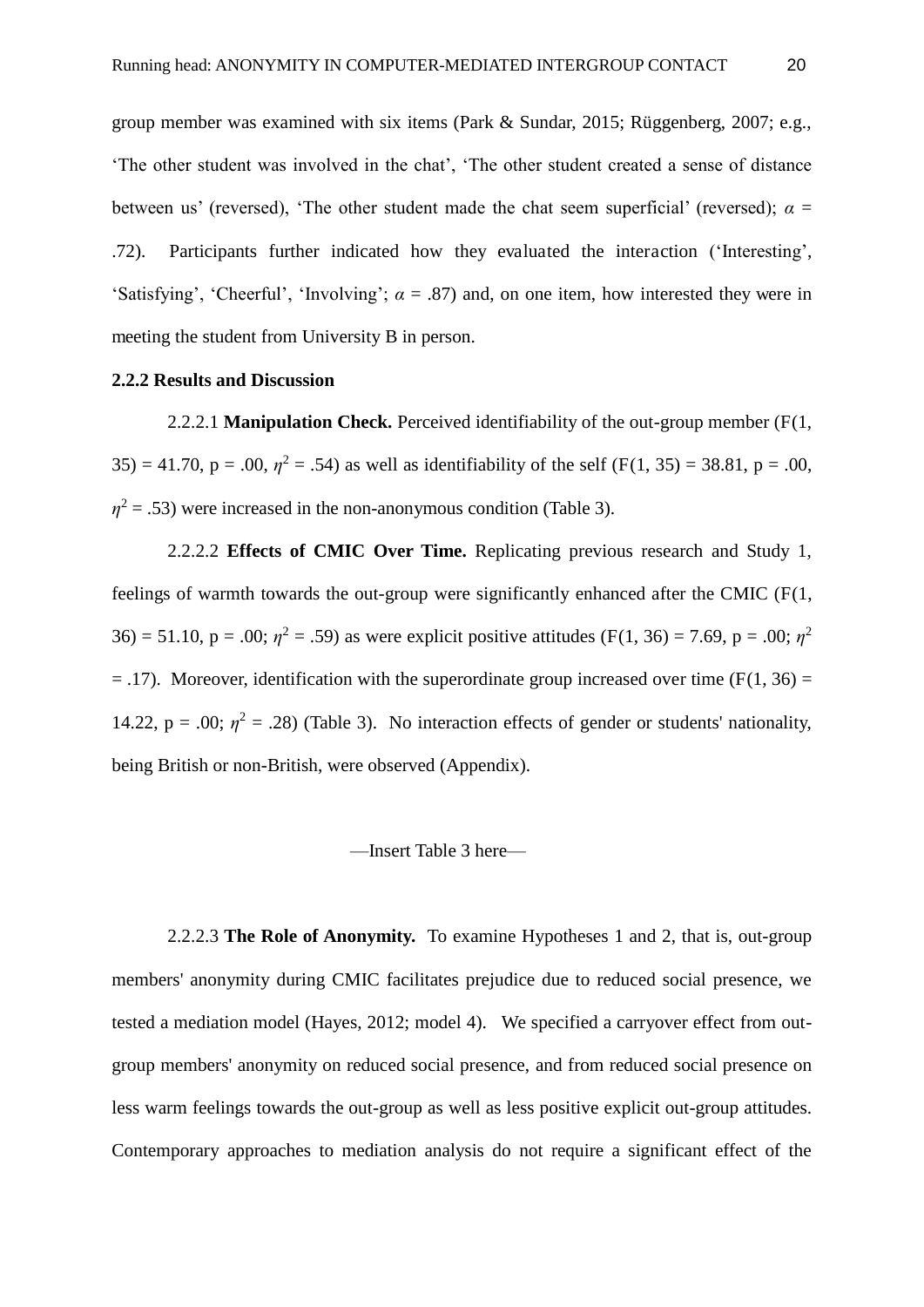group member was examined with six items (Park & Sundar, 2015; Rüggenberg, 2007; e.g., ‘The other student was involved in the chat’, ‘The other student created a sense of distance between us’ (reversed), ‘The other student made the chat seem superficial’ (reversed); $\alpha$ = .72). Participants further indicated how they evaluated the interaction (‘Interesting’, ‘Satisfying’, ‘Cheerful’, ‘Involving’; $\alpha$ = .87) and, on one item, how interested they were in meeting the student from University B in person.

**2.2.2 Results and Discussion**

2.2.2.1 **Manipulation Check.** Perceived identifiability of the out-group member ($F(1, 35) = 41.70$, $p = .00$, $\eta^2 = .54$) as well as identifiability of the self ($F(1, 35) = 38.81$, $p = .00$, $\eta^2 = .53$) were increased in the non-anonymous condition (Table 3).

2.2.2.2 **Effects of CMIC Over Time.** Replicating previous research and Study 1, feelings of warmth towards the out-group were significantly enhanced after the CMIC ($F(1, 36) = 51.10$, $p = .00$; $\eta^2 = .59$) as were explicit positive attitudes ($F(1, 36) = 7.69$, $p = .00$; $\eta^2 = .17$). Moreover, identification with the superordinate group increased over time ($F(1, 36) = 14.22$, $p = .00$; $\eta^2 = .28$) (Table 3). No interaction effects of gender or students' nationality, being British or non-British, were observed (Appendix).

—Insert Table 3 here—

2.2.2.3 **The Role of Anonymity.** To examine Hypotheses 1 and 2, that is, out-group members' anonymity during CMIC facilitates prejudice due to reduced social presence, we tested a mediation model (Hayes, 2012; model 4). We specified a carryover effect from out-group members' anonymity on reduced social presence, and from reduced social presence on less warm feelings towards the out-group as well as less positive explicit out-group attitudes. Contemporary approaches to mediation analysis do not require a significant effect of the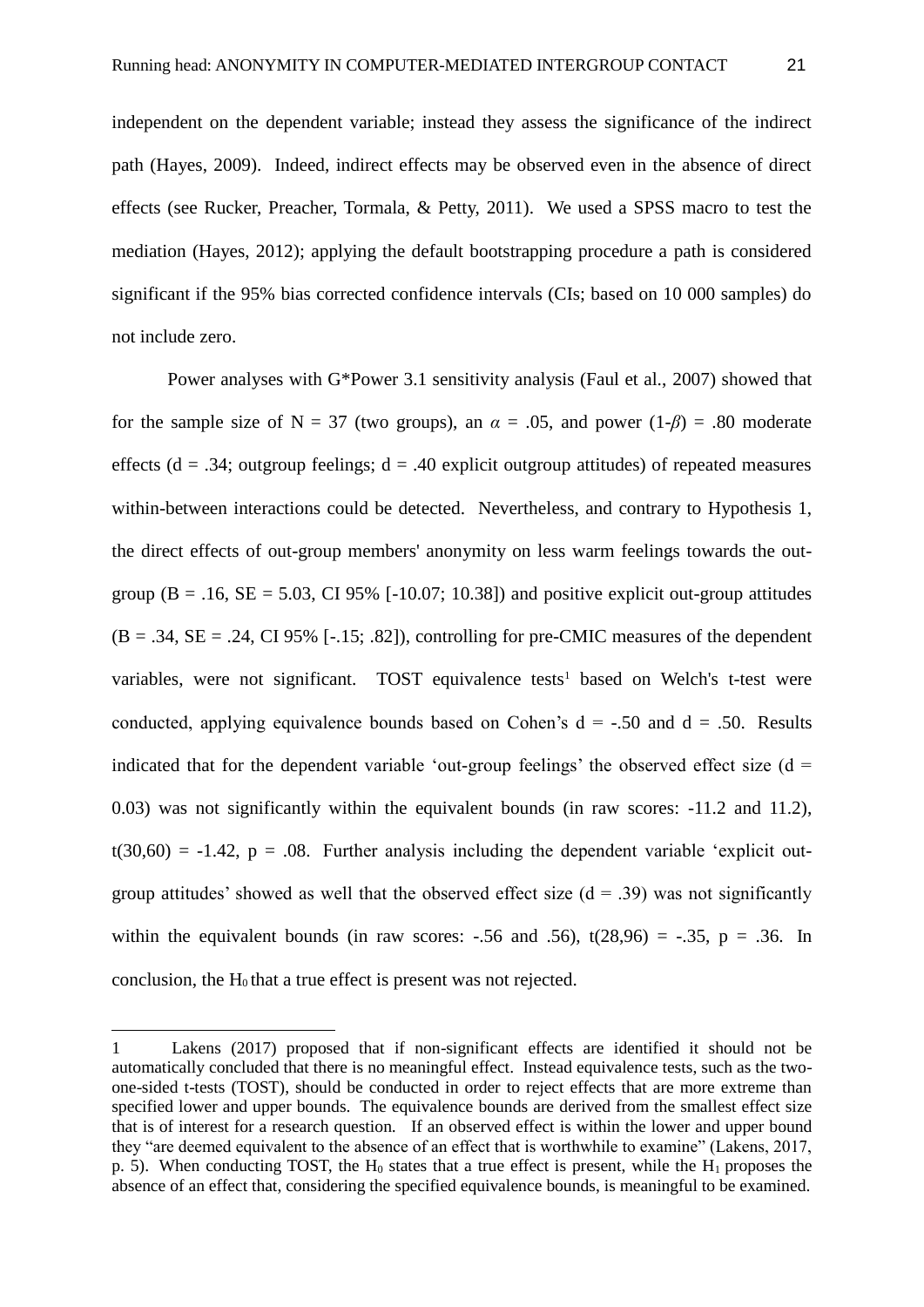independent on the dependent variable; instead they assess the significance of the indirect path (Hayes, 2009). Indeed, indirect effects may be observed even in the absence of direct effects (see Rucker, Preacher, Tormala, & Petty, 2011). We used a SPSS macro to test the mediation (Hayes, 2012); applying the default bootstrapping procedure a path is considered significant if the 95% bias corrected confidence intervals (CIs; based on 10 000 samples) do not include zero.

Power analyses with G*Power 3.1 sensitivity analysis (Faul et al., 2007) showed that for the sample size of N = 37 (two groups), an $\alpha$ = .05, and power (1-$\beta$) = .80 moderate effects (d = .34; outgroup feelings; d = .40 explicit outgroup attitudes) of repeated measures within-between interactions could be detected. Nevertheless, and contrary to Hypothesis 1, the direct effects of out-group members' anonymity on less warm feelings towards the out-group (B = .16, SE = 5.03, CI 95% [-10.07; 10.38]) and positive explicit out-group attitudes (B = .34, SE = .24, CI 95% [-.15; .82]), controlling for pre-CMIC measures of the dependent variables, were not significant. TOST equivalence tests[1] based on Welch's t-test were conducted, applying equivalence bounds based on Cohen's d = -.50 and d = .50. Results indicated that for the dependent variable 'out-group feelings' the observed effect size (d = 0.03) was not significantly within the equivalent bounds (in raw scores: -11.2 and 11.2), t(30,60) = -1.42, p = .08. Further analysis including the dependent variable 'explicit out-group attitudes' showed as well that the observed effect size (d = .39) was not significantly within the equivalent bounds (in raw scores: -.56 and .56), t(28,96) = -.35, p = .36. In conclusion, the $H_0$ that a true effect is present was not rejected.

---

1 Lakens (2017) proposed that if non-significant effects are identified it should not be automatically concluded that there is no meaningful effect. Instead equivalence tests, such as the two-one-sided t-tests (TOST), should be conducted in order to reject effects that are more extreme than specified lower and upper bounds. The equivalence bounds are derived from the smallest effect size that is of interest for a research question. If an observed effect is within the lower and upper bound they "are deemed equivalent to the absence of an effect that is worthwhile to examine" (Lakens, 2017, p. 5). When conducting TOST, the $H_0$ states that a true effect is present, while the $H_1$ proposes the absence of an effect that, considering the specified equivalence bounds, is meaningful to be examined.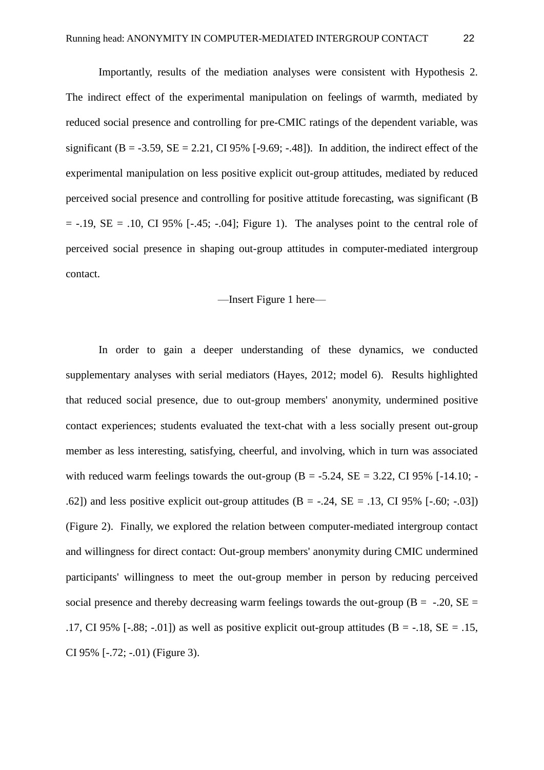Importantly, results of the mediation analyses were consistent with Hypothesis 2. The indirect effect of the experimental manipulation on feelings of warmth, mediated by reduced social presence and controlling for pre-CMIC ratings of the dependent variable, was significant (B = -3.59, SE = 2.21, CI 95% [-9.69; -.48]). In addition, the indirect effect of the experimental manipulation on less positive explicit out-group attitudes, mediated by reduced perceived social presence and controlling for positive attitude forecasting, was significant (B = -.19, SE = .10, CI 95% [-.45; -.04]; Figure 1). The analyses point to the central role of perceived social presence in shaping out-group attitudes in computer-mediated intergroup contact.

—Insert Figure 1 here—

In order to gain a deeper understanding of these dynamics, we conducted supplementary analyses with serial mediators (Hayes, 2012; model 6). Results highlighted that reduced social presence, due to out-group members' anonymity, undermined positive contact experiences; students evaluated the text-chat with a less socially present out-group member as less interesting, satisfying, cheerful, and involving, which in turn was associated with reduced warm feelings towards the out-group (B = -5.24, SE = 3.22, CI 95% [-14.10; -.62]) and less positive explicit out-group attitudes (B = -.24, SE = .13, CI 95% [-.60; -.03]) (Figure 2). Finally, we explored the relation between computer-mediated intergroup contact and willingness for direct contact: Out-group members' anonymity during CMIC undermined participants' willingness to meet the out-group member in person by reducing perceived social presence and thereby decreasing warm feelings towards the out-group (B = -.20, SE = .17, CI 95% [-.88; -.01]) as well as positive explicit out-group attitudes (B = -.18, SE = .15, CI 95% [-.72; -.01) (Figure 3).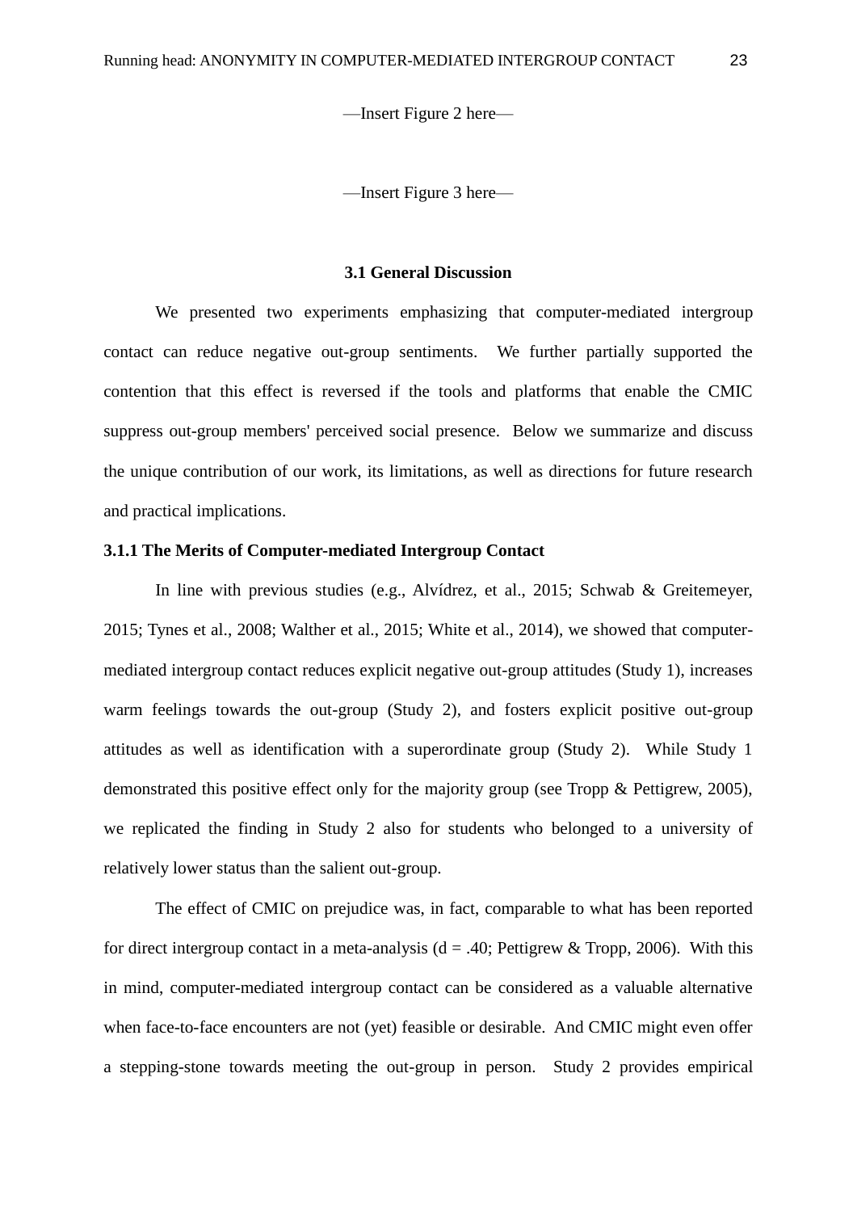—Insert Figure 2 here—

—Insert Figure 3 here—

### 3.1 General Discussion

We presented two experiments emphasizing that computer-mediated intergroup contact can reduce negative out-group sentiments. We further partially supported the contention that this effect is reversed if the tools and platforms that enable the CMIC suppress out-group members' perceived social presence. Below we summarize and discuss the unique contribution of our work, its limitations, as well as directions for future research and practical implications.

#### 3.1.1 The Merits of Computer-mediated Intergroup Contact

In line with previous studies (e.g., Alvídrez, et al., 2015; Schwab & Greitemeyer, 2015; Tynes et al., 2008; Walther et al., 2015; White et al., 2014), we showed that computer-mediated intergroup contact reduces explicit negative out-group attitudes (Study 1), increases warm feelings towards the out-group (Study 2), and fosters explicit positive out-group attitudes as well as identification with a superordinate group (Study 2). While Study 1 demonstrated this positive effect only for the majority group (see Tropp & Pettigrew, 2005), we replicated the finding in Study 2 also for students who belonged to a university of relatively lower status than the salient out-group.

The effect of CMIC on prejudice was, in fact, comparable to what has been reported for direct intergroup contact in a meta-analysis ($d = .40$; Pettigrew & Tropp, 2006). With this in mind, computer-mediated intergroup contact can be considered as a valuable alternative when face-to-face encounters are not (yet) feasible or desirable. And CMIC might even offer a stepping-stone towards meeting the out-group in person. Study 2 provides empirical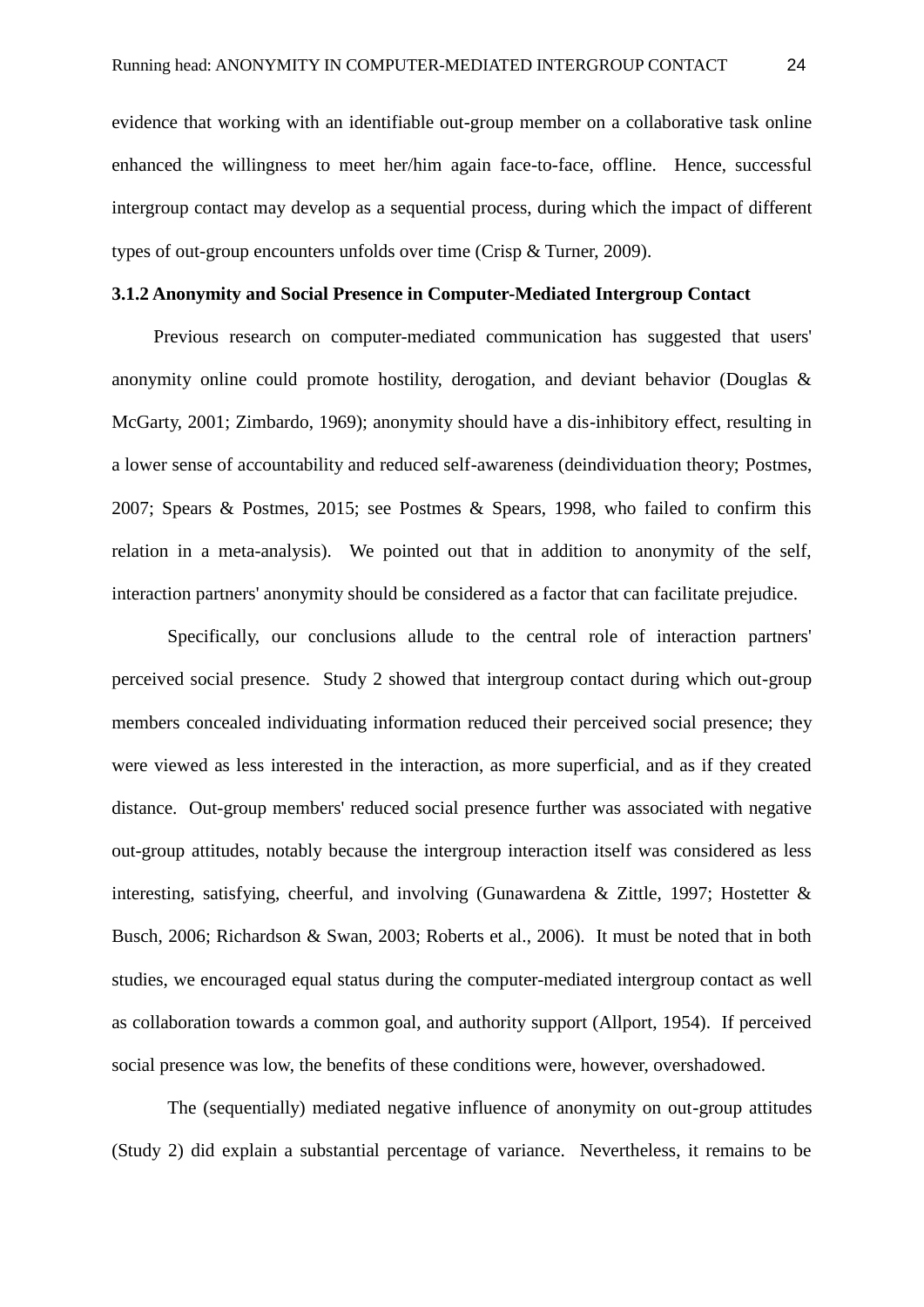evidence that working with an identifiable out-group member on a collaborative task online enhanced the willingness to meet her/him again face-to-face, offline. Hence, successful intergroup contact may develop as a sequential process, during which the impact of different types of out-group encounters unfolds over time (Crisp & Turner, 2009).

### 3.1.2 Anonymity and Social Presence in Computer-Mediated Intergroup Contact

Previous research on computer-mediated communication has suggested that users' anonymity online could promote hostility, derogation, and deviant behavior (Douglas & McGarty, 2001; Zimbardo, 1969); anonymity should have a dis-inhibitory effect, resulting in a lower sense of accountability and reduced self-awareness (deindividuation theory; Postmes, 2007; Spears & Postmes, 2015; see Postmes & Spears, 1998, who failed to confirm this relation in a meta-analysis). We pointed out that in addition to anonymity of the self, interaction partners' anonymity should be considered as a factor that can facilitate prejudice.

Specifically, our conclusions allude to the central role of interaction partners' perceived social presence. Study 2 showed that intergroup contact during which out-group members concealed individuating information reduced their perceived social presence; they were viewed as less interested in the interaction, as more superficial, and as if they created distance. Out-group members' reduced social presence further was associated with negative out-group attitudes, notably because the intergroup interaction itself was considered as less interesting, satisfying, cheerful, and involving (Gunawardena & Zittle, 1997; Hostetter & Busch, 2006; Richardson & Swan, 2003; Roberts et al., 2006). It must be noted that in both studies, we encouraged equal status during the computer-mediated intergroup contact as well as collaboration towards a common goal, and authority support (Allport, 1954). If perceived social presence was low, the benefits of these conditions were, however, overshadowed.

The (sequentially) mediated negative influence of anonymity on out-group attitudes (Study 2) did explain a substantial percentage of variance. Nevertheless, it remains to be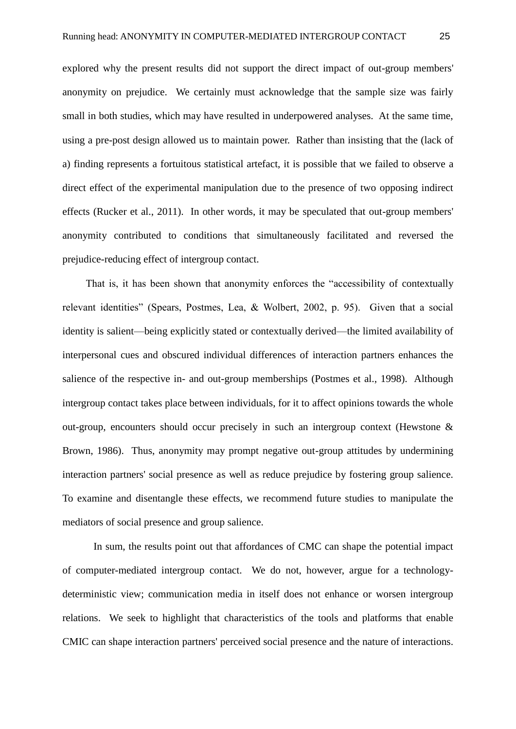explored why the present results did not support the direct impact of out-group members' anonymity on prejudice. We certainly must acknowledge that the sample size was fairly small in both studies, which may have resulted in underpowered analyses. At the same time, using a pre-post design allowed us to maintain power. Rather than insisting that the (lack of a) finding represents a fortuitous statistical artefact, it is possible that we failed to observe a direct effect of the experimental manipulation due to the presence of two opposing indirect effects (Rucker et al., 2011). In other words, it may be speculated that out-group members' anonymity contributed to conditions that simultaneously facilitated and reversed the prejudice-reducing effect of intergroup contact.

That is, it has been shown that anonymity enforces the "accessibility of contextually relevant identities" (Spears, Postmes, Lea, & Wolbert, 2002, p. 95). Given that a social identity is salient—being explicitly stated or contextually derived—the limited availability of interpersonal cues and obscured individual differences of interaction partners enhances the salience of the respective in- and out-group memberships (Postmes et al., 1998). Although intergroup contact takes place between individuals, for it to affect opinions towards the whole out-group, encounters should occur precisely in such an intergroup context (Hewstone & Brown, 1986). Thus, anonymity may prompt negative out-group attitudes by undermining interaction partners' social presence as well as reduce prejudice by fostering group salience. To examine and disentangle these effects, we recommend future studies to manipulate the mediators of social presence and group salience.

In sum, the results point out that affordances of CMC can shape the potential impact of computer-mediated intergroup contact. We do not, however, argue for a technology-deterministic view; communication media in itself does not enhance or worsen intergroup relations. We seek to highlight that characteristics of the tools and platforms that enable CMIC can shape interaction partners' perceived social presence and the nature of interactions.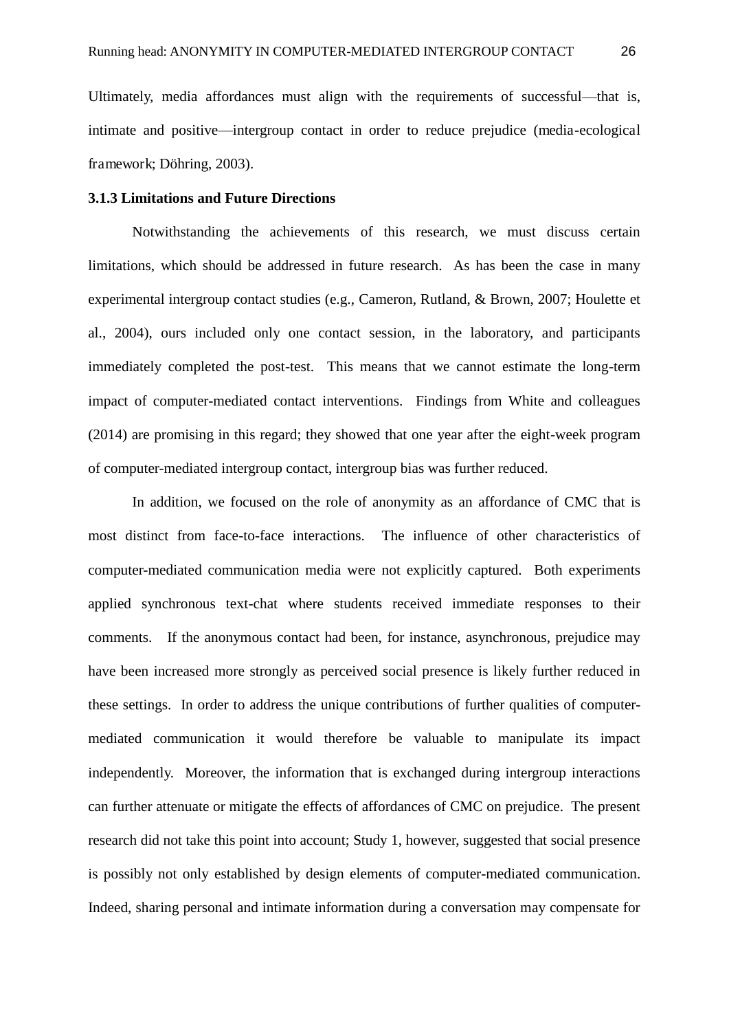Ultimately, media affordances must align with the requirements of successful—that is, intimate and positive—intergroup contact in order to reduce prejudice (media-ecological framework; Döhring, 2003).

### 3.1.3 Limitations and Future Directions

Notwithstanding the achievements of this research, we must discuss certain limitations, which should be addressed in future research. As has been the case in many experimental intergroup contact studies (e.g., Cameron, Rutland, & Brown, 2007; Houlette et al., 2004), ours included only one contact session, in the laboratory, and participants immediately completed the post-test. This means that we cannot estimate the long-term impact of computer-mediated contact interventions. Findings from White and colleagues (2014) are promising in this regard; they showed that one year after the eight-week program of computer-mediated intergroup contact, intergroup bias was further reduced.

In addition, we focused on the role of anonymity as an affordance of CMC that is most distinct from face-to-face interactions. The influence of other characteristics of computer-mediated communication media were not explicitly captured. Both experiments applied synchronous text-chat where students received immediate responses to their comments. If the anonymous contact had been, for instance, asynchronous, prejudice may have been increased more strongly as perceived social presence is likely further reduced in these settings. In order to address the unique contributions of further qualities of computer-mediated communication it would therefore be valuable to manipulate its impact independently. Moreover, the information that is exchanged during intergroup interactions can further attenuate or mitigate the effects of affordances of CMC on prejudice. The present research did not take this point into account; Study 1, however, suggested that social presence is possibly not only established by design elements of computer-mediated communication. Indeed, sharing personal and intimate information during a conversation may compensate for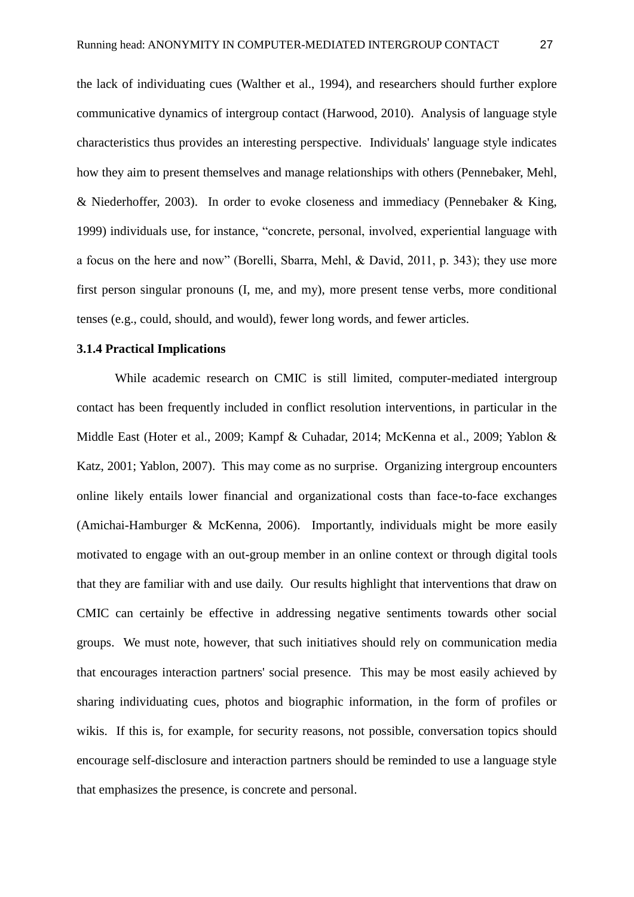the lack of individuating cues (Walther et al., 1994), and researchers should further explore communicative dynamics of intergroup contact (Harwood, 2010). Analysis of language style characteristics thus provides an interesting perspective. Individuals' language style indicates how they aim to present themselves and manage relationships with others (Pennebaker, Mehl, & Niederhoffer, 2003). In order to evoke closeness and immediacy (Pennebaker & King, 1999) individuals use, for instance, "concrete, personal, involved, experiential language with a focus on the here and now" (Borelli, Sbarra, Mehl, & David, 2011, p. 343); they use more first person singular pronouns (I, me, and my), more present tense verbs, more conditional tenses (e.g., could, should, and would), fewer long words, and fewer articles.

### 3.1.4 Practical Implications

While academic research on CMIC is still limited, computer-mediated intergroup contact has been frequently included in conflict resolution interventions, in particular in the Middle East (Hoter et al., 2009; Kampf & Cuhadar, 2014; McKenna et al., 2009; Yablon & Katz, 2001; Yablon, 2007). This may come as no surprise. Organizing intergroup encounters online likely entails lower financial and organizational costs than face-to-face exchanges (Amichai-Hamburger & McKenna, 2006). Importantly, individuals might be more easily motivated to engage with an out-group member in an online context or through digital tools that they are familiar with and use daily. Our results highlight that interventions that draw on CMIC can certainly be effective in addressing negative sentiments towards other social groups. We must note, however, that such initiatives should rely on communication media that encourages interaction partners' social presence. This may be most easily achieved by sharing individuating cues, photos and biographic information, in the form of profiles or wikis. If this is, for example, for security reasons, not possible, conversation topics should encourage self-disclosure and interaction partners should be reminded to use a language style that emphasizes the presence, is concrete and personal.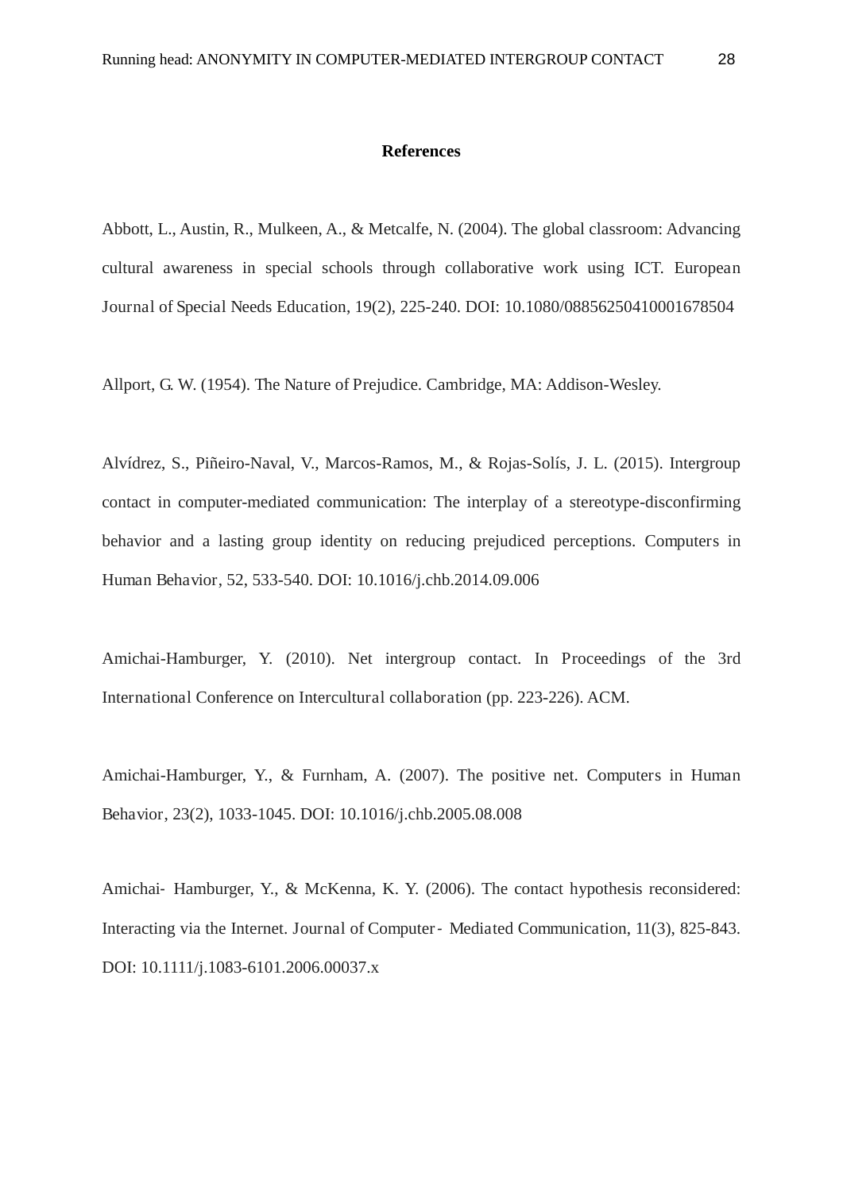## References

Abbott, L., Austin, R., Mulkeen, A., & Metcalfe, N. (2004). The global classroom: Advancing cultural awareness in special schools through collaborative work using ICT. European Journal of Special Needs Education, 19(2), 225-240. DOI: 10.1080/0885625041000167850​4

Allport, G. W. (1954). The Nature of Prejudice. Cambridge, MA: Addison-Wesley.

Alvídrez, S., Piñeiro-Naval, V., Marcos-Ramos, M., & Rojas-Solís, J. L. (2015). Intergroup contact in computer-mediated communication: The interplay of a stereotype-disconfirming behavior and a lasting group identity on reducing prejudiced perceptions. Computers in Human Behavior, 52, 533-540. DOI: 10.1016/j.chb.2014.09.006

Amichai-Hamburger, Y. (2010). Net intergroup contact. In Proceedings of the 3rd International Conference on Intercultural collaboration (pp. 223-226). ACM.

Amichai-Hamburger, Y., & Furnham, A. (2007). The positive net. Computers in Human Behavior, 23(2), 1033-1045. DOI: 10.1016/j.chb.2005.08.008

Amichai- Hamburger, Y., & McKenna, K. Y. (2006). The contact hypothesis reconsidered: Interacting via the Internet. Journal of Computer- Mediated Communication, 11(3), 825-843. DOI: 10.1111/j.1083-6101.2006.00037.x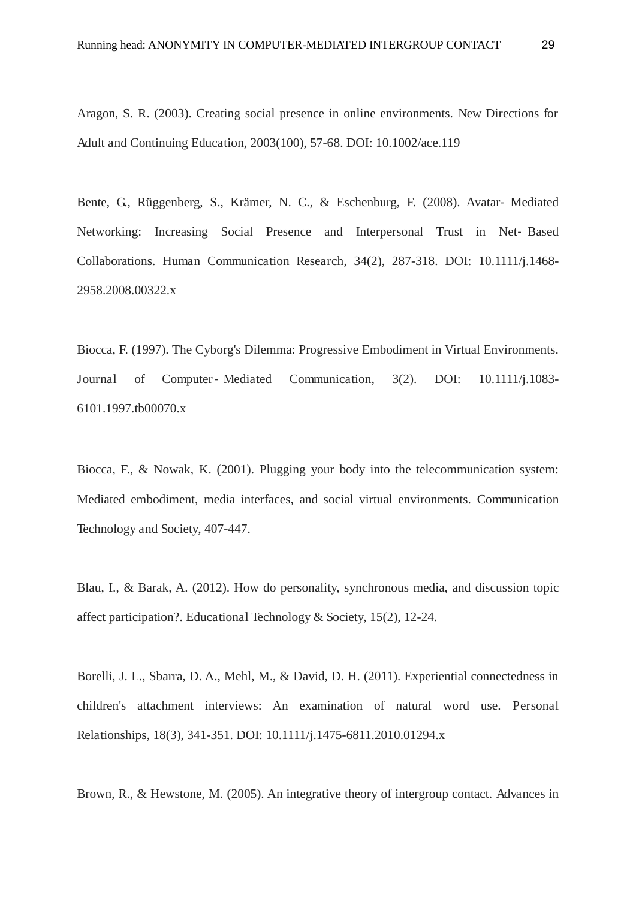Aragon, S. R. (2003). Creating social presence in online environments. New Directions for Adult and Continuing Education, 2003(100), 57-68. DOI: 10.1002/ace.119

Bente, G., Rüggenberg, S., Krämer, N. C., & Eschenburg, F. (2008). Avatar- Mediated Networking: Increasing Social Presence and Interpersonal Trust in Net- Based Collaborations. Human Communication Research, 34(2), 287-318. DOI: 10.1111/j.1468-2958.2008.00322.x

Biocca, F. (1997). The Cyborg's Dilemma: Progressive Embodiment in Virtual Environments. Journal of Computer - Mediated Communication, 3(2). DOI: 10.1111/j.1083-6101.1997.tb00070.x

Biocca, F., & Nowak, K. (2001). Plugging your body into the telecommunication system: Mediated embodiment, media interfaces, and social virtual environments. Communication Technology and Society, 407-447.

Blau, I., & Barak, A. (2012). How do personality, synchronous media, and discussion topic affect participation?. Educational Technology & Society, 15(2), 12-24.

Borelli, J. L., Sbarra, D. A., Mehl, M., & David, D. H. (2011). Experiential connectedness in children's attachment interviews: An examination of natural word use. Personal Relationships, 18(3), 341-351. DOI: 10.1111/j.1475-6811.2010.01294.x

Brown, R., & Hewstone, M. (2005). An integrative theory of intergroup contact. Advances in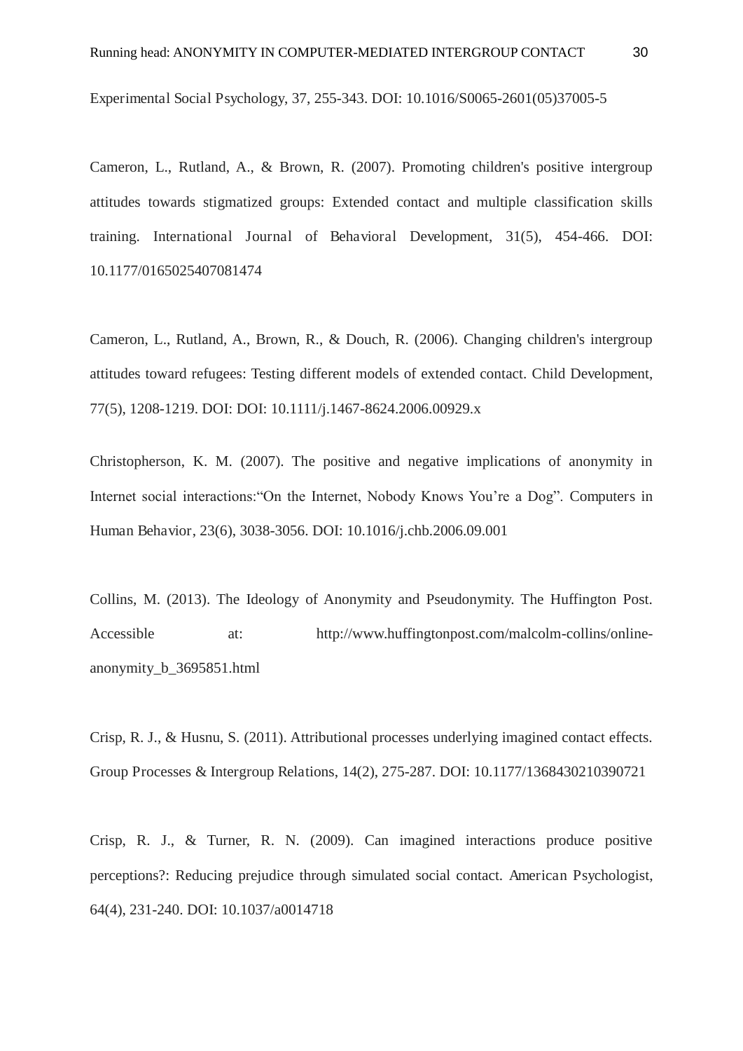Experimental Social Psychology, 37, 255-343. DOI: 10.1016/S0065-2601(05)37005-5

Cameron, L., Rutland, A., & Brown, R. (2007). Promoting children's positive intergroup attitudes towards stigmatized groups: Extended contact and multiple classification skills training. International Journal of Behavioral Development, 31(5), 454-466. DOI: 10.1177/0165025407081474

Cameron, L., Rutland, A., Brown, R., & Douch, R. (2006). Changing children's intergroup attitudes toward refugees: Testing different models of extended contact. Child Development, 77(5), 1208-1219. DOI: DOI: 10.1111/j.1467-8624.2006.00929.x

Christopherson, K. M. (2007). The positive and negative implications of anonymity in Internet social interactions:"On the Internet, Nobody Knows You're a Dog". Computers in Human Behavior, 23(6), 3038-3056. DOI: 10.1016/j.chb.2006.09.001

Collins, M. (2013). The Ideology of Anonymity and Pseudonymity. The Huffington Post. Accessible at: http://www.huffingtonpost.com/malcolm-collins/online-anonymity_b_3695851.html

Crisp, R. J., & Husnu, S. (2011). Attributional processes underlying imagined contact effects. Group Processes & Intergroup Relations, 14(2), 275-287. DOI: 10.1177/1368430210390721

Crisp, R. J., & Turner, R. N. (2009). Can imagined interactions produce positive perceptions?: Reducing prejudice through simulated social contact. American Psychologist, 64(4), 231-240. DOI: 10.1037/a0014718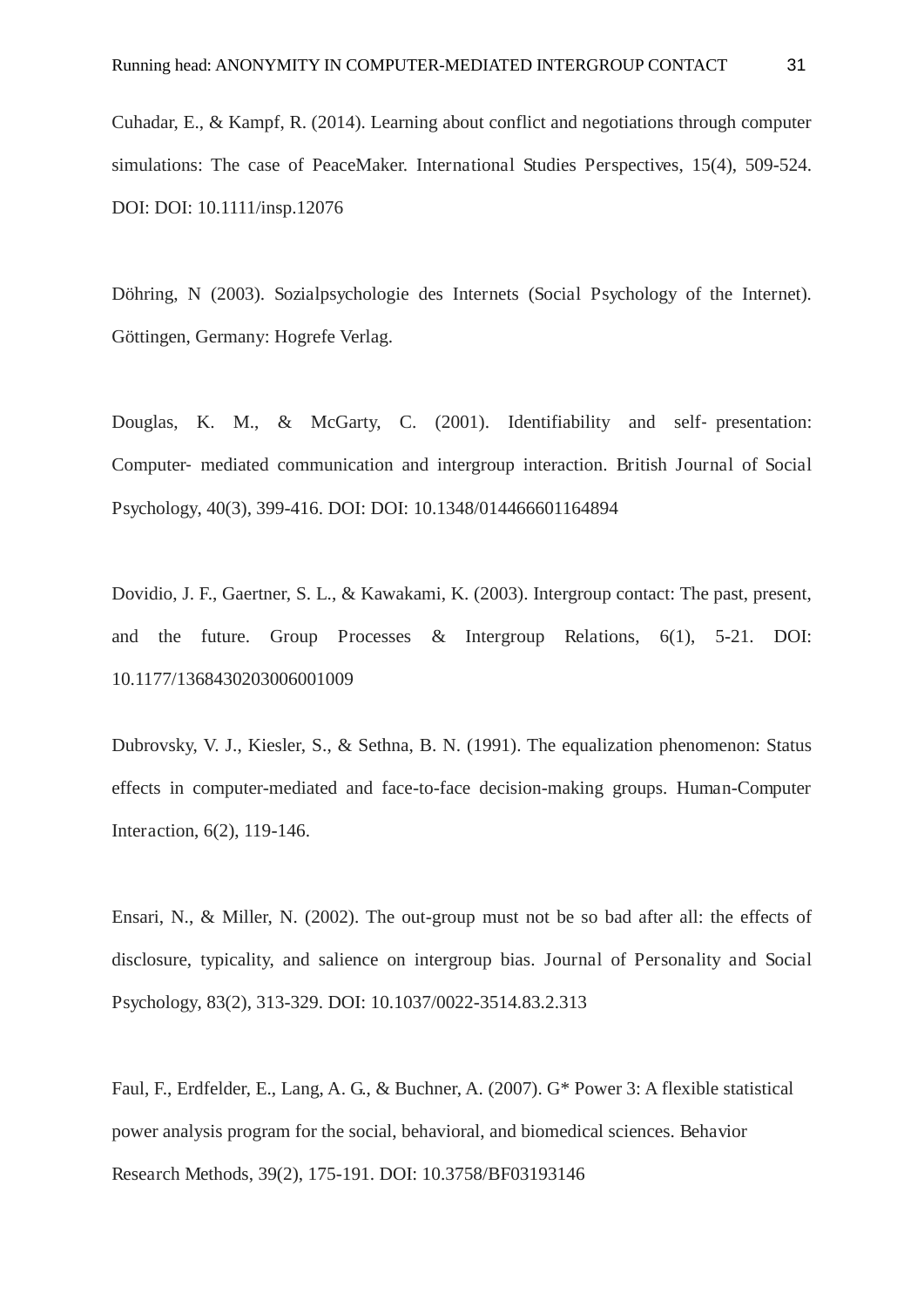Cuhadar, E., & Kampf, R. (2014). Learning about conflict and negotiations through computer simulations: The case of PeaceMaker. International Studies Perspectives, 15(4), 509-524. DOI: DOI: 10.1111/insp.12076

Döhring, N (2003). Sozialpsychologie des Internets (Social Psychology of the Internet). Göttingen, Germany: Hogrefe Verlag.

Douglas, K. M., & McGarty, C. (2001). Identifiability and self- presentation: Computer- mediated communication and intergroup interaction. British Journal of Social Psychology, 40(3), 399-416. DOI: DOI: 10.1348/014466601164894

Dovidio, J. F., Gaertner, S. L., & Kawakami, K. (2003). Intergroup contact: The past, present, and the future. Group Processes & Intergroup Relations, 6(1), 5-21. DOI: 10.1177/1368430203006001009

Dubrovsky, V. J., Kiesler, S., & Sethna, B. N. (1991). The equalization phenomenon: Status effects in computer-mediated and face-to-face decision-making groups. Human-Computer Interaction, 6(2), 119-146.

Ensari, N., & Miller, N. (2002). The out-group must not be so bad after all: the effects of disclosure, typicality, and salience on intergroup bias. Journal of Personality and Social Psychology, 83(2), 313-329. DOI: 10.1037/0022-3514.83.2.313

Faul, F., Erdfelder, E., Lang, A. G., & Buchner, A. (2007). G* Power 3: A flexible statistical power analysis program for the social, behavioral, and biomedical sciences. Behavior Research Methods, 39(2), 175-191. DOI: 10.3758/BF03193146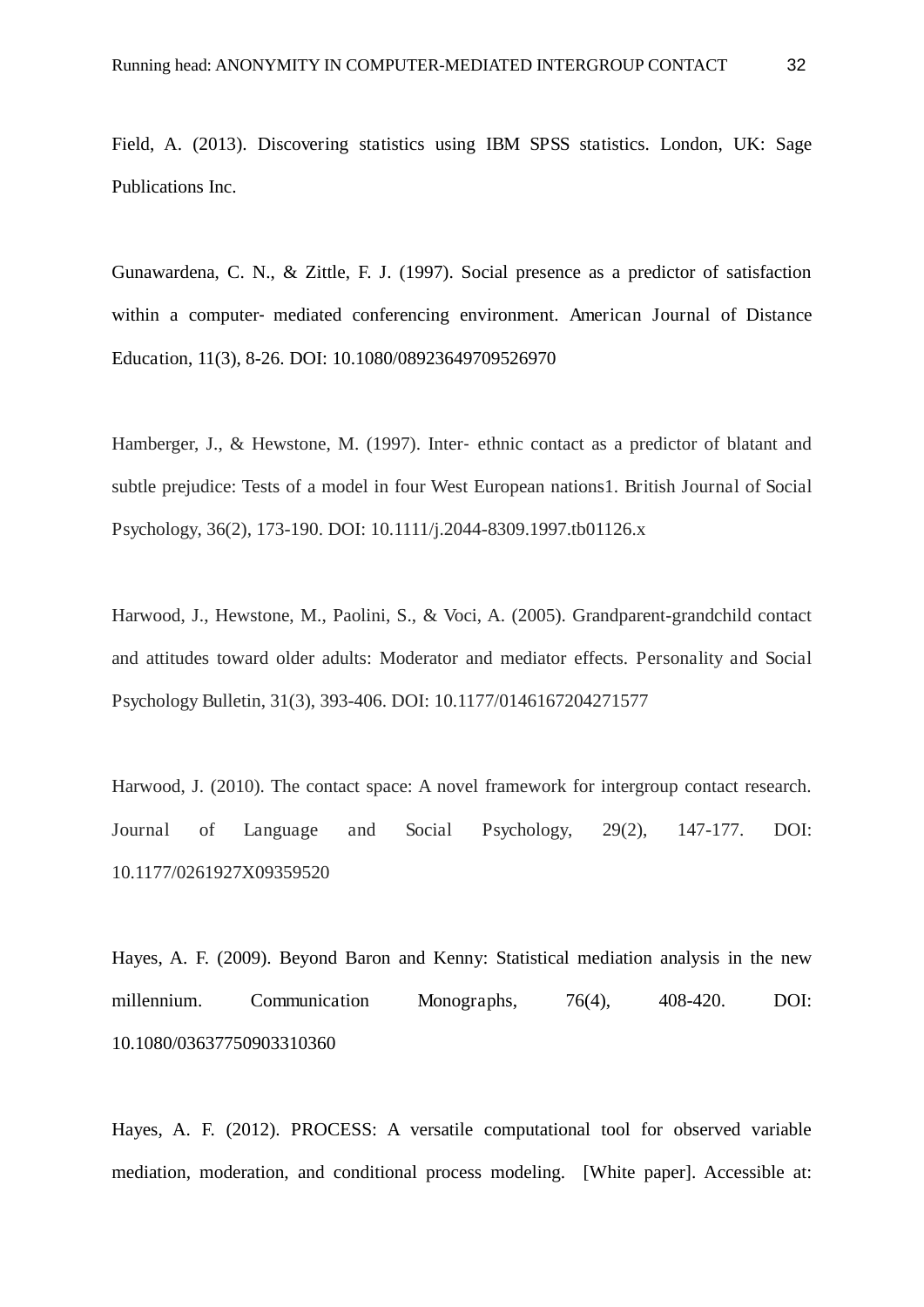Field, A. (2013). Discovering statistics using IBM SPSS statistics. London, UK: Sage Publications Inc.

Gunawardena, C. N., & Zittle, F. J. (1997). Social presence as a predictor of satisfaction within a computer- mediated conferencing environment. American Journal of Distance Education, 11(3), 8-26. DOI: 10.1080/08923649709526970

Hamberger, J., & Hewstone, M. (1997). Inter- ethnic contact as a predictor of blatant and subtle prejudice: Tests of a model in four West European nations1. British Journal of Social Psychology, 36(2), 173-190. DOI: 10.1111/j.2044-8309.1997.tb01126.x

Harwood, J., Hewstone, M., Paolini, S., & Voci, A. (2005). Grandparent-grandchild contact and attitudes toward older adults: Moderator and mediator effects. Personality and Social Psychology Bulletin, 31(3), 393-406. DOI: 10.1177/0146167204271577

Harwood, J. (2010). The contact space: A novel framework for intergroup contact research. Journal of Language and Social Psychology, 29(2), 147-177. DOI: 10.1177/0261927X09359520

Hayes, A. F. (2009). Beyond Baron and Kenny: Statistical mediation analysis in the new millennium. Communication Monographs, 76(4), 408-420. DOI: 10.1080/03637750903310360

Hayes, A. F. (2012). PROCESS: A versatile computational tool for observed variable mediation, moderation, and conditional process modeling. [White paper]. Accessible at: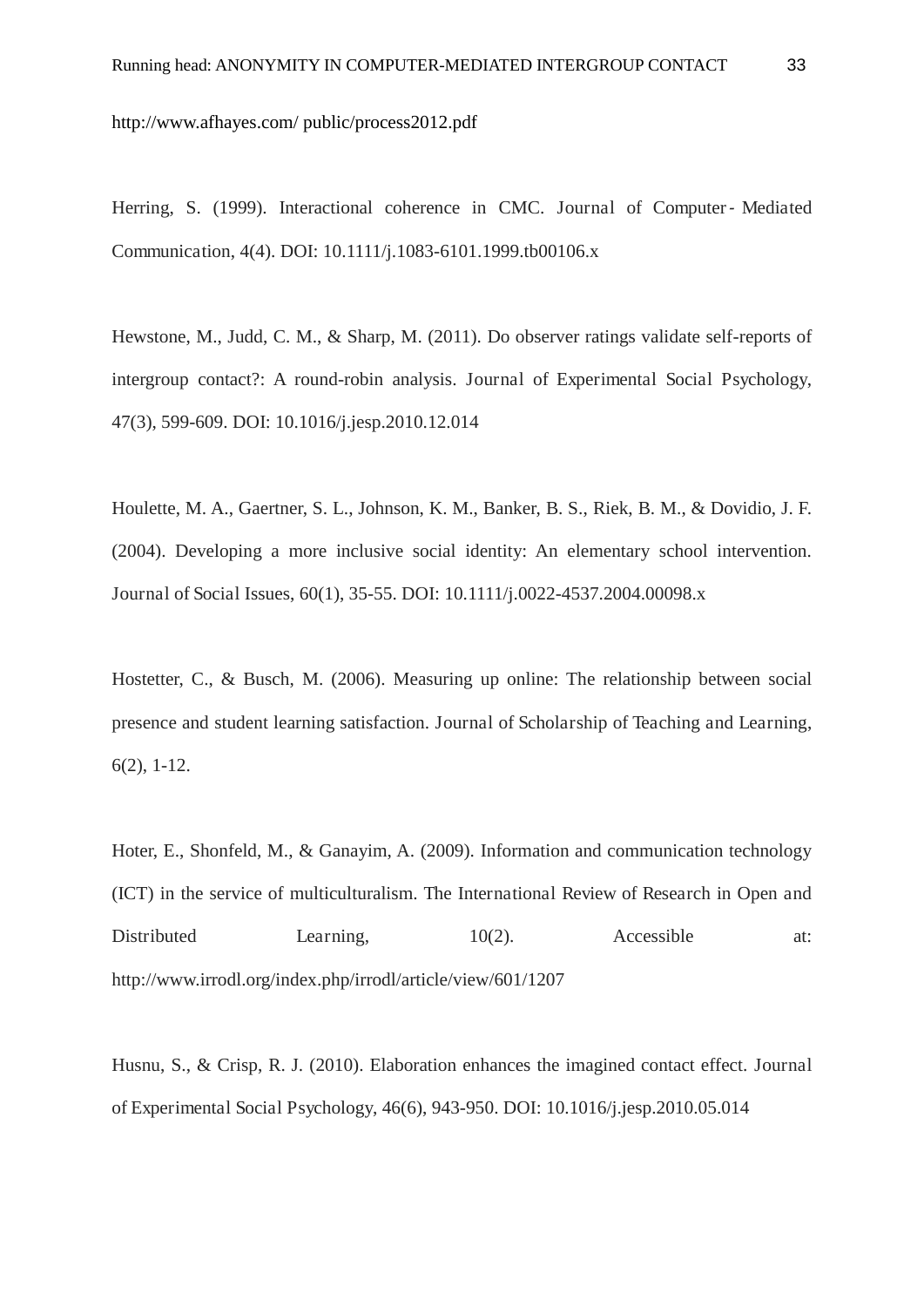http://www.afhayes.com/ public/process2012.pdf

Herring, S. (1999). Interactional coherence in CMC. Journal of Computer- Mediated Communication, 4(4). DOI: 10.1111/j.1083-6101.1999.tb00106.x

Hewstone, M., Judd, C. M., & Sharp, M. (2011). Do observer ratings validate self-reports of intergroup contact?: A round-robin analysis. Journal of Experimental Social Psychology, 47(3), 599-609. DOI: 10.1016/j.jesp.2010.12.014

Houlette, M. A., Gaertner, S. L., Johnson, K. M., Banker, B. S., Riek, B. M., & Dovidio, J. F. (2004). Developing a more inclusive social identity: An elementary school intervention. Journal of Social Issues, 60(1), 35-55. DOI: 10.1111/j.0022-4537.2004.00098.x

Hostetter, C., & Busch, M. (2006). Measuring up online: The relationship between social presence and student learning satisfaction. Journal of Scholarship of Teaching and Learning, 6(2), 1-12.

Hoter, E., Shonfeld, M., & Ganayim, A. (2009). Information and communication technology (ICT) in the service of multiculturalism. The International Review of Research in Open and Distributed Learning, 10(2). Accessible at: http://www.irrodl.org/index.php/irrodl/article/view/601/1207

Husnu, S., & Crisp, R. J. (2010). Elaboration enhances the imagined contact effect. Journal of Experimental Social Psychology, 46(6), 943-950. DOI: 10.1016/j.jesp.2010.05.014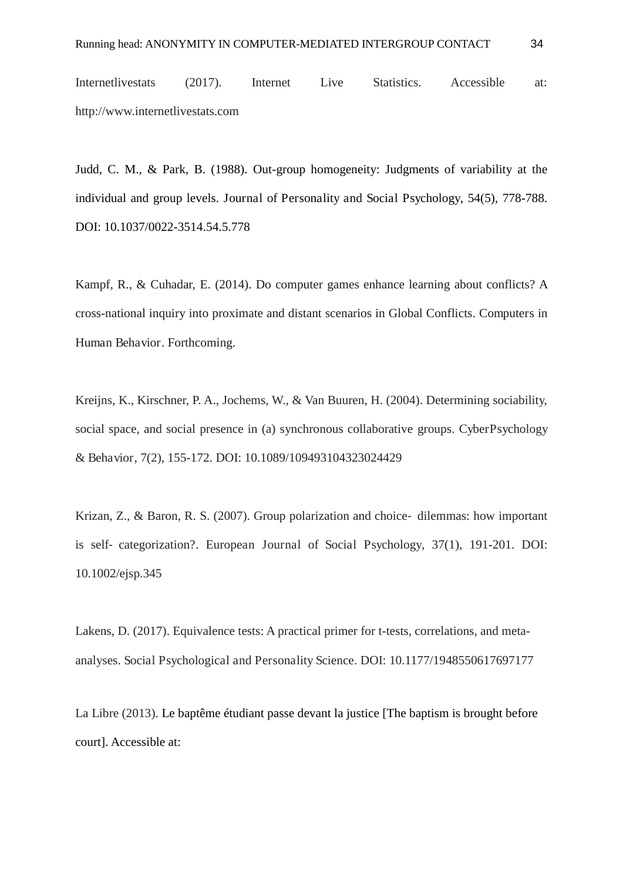Internetlivestats (2017). Internet Live Statistics. Accessible at: http://www.internetlivestats.com

Judd, C. M., & Park, B. (1988). Out-group homogeneity: Judgments of variability at the individual and group levels. Journal of Personality and Social Psychology, 54(5), 778-788. DOI: 10.1037/0022-3514.54.5.778

Kampf, R., & Cuhadar, E. (2014). Do computer games enhance learning about conflicts? A cross-national inquiry into proximate and distant scenarios in Global Conflicts. Computers in Human Behavior. Forthcoming.

Kreijns, K., Kirschner, P. A., Jochems, W., & Van Buuren, H. (2004). Determining sociability, social space, and social presence in (a) synchronous collaborative groups. CyberPsychology & Behavior, 7(2), 155-172. DOI: 10.1089/109493104323024429

Krizan, Z., & Baron, R. S. (2007). Group polarization and choice- dilemmas: how important is self- categorization?. European Journal of Social Psychology, 37(1), 191-201. DOI: 10.1002/ejsp.345

Lakens, D. (2017). Equivalence tests: A practical primer for t-tests, correlations, and meta-analyses. Social Psychological and Personality Science. DOI: 10.1177/1948550617697177

La Libre (2013). Le baptême étudiant passe devant la justice [The baptism is brought before court]. Accessible at: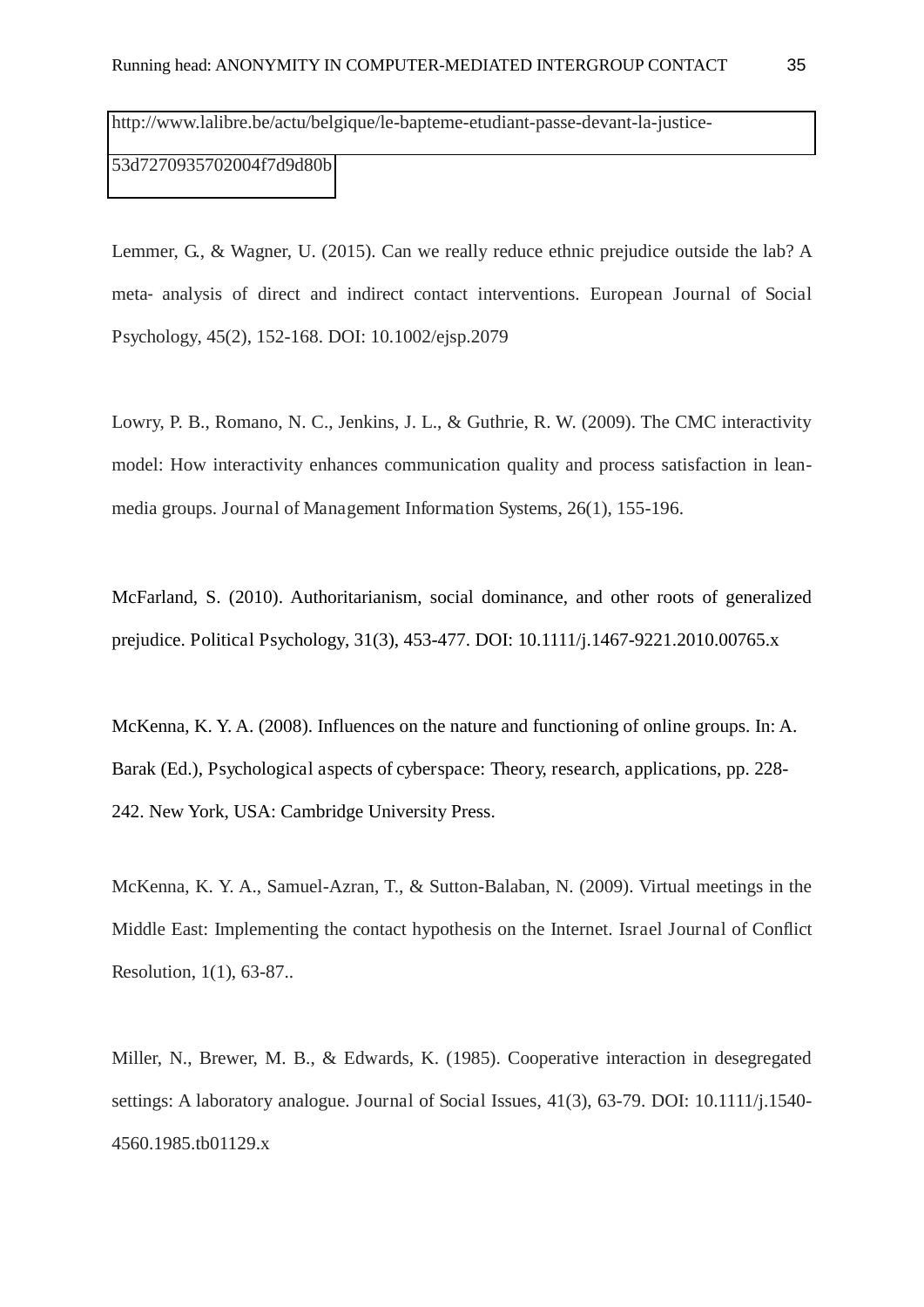http://www.lalibre.be/actu/belgique/le-bapteme-etudiant-passe-devant-la-justice-53d7270935702004f7d9d80b

Lemmer, G., & Wagner, U. (2015). Can we really reduce ethnic prejudice outside the lab? A meta- analysis of direct and indirect contact interventions. European Journal of Social Psychology, 45(2), 152-168. DOI: 10.1002/ejsp.2079

Lowry, P. B., Romano, N. C., Jenkins, J. L., & Guthrie, R. W. (2009). The CMC interactivity model: How interactivity enhances communication quality and process satisfaction in lean-media groups. Journal of Management Information Systems, 26(1), 155-196.

McFarland, S. (2010). Authoritarianism, social dominance, and other roots of generalized prejudice. Political Psychology, 31(3), 453-477. DOI: 10.1111/j.1467-9221.2010.00765.x

McKenna, K. Y. A. (2008). Influences on the nature and functioning of online groups. In: A. Barak (Ed.), Psychological aspects of cyberspace: Theory, research, applications, pp. 228-242. New York, USA: Cambridge University Press.

McKenna, K. Y. A., Samuel-Azran, T., & Sutton-Balaban, N. (2009). Virtual meetings in the Middle East: Implementing the contact hypothesis on the Internet. Israel Journal of Conflict Resolution, 1(1), 63-87..

Miller, N., Brewer, M. B., & Edwards, K. (1985). Cooperative interaction in desegregated settings: A laboratory analogue. Journal of Social Issues, 41(3), 63-79. DOI: 10.1111/j.1540-4560.1985.tb01129.x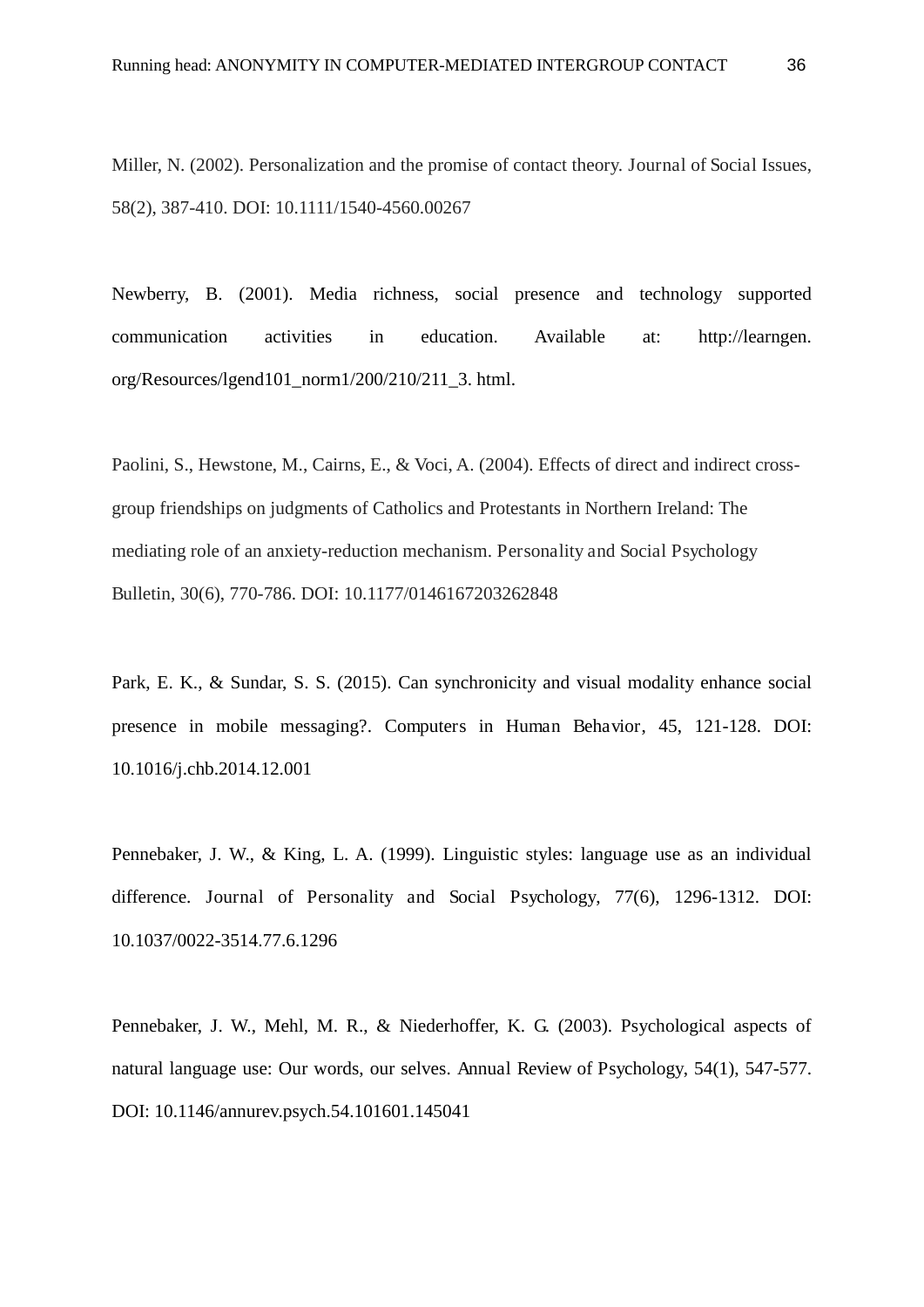Miller, N. (2002). Personalization and the promise of contact theory. Journal of Social Issues, 58(2), 387-410. DOI: 10.1111/1540-4560.00267

Newberry, B. (2001). Media richness, social presence and technology supported communication activities in education. Available at: http://learngen. org/Resources/lgend101_norm1/200/210/211_3. html.

Paolini, S., Hewstone, M., Cairns, E., & Voci, A. (2004). Effects of direct and indirect cross-group friendships on judgments of Catholics and Protestants in Northern Ireland: The mediating role of an anxiety-reduction mechanism. Personality and Social Psychology Bulletin, 30(6), 770-786. DOI: 10.1177/0146167203262848

Park, E. K., & Sundar, S. S. (2015). Can synchronicity and visual modality enhance social presence in mobile messaging?. Computers in Human Behavior, 45, 121-128. DOI: 10.1016/j.chb.2014.12.001

Pennebaker, J. W., & King, L. A. (1999). Linguistic styles: language use as an individual difference. Journal of Personality and Social Psychology, 77(6), 1296-1312. DOI: 10.1037/0022-3514.77.6.1296

Pennebaker, J. W., Mehl, M. R., & Niederhoffer, K. G. (2003). Psychological aspects of natural language use: Our words, our selves. Annual Review of Psychology, 54(1), 547-577. DOI: 10.1146/annurev.psych.54.101601.145041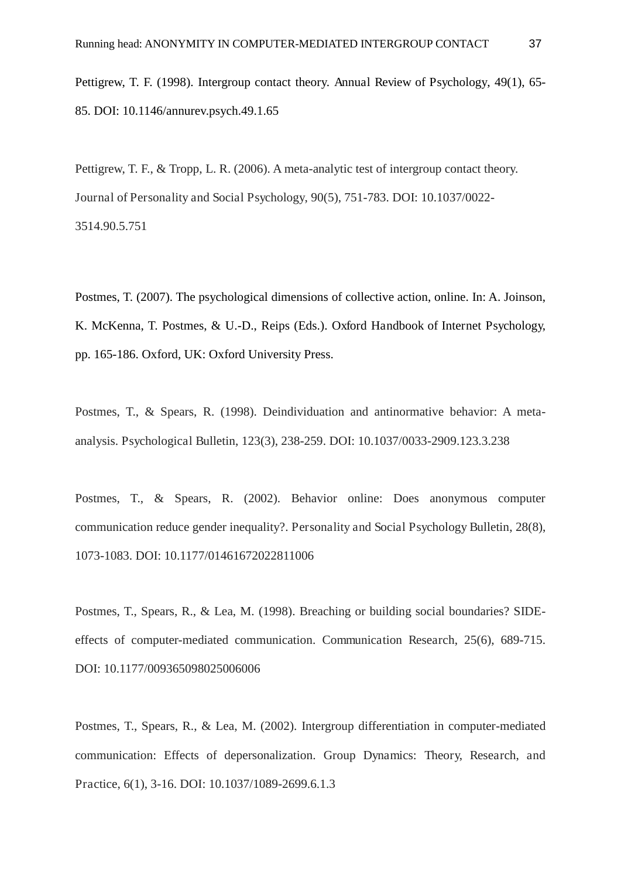Pettigrew, T. F. (1998). Intergroup contact theory. Annual Review of Psychology, 49(1), 65-85. DOI: 10.1146/annurev.psych.49.1.65

Pettigrew, T. F., & Tropp, L. R. (2006). A meta-analytic test of intergroup contact theory. Journal of Personality and Social Psychology, 90(5), 751-783. DOI: 10.1037/0022-3514.90.5.751

Postmes, T. (2007). The psychological dimensions of collective action, online. In: A. Joinson, K. McKenna, T. Postmes, & U.-D., Reips (Eds.). Oxford Handbook of Internet Psychology, pp. 165-186. Oxford, UK: Oxford University Press.

Postmes, T., & Spears, R. (1998). Deindividuation and antinormative behavior: A meta-analysis. Psychological Bulletin, 123(3), 238-259. DOI: 10.1037/0033-2909.123.3.238

Postmes, T., & Spears, R. (2002). Behavior online: Does anonymous computer communication reduce gender inequality?. Personality and Social Psychology Bulletin, 28(8), 1073-1083. DOI: 10.1177/01461672022811006

Postmes, T., Spears, R., & Lea, M. (1998). Breaching or building social boundaries? SIDE-effects of computer-mediated communication. Communication Research, 25(6), 689-715. DOI: 10.1177/009365098025006006

Postmes, T., Spears, R., & Lea, M. (2002). Intergroup differentiation in computer-mediated communication: Effects of depersonalization. Group Dynamics: Theory, Research, and Practice, 6(1), 3-16. DOI: 10.1037/1089-2699.6.1.3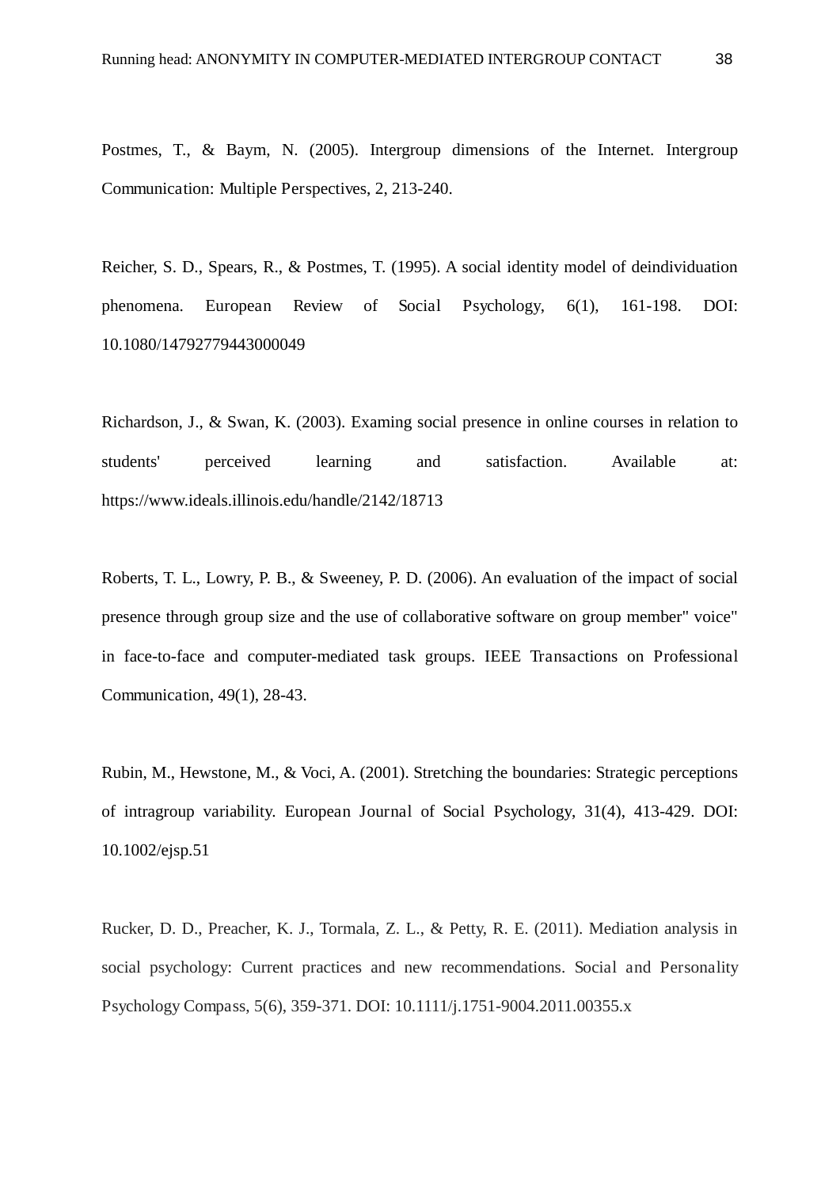Postmes, T., & Baym, N. (2005). Intergroup dimensions of the Internet. Intergroup Communication: Multiple Perspectives, 2, 213-240.

Reicher, S. D., Spears, R., & Postmes, T. (1995). A social identity model of deindividuation phenomena. European Review of Social Psychology, 6(1), 161-198. DOI: 10.1080/14792779443000049

Richardson, J., & Swan, K. (2003). Examing social presence in online courses in relation to students' perceived learning and satisfaction. Available at: https://www.ideals.illinois.edu/handle/2142/18713

Roberts, T. L., Lowry, P. B., & Sweeney, P. D. (2006). An evaluation of the impact of social presence through group size and the use of collaborative software on group member" voice" in face-to-face and computer-mediated task groups. IEEE Transactions on Professional Communication, 49(1), 28-43.

Rubin, M., Hewstone, M., & Voci, A. (2001). Stretching the boundaries: Strategic perceptions of intragroup variability. European Journal of Social Psychology, 31(4), 413-429. DOI: 10.1002/ejsp.51

Rucker, D. D., Preacher, K. J., Tormala, Z. L., & Petty, R. E. (2011). Mediation analysis in social psychology: Current practices and new recommendations. Social and Personality Psychology Compass, 5(6), 359-371. DOI: 10.1111/j.1751-9004.2011.00355.x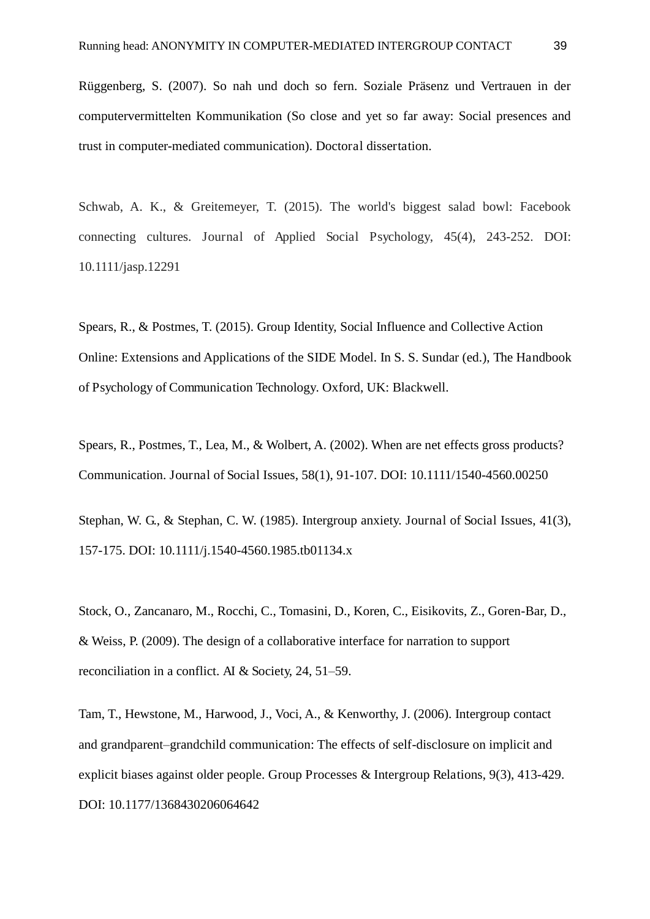Rüggenberg, S. (2007). So nah und doch so fern. Soziale Präsenz und Vertrauen in der computervermittelten Kommunikation (So close and yet so far away: Social presences and trust in computer-mediated communication). Doctoral dissertation.

Schwab, A. K., & Greitemeyer, T. (2015). The world's biggest salad bowl: Facebook connecting cultures. Journal of Applied Social Psychology, 45(4), 243-252. DOI: 10.1111/jasp.12291

Spears, R., & Postmes, T. (2015). Group Identity, Social Influence and Collective Action Online: Extensions and Applications of the SIDE Model. In S. S. Sundar (ed.), The Handbook of Psychology of Communication Technology. Oxford, UK: Blackwell.

Spears, R., Postmes, T., Lea, M., & Wolbert, A. (2002). When are net effects gross products? Communication. Journal of Social Issues, 58(1), 91-107. DOI: 10.1111/1540-4560.00250

Stephan, W. G., & Stephan, C. W. (1985). Intergroup anxiety. Journal of Social Issues, 41(3), 157-175. DOI: 10.1111/j.1540-4560.1985.tb01134.x

Stock, O., Zancanaro, M., Rocchi, C., Tomasini, D., Koren, C., Eisikovits, Z., Goren-Bar, D., & Weiss, P. (2009). The design of a collaborative interface for narration to support reconciliation in a conflict. AI & Society, 24, 51–59.

Tam, T., Hewstone, M., Harwood, J., Voci, A., & Kenworthy, J. (2006). Intergroup contact and grandparent–grandchild communication: The effects of self-disclosure on implicit and explicit biases against older people. Group Processes & Intergroup Relations, 9(3), 413-429. DOI: 10.1177/1368430206064642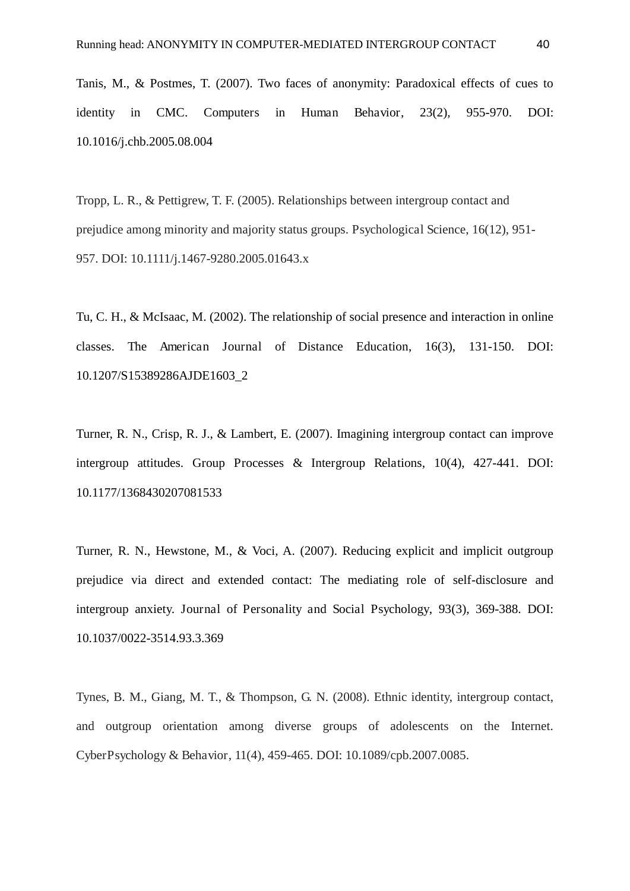Tanis, M., & Postmes, T. (2007). Two faces of anonymity: Paradoxical effects of cues to identity in CMC. Computers in Human Behavior, 23(2), 955-970. DOI: 10.1016/j.chb.2005.08.004

Tropp, L. R., & Pettigrew, T. F. (2005). Relationships between intergroup contact and prejudice among minority and majority status groups. Psychological Science, 16(12), 951-957. DOI: 10.1111/j.1467-9280.2005.01643.x

Tu, C. H., & McIsaac, M. (2002). The relationship of social presence and interaction in online classes. The American Journal of Distance Education, 16(3), 131-150. DOI: 10.1207/S15389286AJDE1603_2

Turner, R. N., Crisp, R. J., & Lambert, E. (2007). Imagining intergroup contact can improve intergroup attitudes. Group Processes & Intergroup Relations, 10(4), 427-441. DOI: 10.1177/1368430207081533

Turner, R. N., Hewstone, M., & Voci, A. (2007). Reducing explicit and implicit outgroup prejudice via direct and extended contact: The mediating role of self-disclosure and intergroup anxiety. Journal of Personality and Social Psychology, 93(3), 369-388. DOI: 10.1037/0022-3514.93.3.369

Tynes, B. M., Giang, M. T., & Thompson, G. N. (2008). Ethnic identity, intergroup contact, and outgroup orientation among diverse groups of adolescents on the Internet. CyberPsychology & Behavior, 11(4), 459-465. DOI: 10.1089/cpb.2007.0085.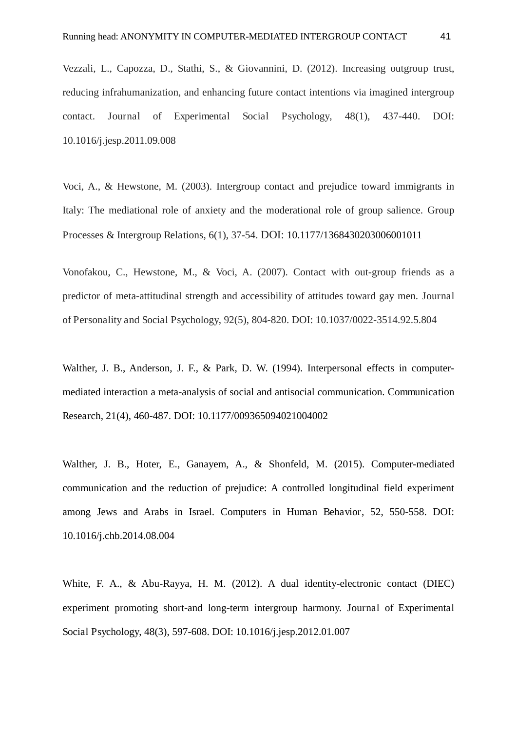Vezzali, L., Capozza, D., Stathi, S., & Giovannini, D. (2012). Increasing outgroup trust, reducing infrahumanization, and enhancing future contact intentions via imagined intergroup contact. Journal of Experimental Social Psychology, 48(1), 437-440. DOI: 10.1016/j.jesp.2011.09.008

Voci, A., & Hewstone, M. (2003). Intergroup contact and prejudice toward immigrants in Italy: The mediational role of anxiety and the moderational role of group salience. Group Processes & Intergroup Relations, 6(1), 37-54. DOI: 10.1177/1368430203006001011

Vonofakou, C., Hewstone, M., & Voci, A. (2007). Contact with out-group friends as a predictor of meta-attitudinal strength and accessibility of attitudes toward gay men. Journal of Personality and Social Psychology, 92(5), 804-820. DOI: 10.1037/0022-3514.92.5.804

Walther, J. B., Anderson, J. F., & Park, D. W. (1994). Interpersonal effects in computer-mediated interaction a meta-analysis of social and antisocial communication. Communication Research, 21(4), 460-487. DOI: 10.1177/009365094021004002

Walther, J. B., Hoter, E., Ganayem, A., & Shonfeld, M. (2015). Computer-mediated communication and the reduction of prejudice: A controlled longitudinal field experiment among Jews and Arabs in Israel. Computers in Human Behavior, 52, 550-558. DOI: 10.1016/j.chb.2014.08.004

White, F. A., & Abu-Rayya, H. M. (2012). A dual identity-electronic contact (DIEC) experiment promoting short-and long-term intergroup harmony. Journal of Experimental Social Psychology, 48(3), 597-608. DOI: 10.1016/j.jesp.2012.01.007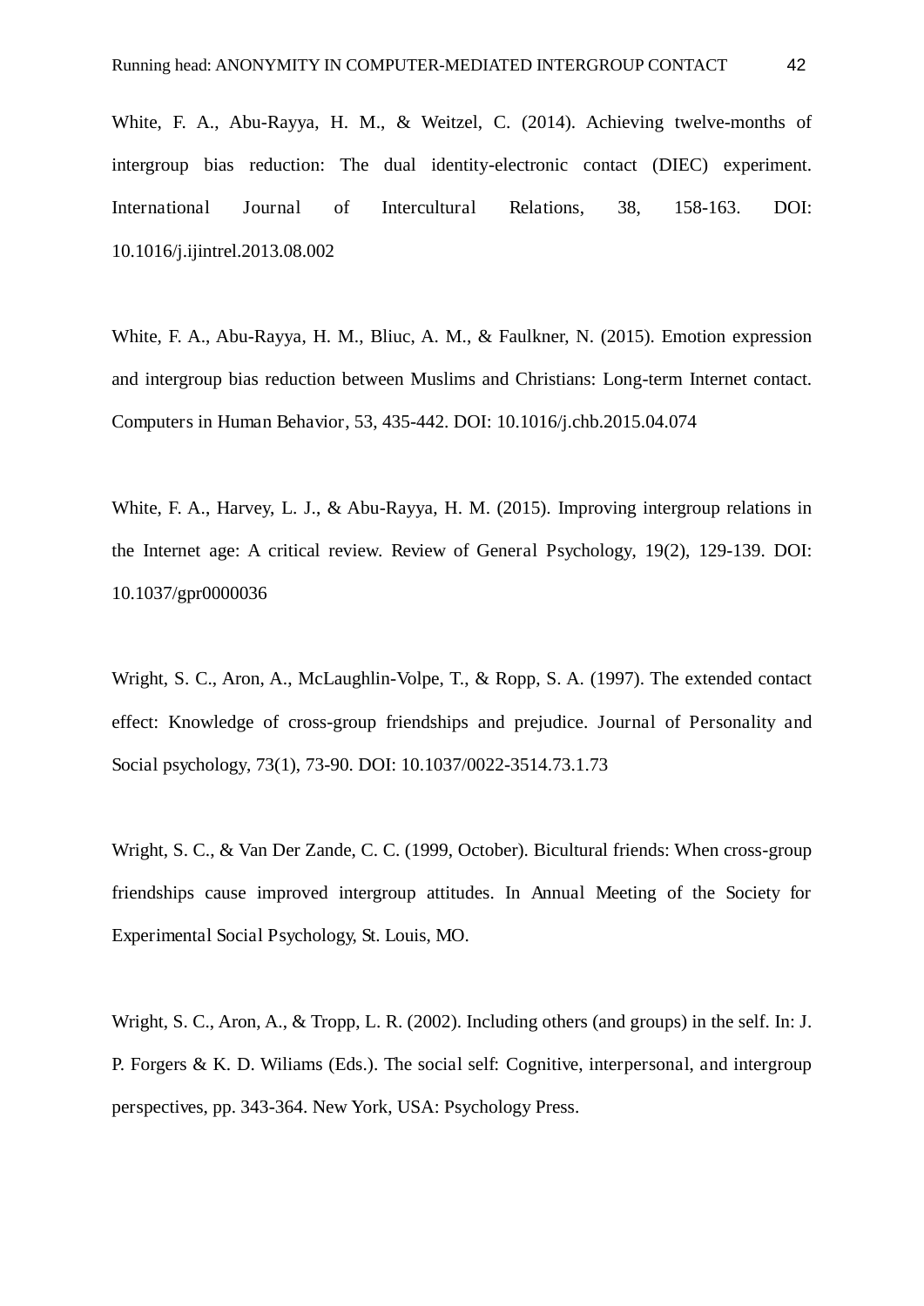White, F. A., Abu-Rayya, H. M., & Weitzel, C. (2014). Achieving twelve-months of intergroup bias reduction: The dual identity-electronic contact (DIEC) experiment. International Journal of Intercultural Relations, 38, 158-163. DOI: 10.1016/j.ijintrel.2013.08.002

White, F. A., Abu-Rayya, H. M., Bliuc, A. M., & Faulkner, N. (2015). Emotion expression and intergroup bias reduction between Muslims and Christians: Long-term Internet contact. Computers in Human Behavior, 53, 435-442. DOI: 10.1016/j.chb.2015.04.074

White, F. A., Harvey, L. J., & Abu-Rayya, H. M. (2015). Improving intergroup relations in the Internet age: A critical review. Review of General Psychology, 19(2), 129-139. DOI: 10.1037/gpr0000036

Wright, S. C., Aron, A., McLaughlin-Volpe, T., & Ropp, S. A. (1997). The extended contact effect: Knowledge of cross-group friendships and prejudice. Journal of Personality and Social psychology, 73(1), 73-90. DOI: 10.1037/0022-3514.73.1.73

Wright, S. C., & Van Der Zande, C. C. (1999, October). Bicultural friends: When cross-group friendships cause improved intergroup attitudes. In Annual Meeting of the Society for Experimental Social Psychology, St. Louis, MO.

Wright, S. C., Aron, A., & Tropp, L. R. (2002). Including others (and groups) in the self. In: J. P. Forgers & K. D. Wiliams (Eds.). The social self: Cognitive, interpersonal, and intergroup perspectives, pp. 343-364. New York, USA: Psychology Press.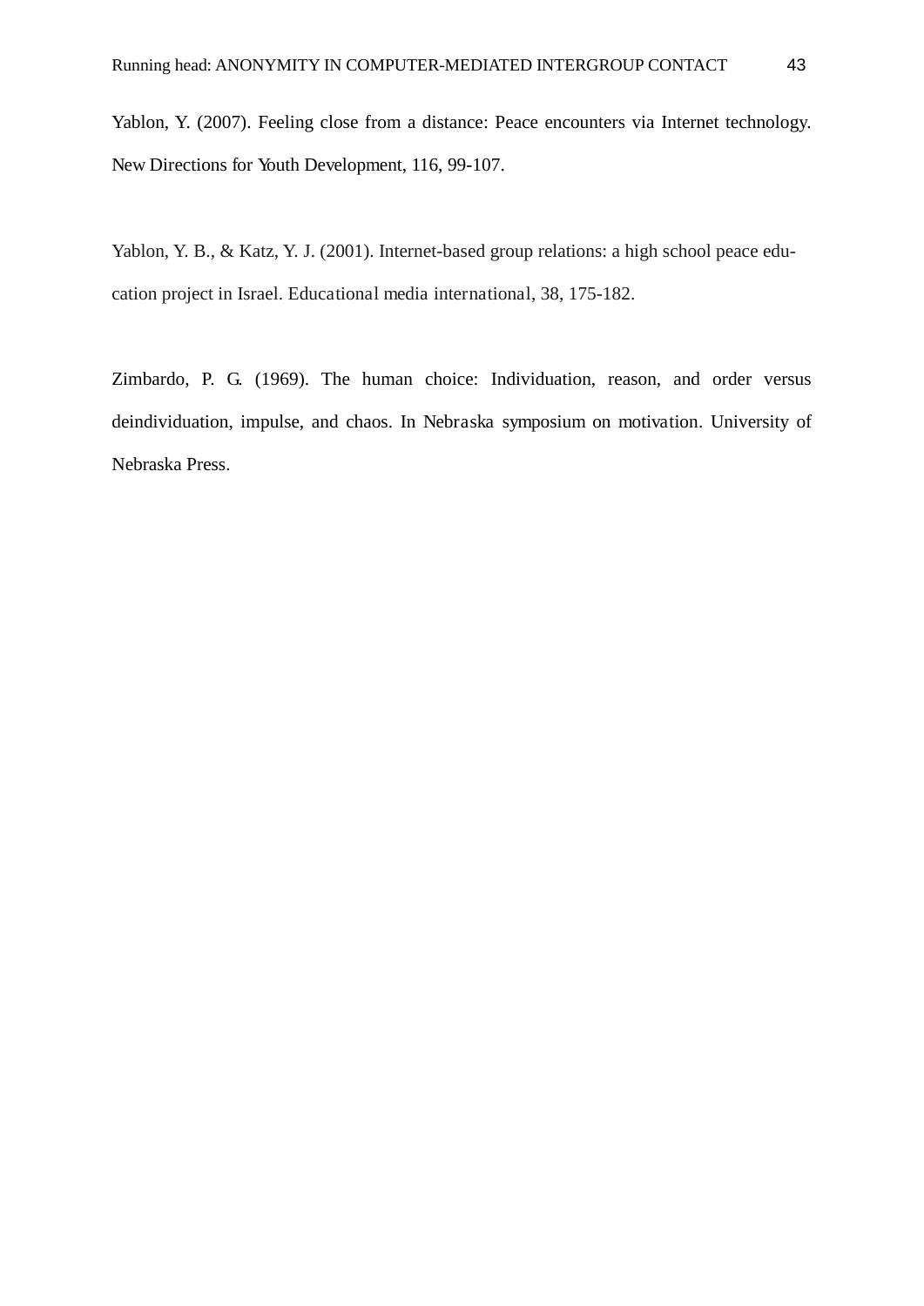Yablon, Y. (2007). Feeling close from a distance: Peace encounters via Internet technology. New Directions for Youth Development, 116, 99-107.

Yablon, Y. B., & Katz, Y. J. (2001). Internet-based group relations: a high school peace education project in Israel. Educational media international, 38, 175-182.

Zimbardo, P. G. (1969). The human choice: Individuation, reason, and order versus deindividuation, impulse, and chaos. In Nebraska symposium on motivation. University of Nebraska Press.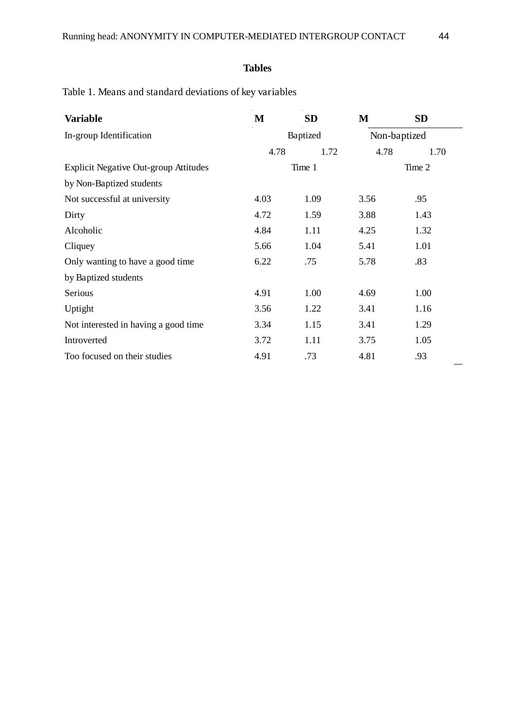**Tables**

Table 1. Means and standard deviations of key variables

| Variable | M | SD | M | SD |
|---|---|---|---|---|
| In-group Identification | Baptized | | Non-baptized | |
| | 4.78 | 1.72 | 4.78 | 1.70 |
| Explicit Negative Out-group Attitudes | Time 1 | | Time 2 | |
| by Non-Baptized students | | | | |
| Not successful at university | 4.03 | 1.09 | 3.56 | .95 |
| Dirty | 4.72 | 1.59 | 3.88 | 1.43 |
| Alcoholic | 4.84 | 1.11 | 4.25 | 1.32 |
| Cliquey | 5.66 | 1.04 | 5.41 | 1.01 |
| Only wanting to have a good time | 6.22 | .75 | 5.78 | .83 |
| by Baptized students | | | | |
| Serious | 4.91 | 1.00 | 4.69 | 1.00 |
| Uptight | 3.56 | 1.22 | 3.41 | 1.16 |
| Not interested in having a good time | 3.34 | 1.15 | 3.41 | 1.29 |
| Introverted | 3.72 | 1.11 | 3.75 | 1.05 |
| Too focused on their studies | 4.91 | .73 | 4.81 | .93 |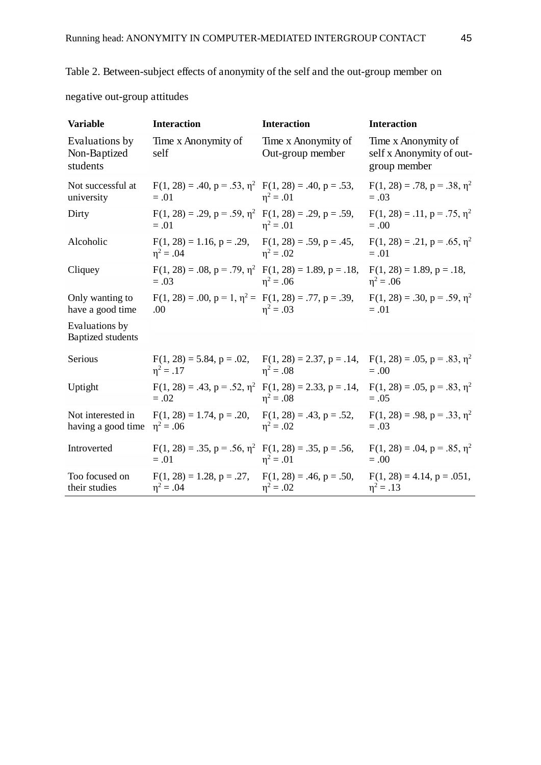Table 2. Between-subject effects of anonymity of the self and the out-group member on negative out-group attitudes

| Variable | Interaction | Interaction | Interaction |
|---|---|---|---|
| Evaluations by Non-Baptized students | Time x Anonymity of self | Time x Anonymity of Out-group member | Time x Anonymity of self x Anonymity of out-group member |
| Not successful at university | $F(1, 28) = .40$, $p = .53$, $\eta^2 = .01$ | $F(1, 28) = .40$, $p = .53$, $\eta^2 = .01$ | $F(1, 28) = .78$, $p = .38$, $\eta^2 = .03$ |
| Dirty | $F(1, 28) = .29$, $p = .59$, $\eta^2 = .01$ | $F(1, 28) = .29$, $p = .59$, $\eta^2 = .01$ | $F(1, 28) = .11$, $p = .75$, $\eta^2 = .00$ |
| Alcoholic | $F(1, 28) = 1.16$, $p = .29$, $\eta^2 = .04$ | $F(1, 28) = .59$, $p = .45$, $\eta^2 = .02$ | $F(1, 28) = .21$, $p = .65$, $\eta^2 = .01$ |
| Cliquey | $F(1, 28) = .08$, $p = .79$, $\eta^2 = .03$ | $F(1, 28) = 1.89$, $p = .18$, $\eta^2 = .06$ | $F(1, 28) = 1.89$, $p = .18$, $\eta^2 = .06$ |
| Only wanting to have a good time | $F(1, 28) = .00$, $p = 1$, $\eta^2 = .00$ | $F(1, 28) = .77$, $p = .39$, $\eta^2 = .03$ | $F(1, 28) = .30$, $p = .59$, $\eta^2 = .01$ |
| Evaluations by Baptized students | | | |
| Serious | $F(1, 28) = 5.84$, $p = .02$, $\eta^2 = .17$ | $F(1, 28) = 2.37$, $p = .14$, $\eta^2 = .08$ | $F(1, 28) = .05$, $p = .83$, $\eta^2 = .00$ |
| Uptight | $F(1, 28) = .43$, $p = .52$, $\eta^2 = .02$ | $F(1, 28) = 2.33$, $p = .14$, $\eta^2 = .08$ | $F(1, 28) = .05$, $p = .83$, $\eta^2 = .05$ |
| Not interested in having a good time | $F(1, 28) = 1.74$, $p = .20$, $\eta^2 = .06$ | $F(1, 28) = .43$, $p = .52$, $\eta^2 = .02$ | $F(1, 28) = .98$, $p = .33$, $\eta^2 = .03$ |
| Introverted | $F(1, 28) = .35$, $p = .56$, $\eta^2 = .01$ | $F(1, 28) = .35$, $p = .56$, $\eta^2 = .01$ | $F(1, 28) = .04$, $p = .85$, $\eta^2 = .00$ |
| Too focused on their studies | $F(1, 28) = 1.28$, $p = .27$, $\eta^2 = .04$ | $F(1, 28) = .46$, $p = .50$, $\eta^2 = .02$ | $F(1, 28) = 4.14$, $p = .051$, $\eta^2 = .13$ |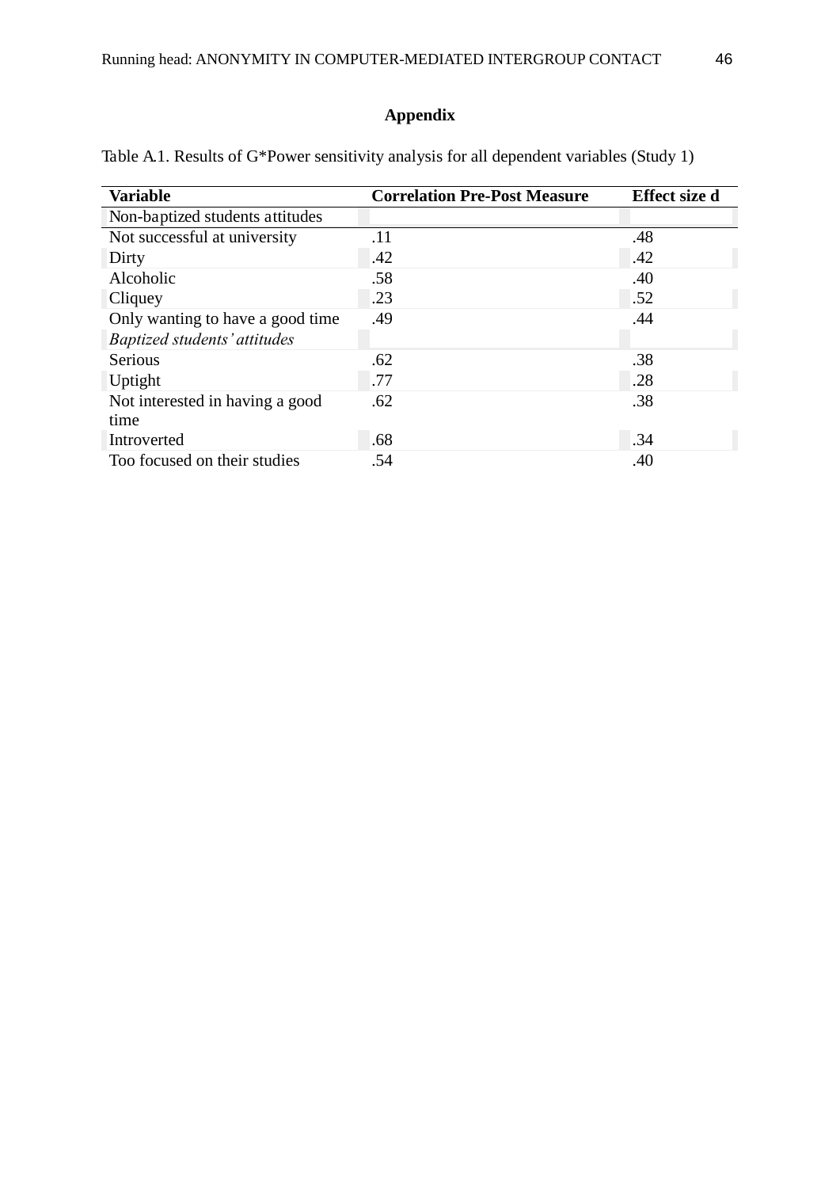# Appendix

Table A.1. Results of G*Power sensitivity analysis for all dependent variables (Study 1)

| Variable | Correlation Pre-Post Measure | Effect size d |
|---|---|---|
| Non-baptized students attitudes | | |
| Not successful at university | .11 | .48 |
| Dirty | .42 | .42 |
| Alcoholic | .58 | .40 |
| Cliquey | .23 | .52 |
| Only wanting to have a good time | .49 | .44 |
| *Baptized students' attitudes* | | |
| Serious | .62 | .38 |
| Uptight | .77 | .28 |
| Not interested in having a good time | .62 | .38 |
| Introverted | .68 | .34 |
| Too focused on their studies | .54 | .40 |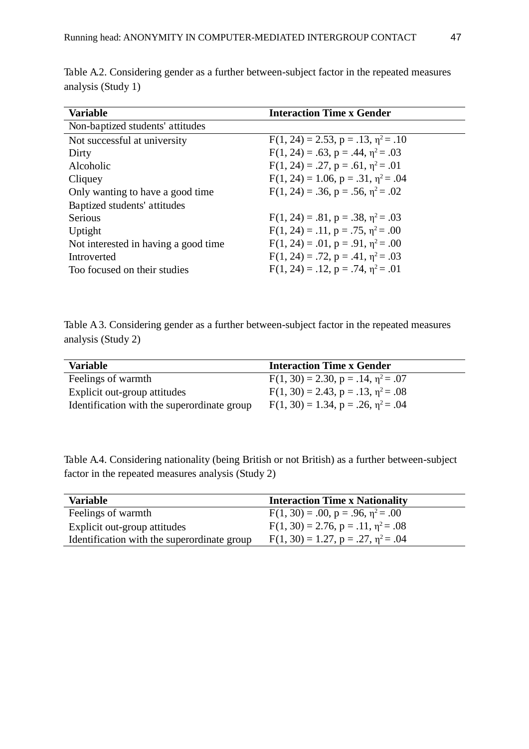Table A.2. Considering gender as a further between-subject factor in the repeated measures analysis (Study 1)

| **Variable** | **Interaction Time x Gender** |
|---|---|
| Non-baptized students' attitudes | |
| Not successful at university | $F(1, 24) = 2.53$, $p = .13$, $\eta^2 = .10$ |
| Dirty | $F(1, 24) = .63$, $p = .44$, $\eta^2 = .03$ |
| Alcoholic | $F(1, 24) = .27$, $p = .61$, $\eta^2 = .01$ |
| Cliquey | $F(1, 24) = 1.06$, $p = .31$, $\eta^2 = .04$ |
| Only wanting to have a good time | $F(1, 24) = .36$, $p = .56$, $\eta^2 = .02$ |
| Baptized students' attitudes | |
| Serious | $F(1, 24) = .81$, $p = .38$, $\eta^2 = .03$ |
| Uptight | $F(1, 24) = .11$, $p = .75$, $\eta^2 = .00$ |
| Not interested in having a good time | $F(1, 24) = .01$, $p = .91$, $\eta^2 = .00$ |
| Introverted | $F(1, 24) = .72$, $p = .41$, $\eta^2 = .03$ |
| Too focused on their studies | $F(1, 24) = .12$, $p = .74$, $\eta^2 = .01$ |

Table A3. Considering gender as a further between-subject factor in the repeated measures analysis (Study 2)

| **Variable** | **Interaction Time x Gender** |
|---|---|
| Feelings of warmth | $F(1, 30) = 2.30$, $p = .14$, $\eta^2 = .07$ |
| Explicit out-group attitudes | $F(1, 30) = 2.43$, $p = .13$, $\eta^2 = .08$ |
| Identification with the superordinate group | $F(1, 30) = 1.34$, $p = .26$, $\eta^2 = .04$ |

Table A.4. Considering nationality (being British or not British) as a further between-subject factor in the repeated measures analysis (Study 2)

| **Variable** | **Interaction Time x Nationality** |
|---|---|
| Feelings of warmth | $F(1, 30) = .00$, $p = .96$, $\eta^2 = .00$ |
| Explicit out-group attitudes | $F(1, 30) = 2.76$, $p = .11$, $\eta^2 = .08$ |
| Identification with the superordinate group | $F(1, 30) = 1.27$, $p = .27$, $\eta^2 = .04$ |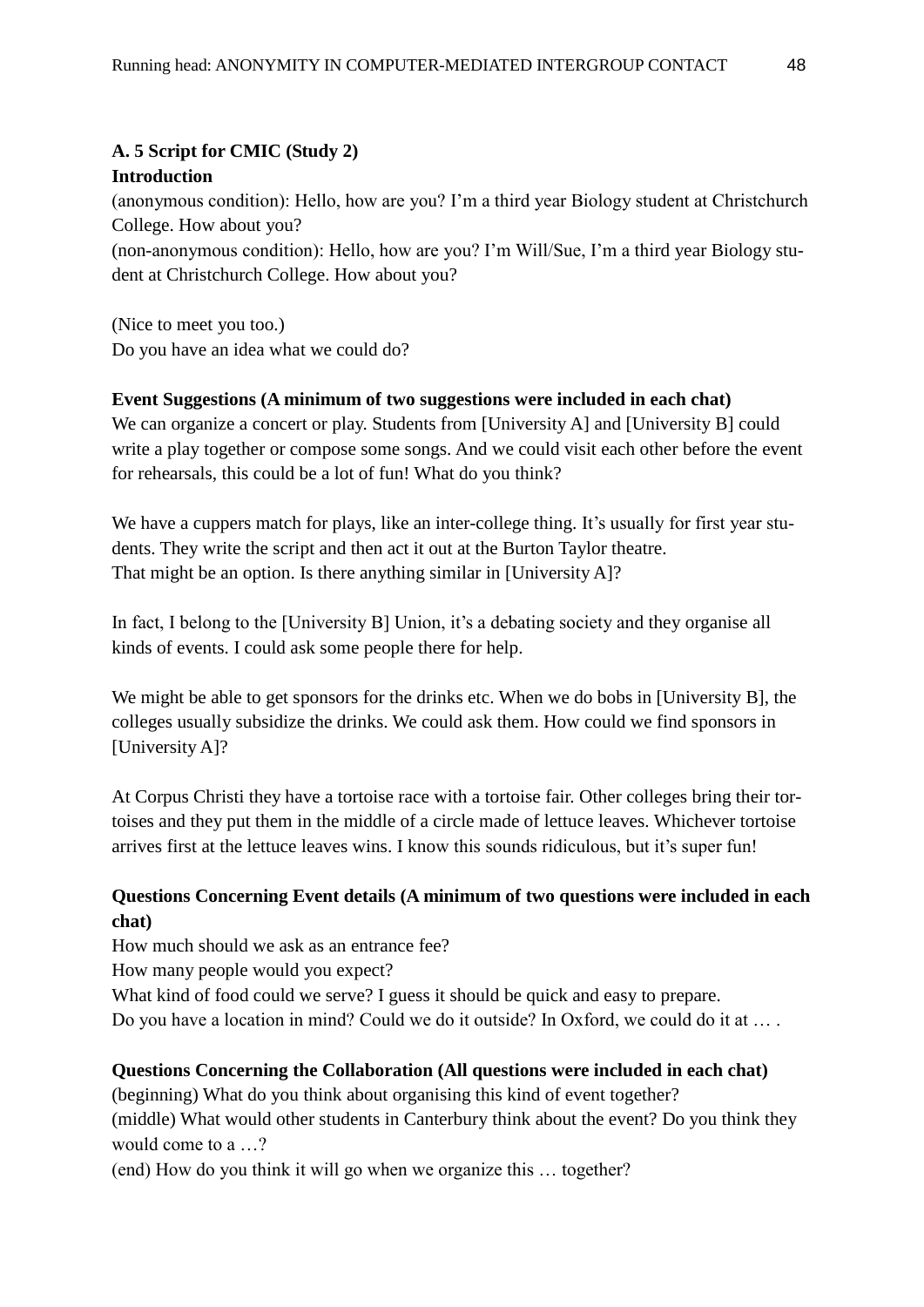**A. 5 Script for CMIC (Study 2)**

**Introduction**

(anonymous condition): Hello, how are you? I'm a third year Biology student at Christchurch College. How about you?

(non-anonymous condition): Hello, how are you? I'm Will/Sue, I'm a third year Biology student at Christchurch College. How about you?

(Nice to meet you too.)

Do you have an idea what we could do?

**Event Suggestions (A minimum of two suggestions were included in each chat)**

We can organize a concert or play. Students from [University A] and [University B] could write a play together or compose some songs. And we could visit each other before the event for rehearsals, this could be a lot of fun! What do you think?

We have a cuppers match for plays, like an inter-college thing. It's usually for first year students. They write the script and then act it out at the Burton Taylor theatre.
That might be an option. Is there anything similar in [University A]?

In fact, I belong to the [University B] Union, it's a debating society and they organise all kinds of events. I could ask some people there for help.

We might be able to get sponsors for the drinks etc. When we do bobs in [University B], the colleges usually subsidize the drinks. We could ask them. How could we find sponsors in [University A]?

At Corpus Christi they have a tortoise race with a tortoise fair. Other colleges bring their tortoises and they put them in the middle of a circle made of lettuce leaves. Whichever tortoise arrives first at the lettuce leaves wins. I know this sounds ridiculous, but it's super fun!

**Questions Concerning Event details (A minimum of two questions were included in each chat)**

How much should we ask as an entrance fee?
How many people would you expect?
What kind of food could we serve? I guess it should be quick and easy to prepare.
Do you have a location in mind? Could we do it outside? In Oxford, we could do it at … .

**Questions Concerning the Collaboration (All questions were included in each chat)**

(beginning) What do you think about organising this kind of event together?
(middle) What would other students in Canterbury think about the event? Do you think they would come to a …?
(end) How do you think it will go when we organize this … together?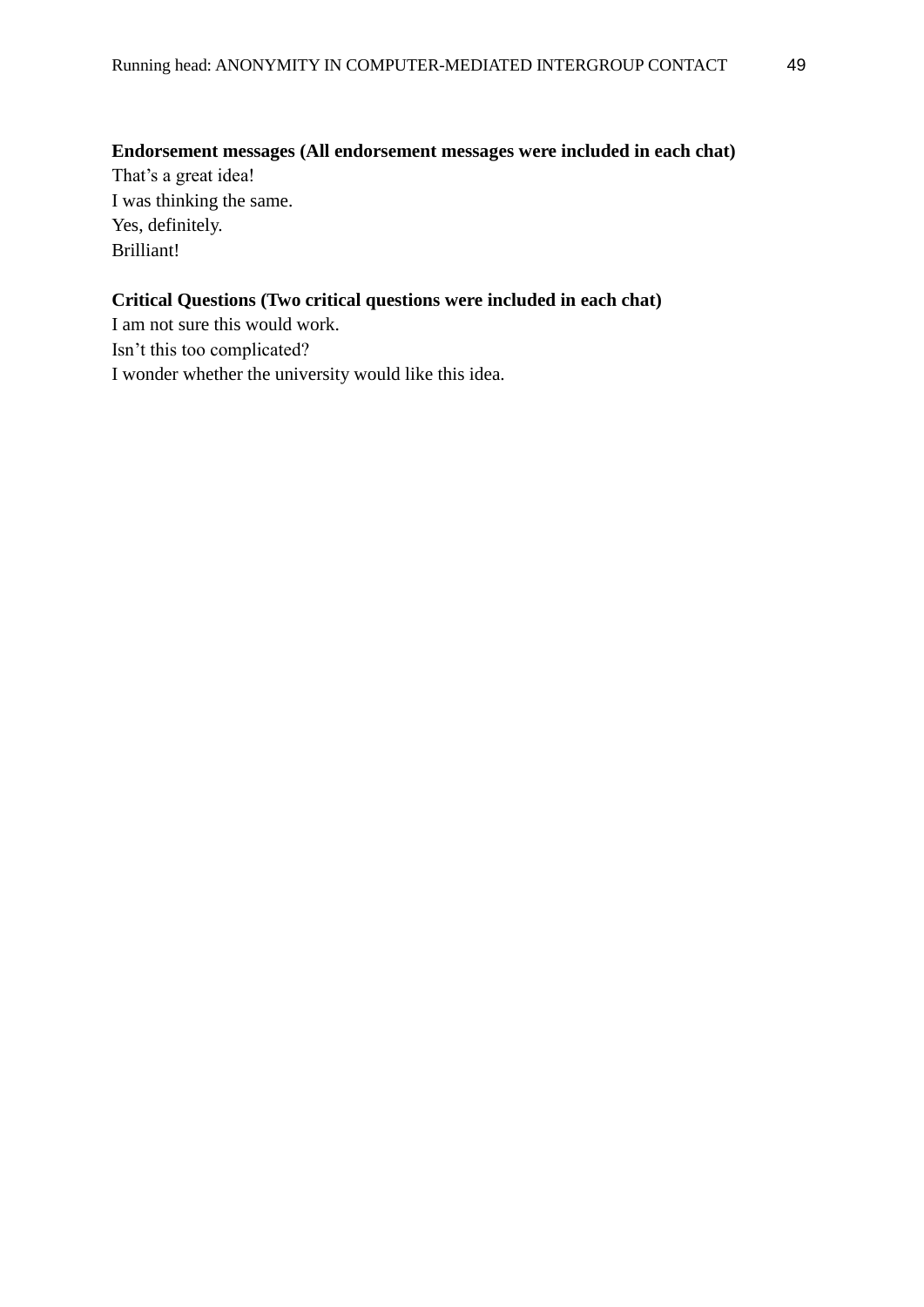**Endorsement messages (All endorsement messages were included in each chat)**

That’s a great idea!
I was thinking the same.
Yes, definitely.
Brilliant!

**Critical Questions (Two critical questions were included in each chat)**

I am not sure this would work.
Isn’t this too complicated?
I wonder whether the university would like this idea.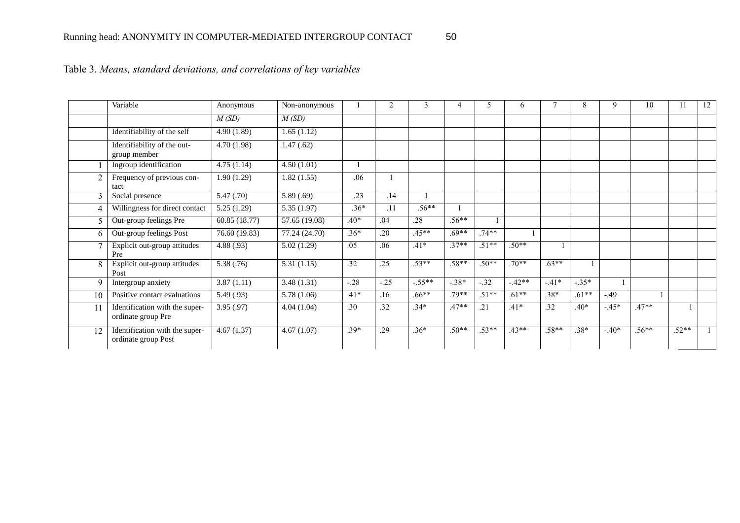Table 3. *Means, standard deviations, and correlations of key variables*

| | Variable | Anonymous | Non-anonymous | 1 | 2 | 3 | 4 | 5 | 6 | 7 | 8 | 9 | 10 | 11 | 12 |
|---|---|---|---|---|---|---|---|---|---|---|---|---|---|---|---|
| | | *M (SD)* | *M (SD)* | | | | | | | | | | | | |
| | Identifiability of the self | 4.90 (1.89) | 1.65 (1.12) | | | | | | | | | | | | |
| | Identifiability of the out-group member | 4.70 (1.98) | 1.47 (.62) | | | | | | | | | | | | |
| 1 | Ingroup identification | 4.75 (1.14) | 4.50 (1.01) | 1 | | | | | | | | | | | |
| 2 | Frequency of previous contact | 1.90 (1.29) | 1.82 (1.55) | .06 | 1 | | | | | | | | | | |
| 3 | Social presence | 5.47 (.70) | 5.89 (.69) | .23 | .14 | 1 | | | | | | | | | |
| 4 | Willingness for direct contact | 5.25 (1.29) | 5.35 (1.97) | .36* | .11 | .56** | 1 | | | | | | | | |
| 5 | Out-group feelings Pre | 60.85 (18.77) | 57.65 (19.08) | .40* | .04 | .28 | .56** | 1 | | | | | | | |
| 6 | Out-group feelings Post | 76.60 (19.83) | 77.24 (24.70) | .36* | .20 | .45** | .69** | .74** | 1 | | | | | | |
| 7 | Explicit out-group attitudes Pre | 4.88 (.93) | 5.02 (1.29) | .05 | .06 | .41* | .37** | .51** | .50** | 1 | | | | | |
| 8 | Explicit out-group attitudes Post | 5.38 (.76) | 5.31 (1.15) | .32 | .25 | .53** | .58** | .50** | .70** | .63** | 1 | | | | |
| 9 | Intergroup anxiety | 3.87 (1.11) | 3.48 (1.31) | -.28 | -.25 | -.55** | -.38* | -.32 | -.42** | -.41* | -.35* | 1 | | | |
| 10 | Positive contact evaluations | 5.49 (.93) | 5.78 (1.06) | .41* | .16 | .66** | .79** | .51** | .61** | .38* | .61** | -.49 | 1 | | |
| 11 | Identification with the super-ordinate group Pre | 3.95 (.97) | 4.04 (1.04) | .30 | .32 | .34* | .47** | .21 | .41* | .32 | .40* | -.45* | .47** | 1 | |
| 12 | Identification with the super-ordinate group Post | 4.67 (1.37) | 4.67 (1.07) | .39* | .29 | .36* | .50** | .53** | .43** | .58** | .38* | -.40* | .56** | .52** | 1 |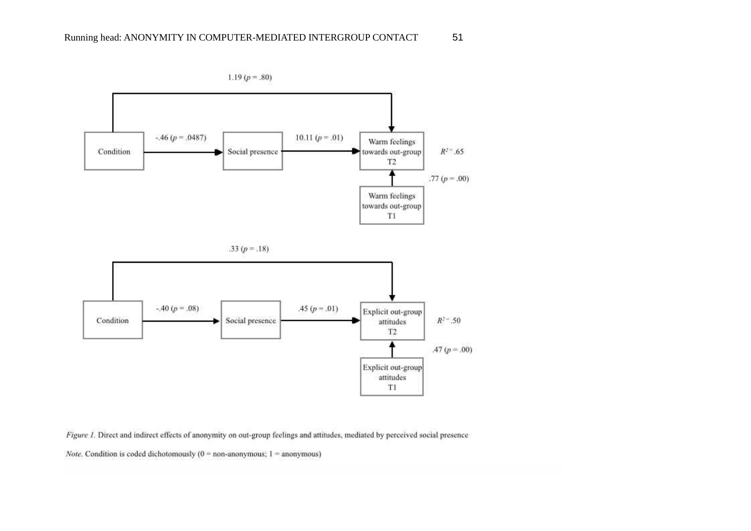*Figure 1.* Direct and indirect effects of anonymity on out-group feelings and attitudes, mediated by perceived social presence

*Note.* Condition is coded dichotomously (0 = non-anonymous; 1 = anonymous)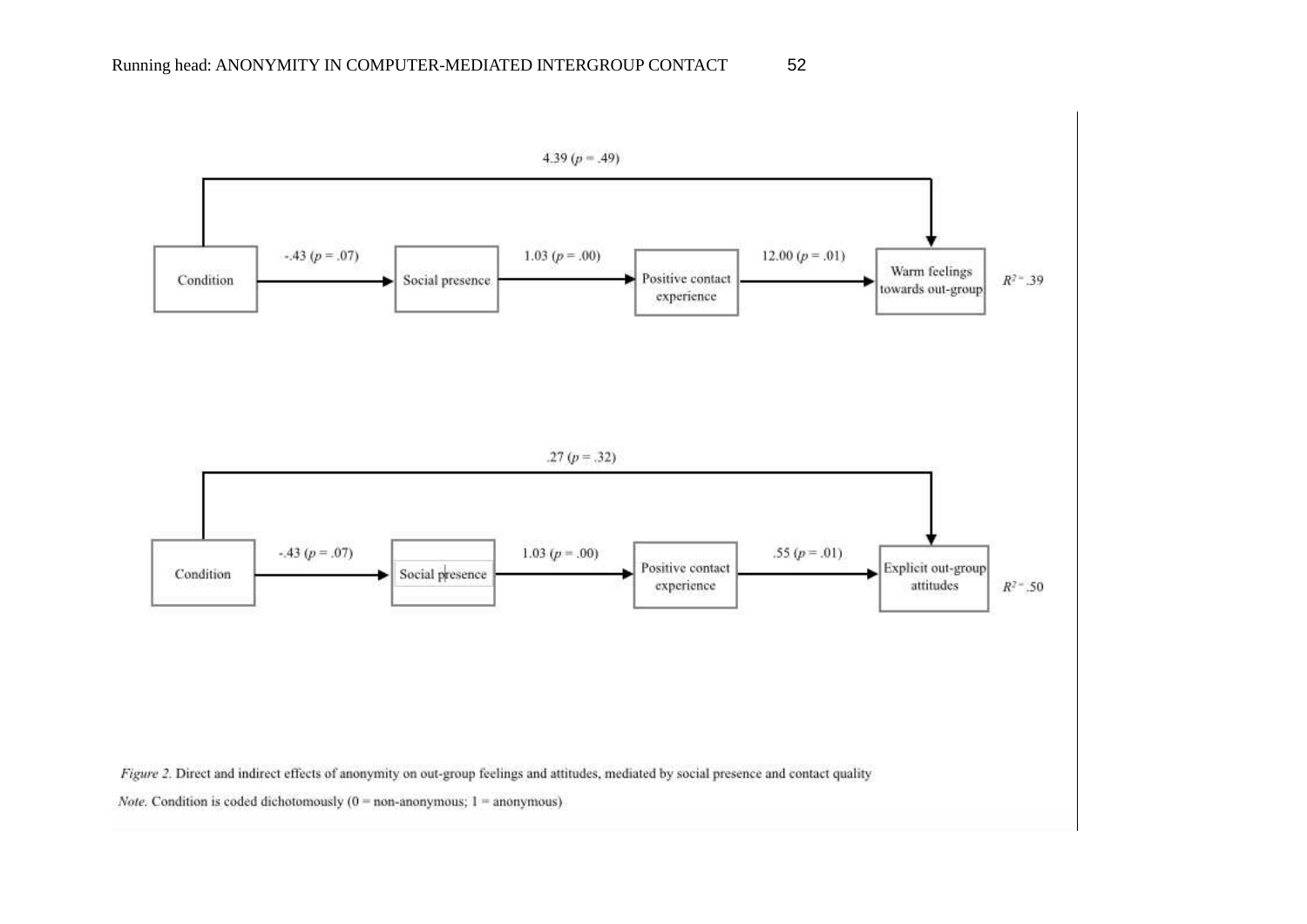4.39 ($p$ = .49)

Condition → -.43 ($p$ = .07) → Social presence → 1.03 ($p$ = .00) → Positive contact experience → 12.00 ($p$ = .01) → Warm feelings towards out-group $R^2$ = .39

.27 ($p$ = .32)

Condition → -.43 ($p$ = .07) → Social presence → 1.03 ($p$ = .00) → Positive contact experience → .55 ($p$ = .01) → Explicit out-group attitudes $R^2$ = .50

*Figure 2.* Direct and indirect effects of anonymity on out-group feelings and attitudes, mediated by social presence and contact quality

*Note.* Condition is coded dichotomously (0 = non-anonymous; 1 = anonymous)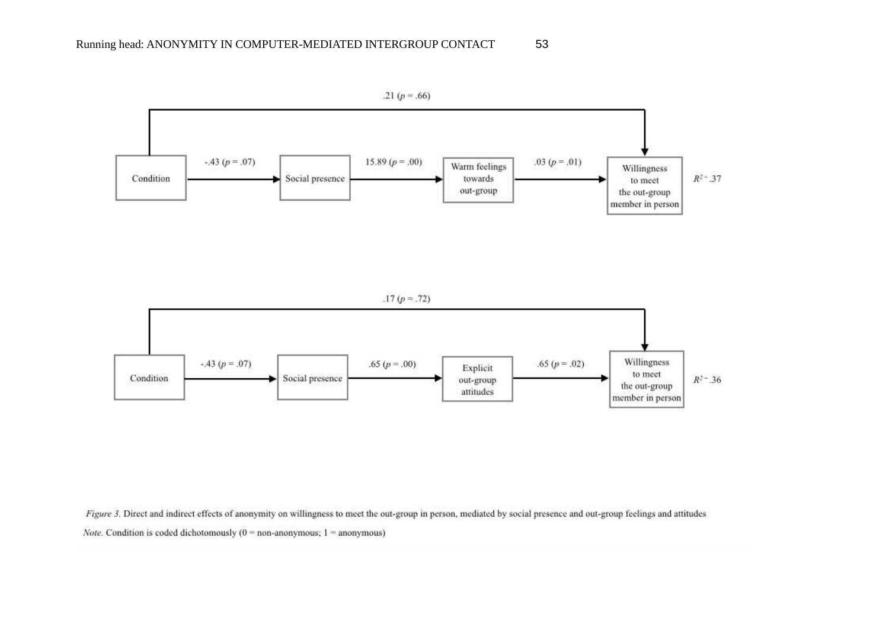.21 ($p$ = .66)

Condition

-.43 ($p$ = .07)

Social presence

15.89 ($p$ = .00)

Warm feelings towards out-group

.03 ($p$ = .01)

Willingness to meet the out-group member in person

$R^2$ = .37

.17 ($p$ = .72)

Condition

-.43 ($p$ = .07)

Social presence

.65 ($p$ = .00)

Explicit out-group attitudes

.65 ($p$ = .02)

Willingness to meet the out-group member in person

$R^2$ = .36

*Figure 3.* Direct and indirect effects of anonymity on willingness to meet the out-group in person, mediated by social presence and out-group feelings and attitudes

*Note.* Condition is coded dichotomously (0 = non-anonymous; 1 = anonymous)